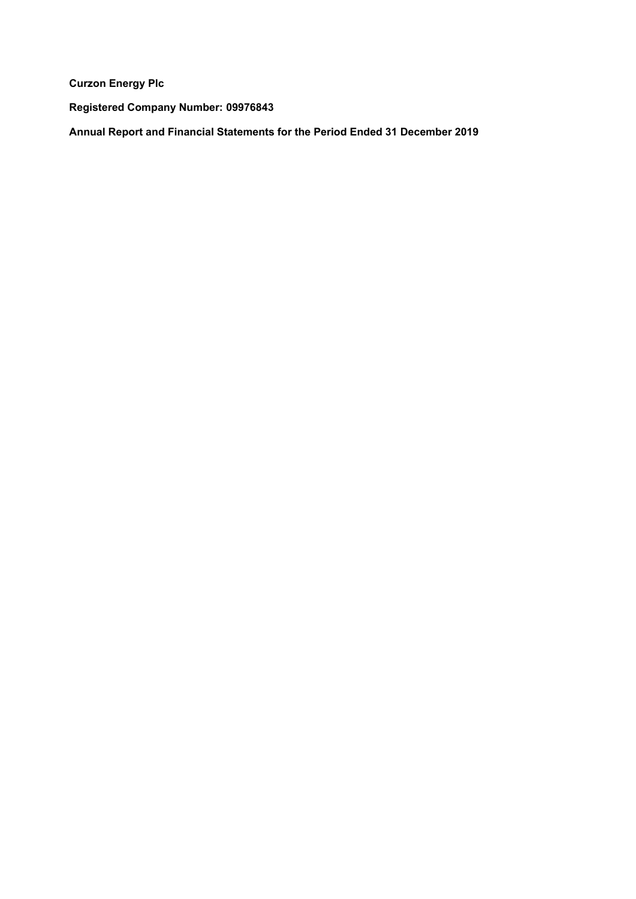**Curzon Energy Plc**

**Registered Company Number: 09976843**

**Annual Report and Financial Statements for the Period Ended 31 December 2019**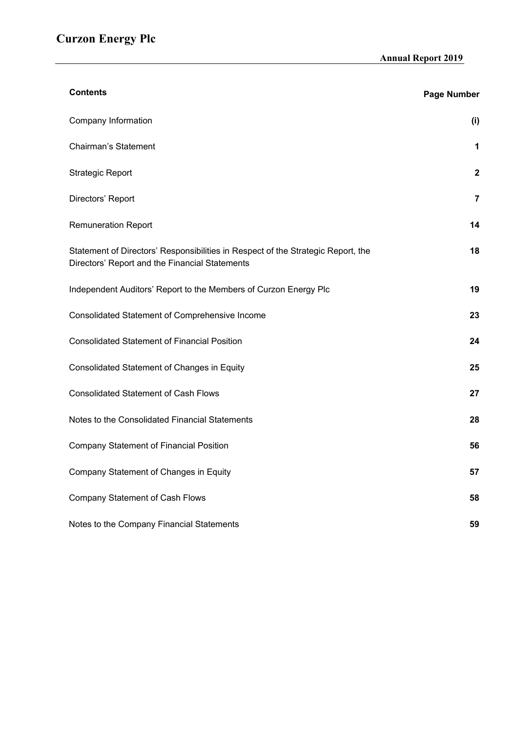# Curzon Energy Plc

## Annual Report 2019

| Contents | Page Number |
|---|---|
| Company Information | (i) |
| Chairman's Statement | 1 |
| Strategic Report | 2 |
| Directors' Report | 7 |
| Remuneration Report | 14 |
| Statement of Directors' Responsibilities in Respect of the Strategic Report, the Directors' Report and the Financial Statements | 18 |
| Independent Auditors' Report to the Members of Curzon Energy Plc | 19 |
| Consolidated Statement of Comprehensive Income | 23 |
| Consolidated Statement of Financial Position | 24 |
| Consolidated Statement of Changes in Equity | 25 |
| Consolidated Statement of Cash Flows | 27 |
| Notes to the Consolidated Financial Statements | 28 |
| Company Statement of Financial Position | 56 |
| Company Statement of Changes in Equity | 57 |
| Company Statement of Cash Flows | 58 |
| Notes to the Company Financial Statements | 59 |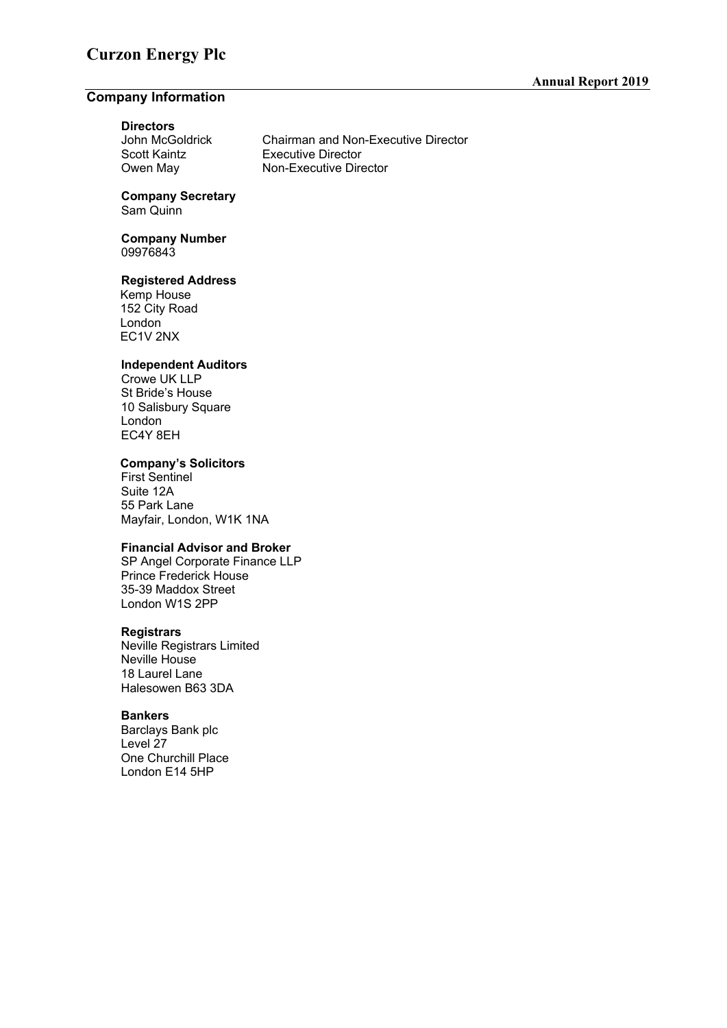## Company Information

**Directors**

| | |
|---|---|
| John McGoldrick | Chairman and Non-Executive Director |
| Scott Kaintz | Executive Director |
| Owen May | Non-Executive Director |

**Company Secretary**
Sam Quinn

**Company Number**
09976843

**Registered Address**
Kemp House
152 City Road
London
EC1V 2NX

**Independent Auditors**
Crowe UK LLP
St Bride's House
10 Salisbury Square
London
EC4Y 8EH

**Company's Solicitors**
First Sentinel
Suite 12A
55 Park Lane
Mayfair, London, W1K 1NA

**Financial Advisor and Broker**
SP Angel Corporate Finance LLP
Prince Frederick House
35-39 Maddox Street
London W1S 2PP

**Registrars**
Neville Registrars Limited
Neville House
18 Laurel Lane
Halesowen B63 3DA

**Bankers**
Barclays Bank plc
Level 27
One Churchill Place
London E14 5HP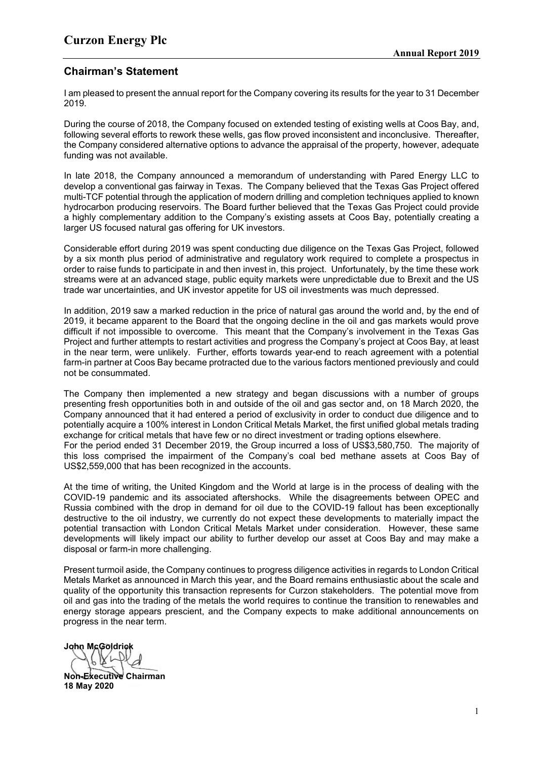## Chairman's Statement

I am pleased to present the annual report for the Company covering its results for the year to 31 December 2019.

During the course of 2018, the Company focused on extended testing of existing wells at Coos Bay, and, following several efforts to rework these wells, gas flow proved inconsistent and inconclusive. Thereafter, the Company considered alternative options to advance the appraisal of the property, however, adequate funding was not available.

In late 2018, the Company announced a memorandum of understanding with Pared Energy LLC to develop a conventional gas fairway in Texas. The Company believed that the Texas Gas Project offered multi-TCF potential through the application of modern drilling and completion techniques applied to known hydrocarbon producing reservoirs. The Board further believed that the Texas Gas Project could provide a highly complementary addition to the Company's existing assets at Coos Bay, potentially creating a larger US focused natural gas offering for UK investors.

Considerable effort during 2019 was spent conducting due diligence on the Texas Gas Project, followed by a six month plus period of administrative and regulatory work required to complete a prospectus in order to raise funds to participate in and then invest in, this project. Unfortunately, by the time these work streams were at an advanced stage, public equity markets were unpredictable due to Brexit and the US trade war uncertainties, and UK investor appetite for US oil investments was much depressed.

In addition, 2019 saw a marked reduction in the price of natural gas around the world and, by the end of 2019, it became apparent to the Board that the ongoing decline in the oil and gas markets would prove difficult if not impossible to overcome. This meant that the Company's involvement in the Texas Gas Project and further attempts to restart activities and progress the Company's project at Coos Bay, at least in the near term, were unlikely. Further, efforts towards year-end to reach agreement with a potential farm-in partner at Coos Bay became protracted due to the various factors mentioned previously and could not be consummated.

The Company then implemented a new strategy and began discussions with a number of groups presenting fresh opportunities both in and outside of the oil and gas sector and, on 18 March 2020, the Company announced that it had entered a period of exclusivity in order to conduct due diligence and to potentially acquire a 100% interest in London Critical Metals Market, the first unified global metals trading exchange for critical metals that have few or no direct investment or trading options elsewhere.

For the period ended 31 December 2019, the Group incurred a loss of US$3,580,750. The majority of this loss comprised the impairment of the Company's coal bed methane assets at Coos Bay of US$2,559,000 that has been recognized in the accounts.

At the time of writing, the United Kingdom and the World at large is in the process of dealing with the COVID-19 pandemic and its associated aftershocks. While the disagreements between OPEC and Russia combined with the drop in demand for oil due to the COVID-19 fallout has been exceptionally destructive to the oil industry, we currently do not expect these developments to materially impact the potential transaction with London Critical Metals Market under consideration. However, these same developments will likely impact our ability to further develop our asset at Coos Bay and may make a disposal or farm-in more challenging.

Present turmoil aside, the Company continues to progress diligence activities in regards to London Critical Metals Market as announced in March this year, and the Board remains enthusiastic about the scale and quality of the opportunity this transaction represents for Curzon stakeholders. The potential move from oil and gas into the trading of the metals the world requires to continue the transition to renewables and energy storage appears prescient, and the Company expects to make additional announcements on progress in the near term.

**John McGoldrick**

**Non-Executive Chairman**
**18 May 2020**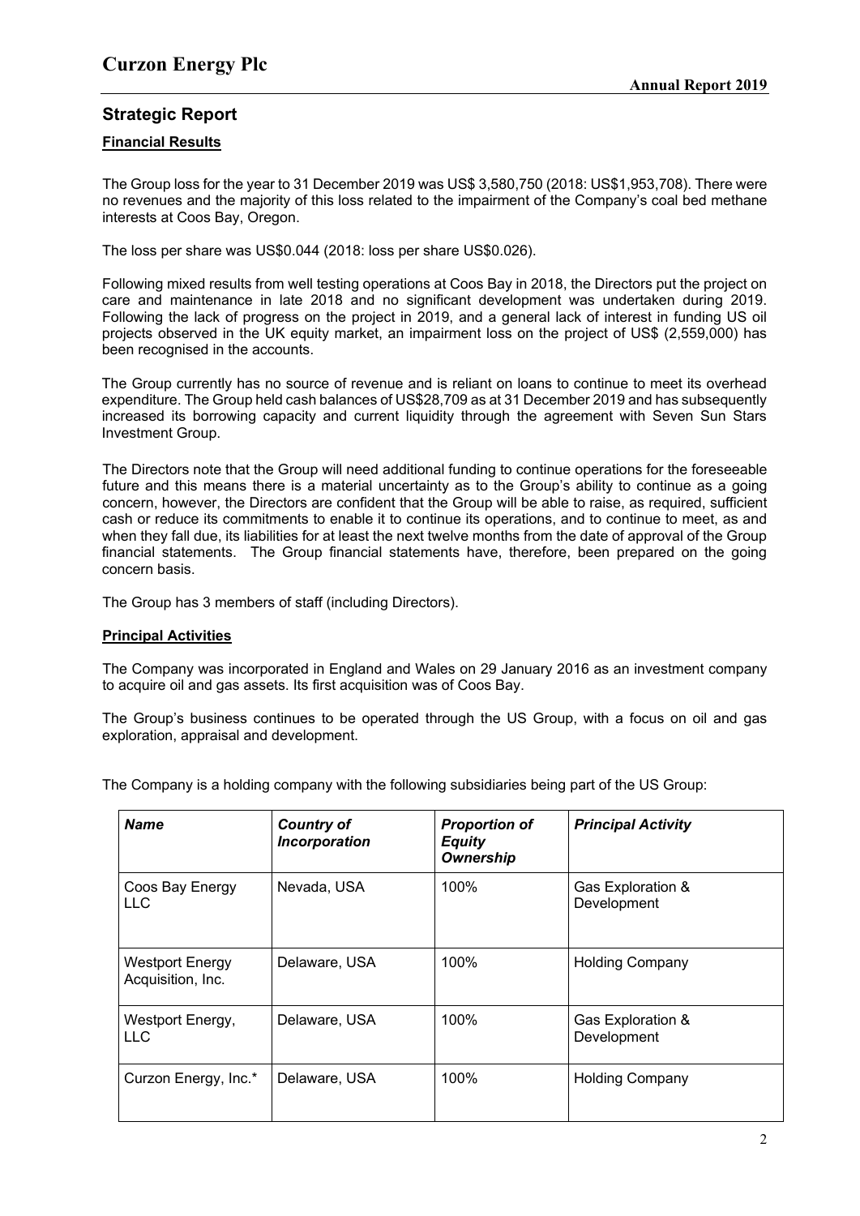## Strategic Report

### Financial Results

The Group loss for the year to 31 December 2019 was US$ 3,580,750 (2018: US$1,953,708). There were no revenues and the majority of this loss related to the impairment of the Company's coal bed methane interests at Coos Bay, Oregon.

The loss per share was US$0.044 (2018: loss per share US$0.026).

Following mixed results from well testing operations at Coos Bay in 2018, the Directors put the project on care and maintenance in late 2018 and no significant development was undertaken during 2019. Following the lack of progress on the project in 2019, and a general lack of interest in funding US oil projects observed in the UK equity market, an impairment loss on the project of US$ (2,559,000) has been recognised in the accounts.

The Group currently has no source of revenue and is reliant on loans to continue to meet its overhead expenditure. The Group held cash balances of US$28,709 as at 31 December 2019 and has subsequently increased its borrowing capacity and current liquidity through the agreement with Seven Sun Stars Investment Group.

The Directors note that the Group will need additional funding to continue operations for the foreseeable future and this means there is a material uncertainty as to the Group's ability to continue as a going concern, however, the Directors are confident that the Group will be able to raise, as required, sufficient cash or reduce its commitments to enable it to continue its operations, and to continue to meet, as and when they fall due, its liabilities for at least the next twelve months from the date of approval of the Group financial statements. The Group financial statements have, therefore, been prepared on the going concern basis.

The Group has 3 members of staff (including Directors).

### Principal Activities

The Company was incorporated in England and Wales on 29 January 2016 as an investment company to acquire oil and gas assets. Its first acquisition was of Coos Bay.

The Group's business continues to be operated through the US Group, with a focus on oil and gas exploration, appraisal and development.

The Company is a holding company with the following subsidiaries being part of the US Group:

| ***Name*** | ***Country of Incorporation*** | ***Proportion of Equity Ownership*** | ***Principal Activity*** |
|---|---|---|---|
| Coos Bay Energy LLC | Nevada, USA | 100% | Gas Exploration & Development |
| Westport Energy Acquisition, Inc. | Delaware, USA | 100% | Holding Company |
| Westport Energy, LLC | Delaware, USA | 100% | Gas Exploration & Development |
| Curzon Energy, Inc.* | Delaware, USA | 100% | Holding Company |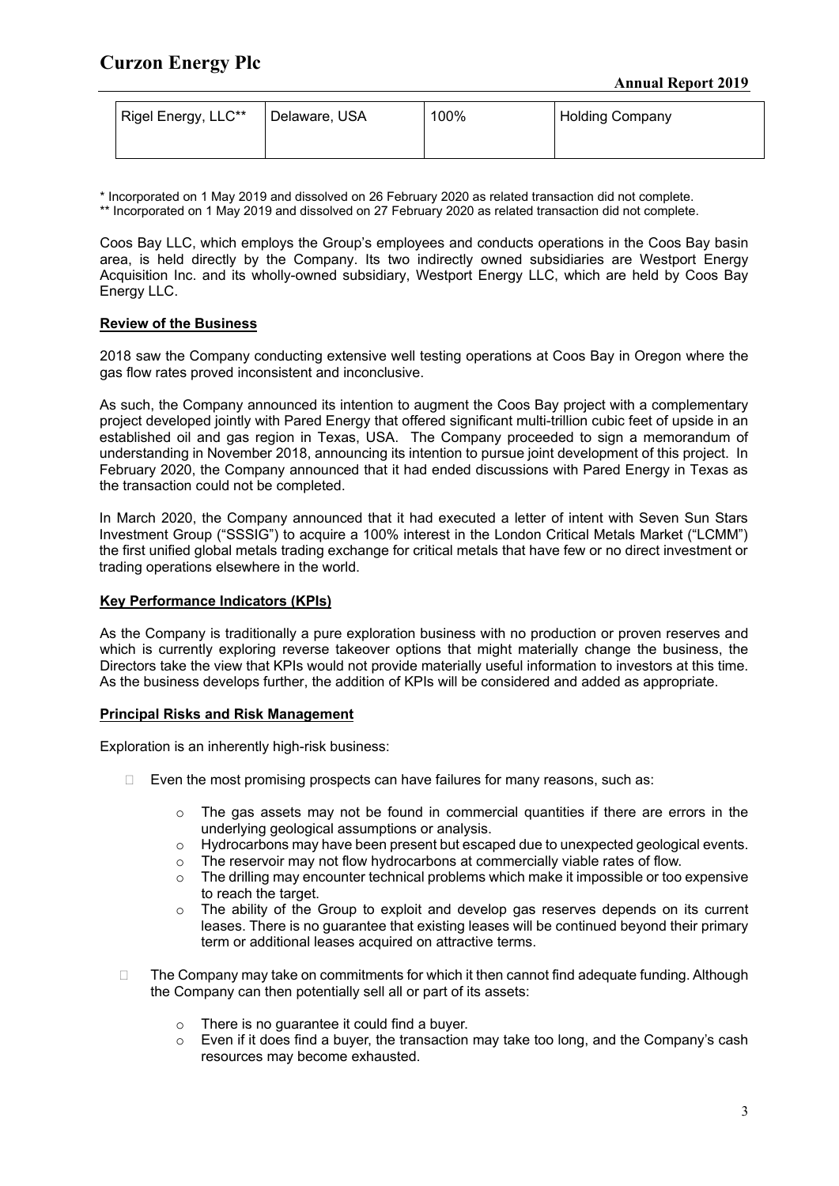| Rigel Energy, LLC** | Delaware, USA | 100% | Holding Company |
|---|---|---|---|

\* Incorporated on 1 May 2019 and dissolved on 26 February 2020 as related transaction did not complete.
** Incorporated on 1 May 2019 and dissolved on 27 February 2020 as related transaction did not complete.

Coos Bay LLC, which employs the Group's employees and conducts operations in the Coos Bay basin area, is held directly by the Company. Its two indirectly owned subsidiaries are Westport Energy Acquisition Inc. and its wholly-owned subsidiary, Westport Energy LLC, which are held by Coos Bay Energy LLC.

## Review of the Business

2018 saw the Company conducting extensive well testing operations at Coos Bay in Oregon where the gas flow rates proved inconsistent and inconclusive.

As such, the Company announced its intention to augment the Coos Bay project with a complementary project developed jointly with Pared Energy that offered significant multi-trillion cubic feet of upside in an established oil and gas region in Texas, USA. The Company proceeded to sign a memorandum of understanding in November 2018, announcing its intention to pursue joint development of this project. In February 2020, the Company announced that it had ended discussions with Pared Energy in Texas as the transaction could not be completed.

In March 2020, the Company announced that it had executed a letter of intent with Seven Sun Stars Investment Group ("SSSIG") to acquire a 100% interest in the London Critical Metals Market ("LCMM") the first unified global metals trading exchange for critical metals that have few or no direct investment or trading operations elsewhere in the world.

## Key Performance Indicators (KPIs)

As the Company is traditionally a pure exploration business with no production or proven reserves and which is currently exploring reverse takeover options that might materially change the business, the Directors take the view that KPIs would not provide materially useful information to investors at this time. As the business develops further, the addition of KPIs will be considered and added as appropriate.

## Principal Risks and Risk Management

Exploration is an inherently high-risk business:

- Even the most promising prospects can have failures for many reasons, such as:
  - The gas assets may not be found in commercial quantities if there are errors in the underlying geological assumptions or analysis.
  - Hydrocarbons may have been present but escaped due to unexpected geological events.
  - The reservoir may not flow hydrocarbons at commercially viable rates of flow.
  - The drilling may encounter technical problems which make it impossible or too expensive to reach the target.
  - The ability of the Group to exploit and develop gas reserves depends on its current leases. There is no guarantee that existing leases will be continued beyond their primary term or additional leases acquired on attractive terms.
- The Company may take on commitments for which it then cannot find adequate funding. Although the Company can then potentially sell all or part of its assets:
  - There is no guarantee it could find a buyer.
  - Even if it does find a buyer, the transaction may take too long, and the Company's cash resources may become exhausted.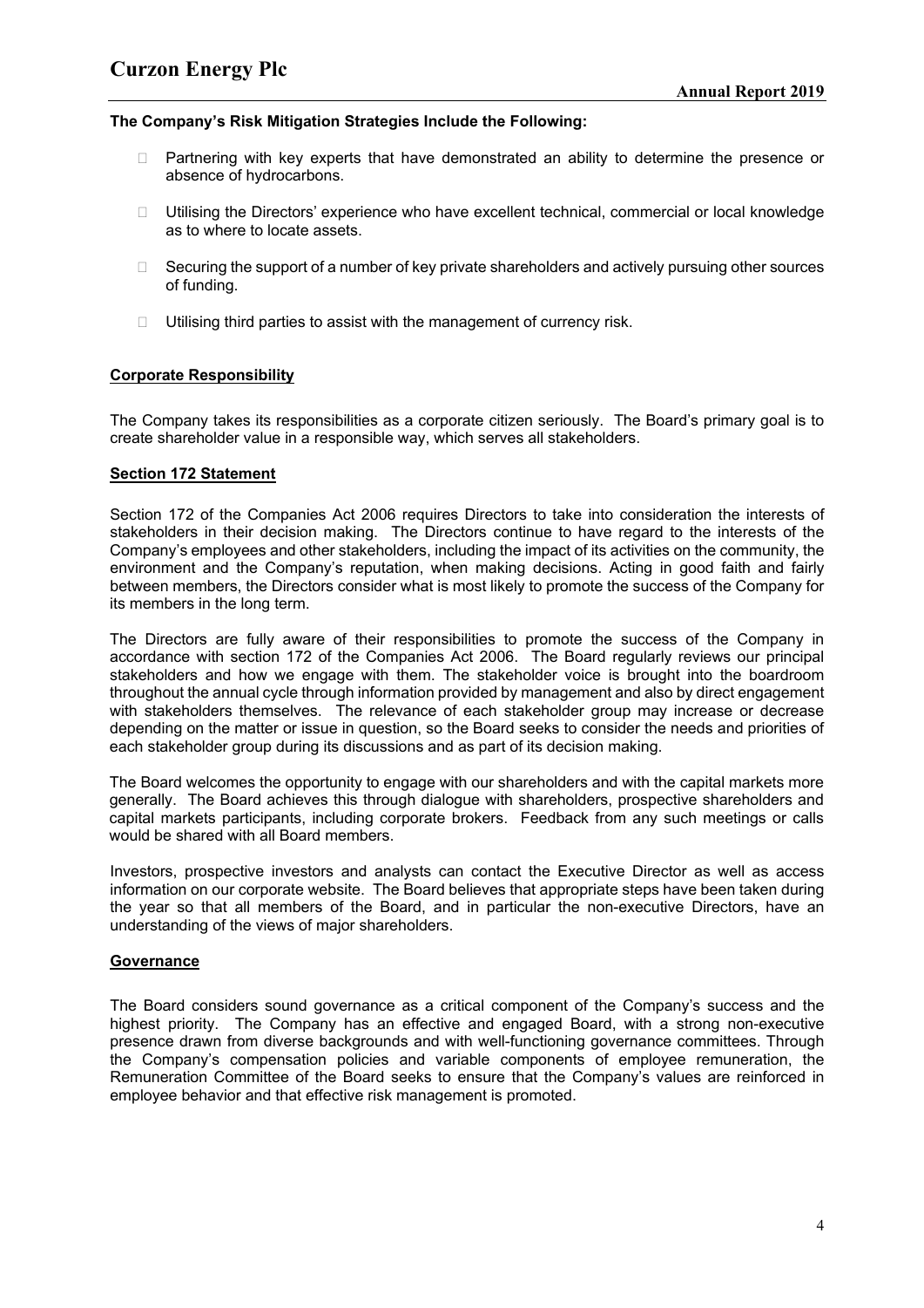**The Company's Risk Mitigation Strategies Include the Following:**

- Partnering with key experts that have demonstrated an ability to determine the presence or absence of hydrocarbons.
- Utilising the Directors' experience who have excellent technical, commercial or local knowledge as to where to locate assets.
- Securing the support of a number of key private shareholders and actively pursuing other sources of funding.
- Utilising third parties to assist with the management of currency risk.

## Corporate Responsibility

The Company takes its responsibilities as a corporate citizen seriously. The Board's primary goal is to create shareholder value in a responsible way, which serves all stakeholders.

## Section 172 Statement

Section 172 of the Companies Act 2006 requires Directors to take into consideration the interests of stakeholders in their decision making. The Directors continue to have regard to the interests of the Company's employees and other stakeholders, including the impact of its activities on the community, the environment and the Company's reputation, when making decisions. Acting in good faith and fairly between members, the Directors consider what is most likely to promote the success of the Company for its members in the long term.

The Directors are fully aware of their responsibilities to promote the success of the Company in accordance with section 172 of the Companies Act 2006. The Board regularly reviews our principal stakeholders and how we engage with them. The stakeholder voice is brought into the boardroom throughout the annual cycle through information provided by management and also by direct engagement with stakeholders themselves. The relevance of each stakeholder group may increase or decrease depending on the matter or issue in question, so the Board seeks to consider the needs and priorities of each stakeholder group during its discussions and as part of its decision making.

The Board welcomes the opportunity to engage with our shareholders and with the capital markets more generally. The Board achieves this through dialogue with shareholders, prospective shareholders and capital markets participants, including corporate brokers. Feedback from any such meetings or calls would be shared with all Board members.

Investors, prospective investors and analysts can contact the Executive Director as well as access information on our corporate website. The Board believes that appropriate steps have been taken during the year so that all members of the Board, and in particular the non-executive Directors, have an understanding of the views of major shareholders.

## Governance

The Board considers sound governance as a critical component of the Company's success and the highest priority. The Company has an effective and engaged Board, with a strong non-executive presence drawn from diverse backgrounds and with well-functioning governance committees. Through the Company's compensation policies and variable components of employee remuneration, the Remuneration Committee of the Board seeks to ensure that the Company's values are reinforced in employee behavior and that effective risk management is promoted.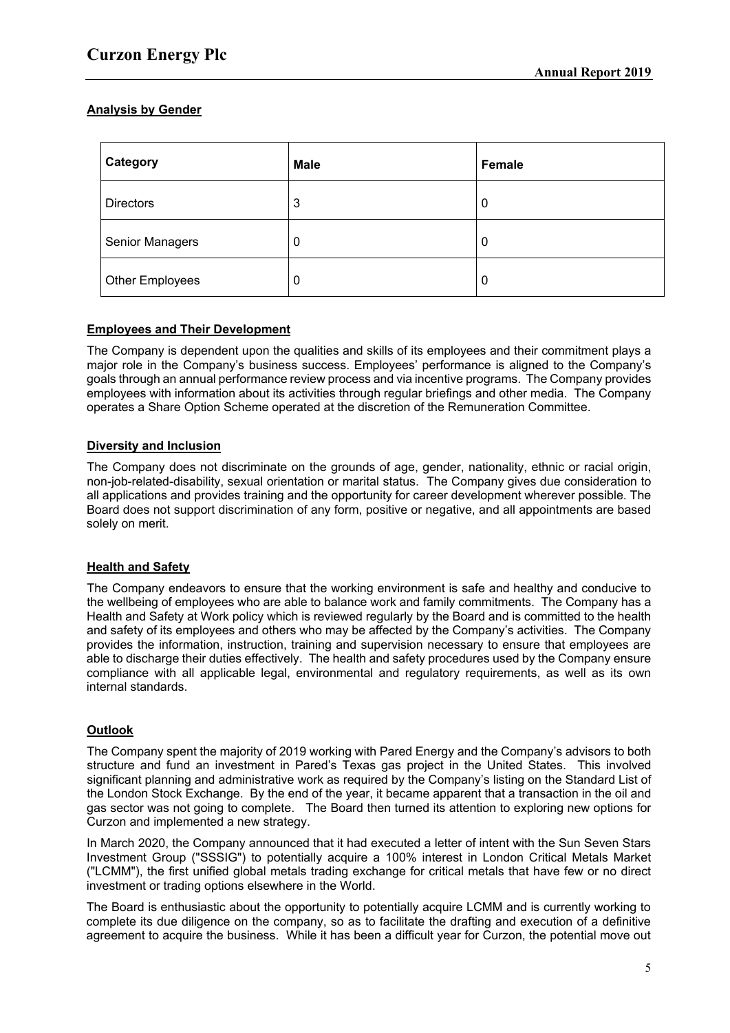## Analysis by Gender

| Category | Male | Female |
| --- | --- | --- |
| Directors | 3 | 0 |
| Senior Managers | 0 | 0 |
| Other Employees | 0 | 0 |

## Employees and Their Development

The Company is dependent upon the qualities and skills of its employees and their commitment plays a major role in the Company's business success. Employees' performance is aligned to the Company's goals through an annual performance review process and via incentive programs. The Company provides employees with information about its activities through regular briefings and other media. The Company operates a Share Option Scheme operated at the discretion of the Remuneration Committee.

## Diversity and Inclusion

The Company does not discriminate on the grounds of age, gender, nationality, ethnic or racial origin, non-job-related-disability, sexual orientation or marital status. The Company gives due consideration to all applications and provides training and the opportunity for career development wherever possible. The Board does not support discrimination of any form, positive or negative, and all appointments are based solely on merit.

## Health and Safety

The Company endeavors to ensure that the working environment is safe and healthy and conducive to the wellbeing of employees who are able to balance work and family commitments. The Company has a Health and Safety at Work policy which is reviewed regularly by the Board and is committed to the health and safety of its employees and others who may be affected by the Company's activities. The Company provides the information, instruction, training and supervision necessary to ensure that employees are able to discharge their duties effectively. The health and safety procedures used by the Company ensure compliance with all applicable legal, environmental and regulatory requirements, as well as its own internal standards.

## Outlook

The Company spent the majority of 2019 working with Pared Energy and the Company's advisors to both structure and fund an investment in Pared's Texas gas project in the United States. This involved significant planning and administrative work as required by the Company's listing on the Standard List of the London Stock Exchange. By the end of the year, it became apparent that a transaction in the oil and gas sector was not going to complete. The Board then turned its attention to exploring new options for Curzon and implemented a new strategy.

In March 2020, the Company announced that it had executed a letter of intent with the Sun Seven Stars Investment Group ("SSSIG") to potentially acquire a 100% interest in London Critical Metals Market ("LCMM"), the first unified global metals trading exchange for critical metals that have few or no direct investment or trading options elsewhere in the World.

The Board is enthusiastic about the opportunity to potentially acquire LCMM and is currently working to complete its due diligence on the company, so as to facilitate the drafting and execution of a definitive agreement to acquire the business. While it has been a difficult year for Curzon, the potential move out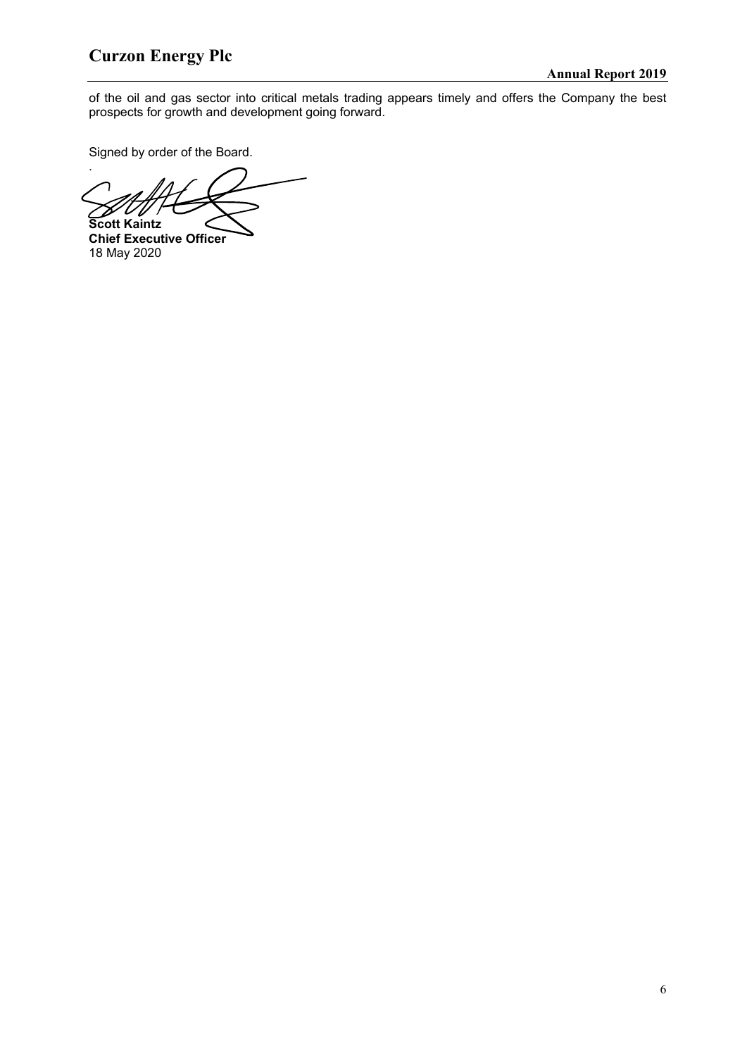of the oil and gas sector into critical metals trading appears timely and offers the Company the best prospects for growth and development going forward.

Signed by order of the Board.

**Scott Kaintz**
**Chief Executive Officer**
18 May 2020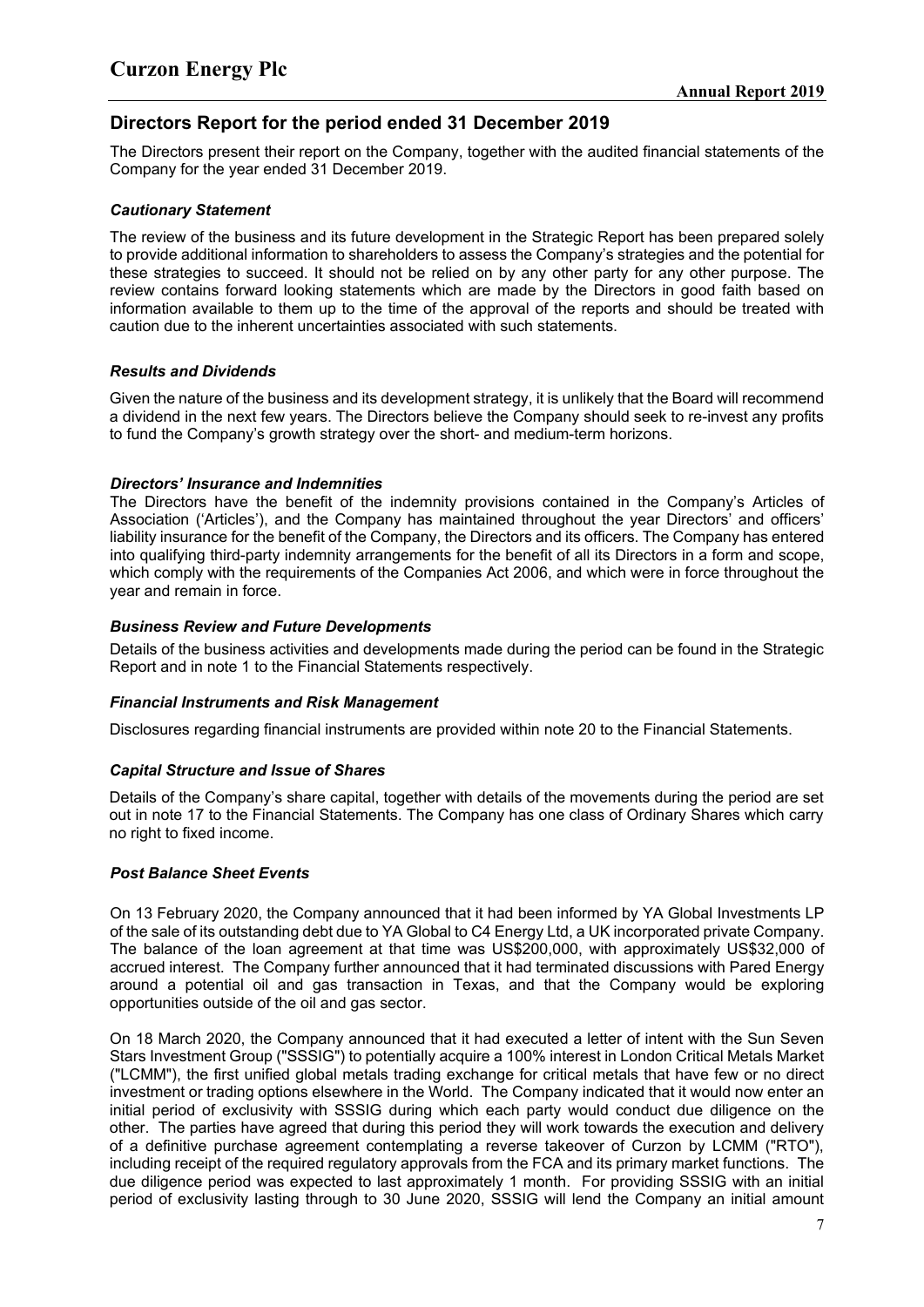# Directors Report for the period ended 31 December 2019

The Directors present their report on the Company, together with the audited financial statements of the Company for the year ended 31 December 2019.

### *Cautionary Statement*

The review of the business and its future development in the Strategic Report has been prepared solely to provide additional information to shareholders to assess the Company's strategies and the potential for these strategies to succeed. It should not be relied on by any other party for any other purpose. The review contains forward looking statements which are made by the Directors in good faith based on information available to them up to the time of the approval of the reports and should be treated with caution due to the inherent uncertainties associated with such statements.

### *Results and Dividends*

Given the nature of the business and its development strategy, it is unlikely that the Board will recommend a dividend in the next few years. The Directors believe the Company should seek to re-invest any profits to fund the Company's growth strategy over the short- and medium-term horizons.

### *Directors' Insurance and Indemnities*

The Directors have the benefit of the indemnity provisions contained in the Company's Articles of Association ('Articles'), and the Company has maintained throughout the year Directors' and officers' liability insurance for the benefit of the Company, the Directors and its officers. The Company has entered into qualifying third-party indemnity arrangements for the benefit of all its Directors in a form and scope, which comply with the requirements of the Companies Act 2006, and which were in force throughout the year and remain in force.

### *Business Review and Future Developments*

Details of the business activities and developments made during the period can be found in the Strategic Report and in note 1 to the Financial Statements respectively.

### *Financial Instruments and Risk Management*

Disclosures regarding financial instruments are provided within note 20 to the Financial Statements.

### *Capital Structure and Issue of Shares*

Details of the Company's share capital, together with details of the movements during the period are set out in note 17 to the Financial Statements. The Company has one class of Ordinary Shares which carry no right to fixed income.

### *Post Balance Sheet Events*

On 13 February 2020, the Company announced that it had been informed by YA Global Investments LP of the sale of its outstanding debt due to YA Global to C4 Energy Ltd, a UK incorporated private Company. The balance of the loan agreement at that time was US$200,000, with approximately US$32,000 of accrued interest. The Company further announced that it had terminated discussions with Pared Energy around a potential oil and gas transaction in Texas, and that the Company would be exploring opportunities outside of the oil and gas sector.

On 18 March 2020, the Company announced that it had executed a letter of intent with the Sun Seven Stars Investment Group ("SSSIG") to potentially acquire a 100% interest in London Critical Metals Market ("LCMM"), the first unified global metals trading exchange for critical metals that have few or no direct investment or trading options elsewhere in the World. The Company indicated that it would now enter an initial period of exclusivity with SSSIG during which each party would conduct due diligence on the other. The parties have agreed that during this period they will work towards the execution and delivery of a definitive purchase agreement contemplating a reverse takeover of Curzon by LCMM ("RTO"), including receipt of the required regulatory approvals from the FCA and its primary market functions. The due diligence period was expected to last approximately 1 month. For providing SSSIG with an initial period of exclusivity lasting through to 30 June 2020, SSSIG will lend the Company an initial amount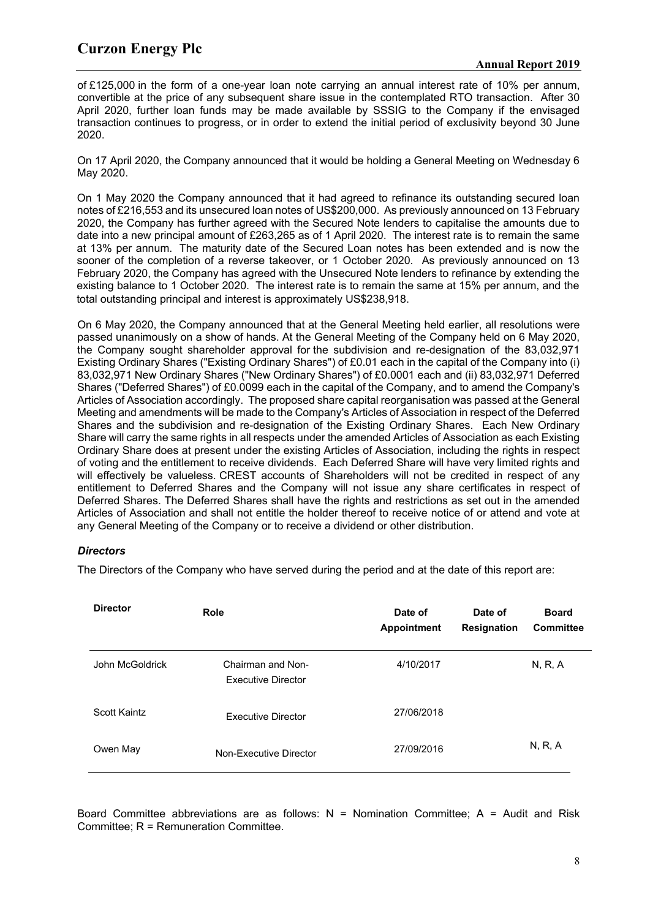of £125,000 in the form of a one-year loan note carrying an annual interest rate of 10% per annum, convertible at the price of any subsequent share issue in the contemplated RTO transaction. After 30 April 2020, further loan funds may be made available by SSSIG to the Company if the envisaged transaction continues to progress, or in order to extend the initial period of exclusivity beyond 30 June 2020.

On 17 April 2020, the Company announced that it would be holding a General Meeting on Wednesday 6 May 2020.

On 1 May 2020 the Company announced that it had agreed to refinance its outstanding secured loan notes of £216,553 and its unsecured loan notes of US$200,000. As previously announced on 13 February 2020, the Company has further agreed with the Secured Note lenders to capitalise the amounts due to date into a new principal amount of £263,265 as of 1 April 2020. The interest rate is to remain the same at 13% per annum. The maturity date of the Secured Loan notes has been extended and is now the sooner of the completion of a reverse takeover, or 1 October 2020. As previously announced on 13 February 2020, the Company has agreed with the Unsecured Note lenders to refinance by extending the existing balance to 1 October 2020. The interest rate is to remain the same at 15% per annum, and the total outstanding principal and interest is approximately US$238,918.

On 6 May 2020, the Company announced that at the General Meeting held earlier, all resolutions were passed unanimously on a show of hands. At the General Meeting of the Company held on 6 May 2020, the Company sought shareholder approval for the subdivision and re-designation of the 83,032,971 Existing Ordinary Shares ("Existing Ordinary Shares") of £0.01 each in the capital of the Company into (i) 83,032,971 New Ordinary Shares ("New Ordinary Shares") of £0.0001 each and (ii) 83,032,971 Deferred Shares ("Deferred Shares") of £0.0099 each in the capital of the Company, and to amend the Company's Articles of Association accordingly. The proposed share capital reorganisation was passed at the General Meeting and amendments will be made to the Company's Articles of Association in respect of the Deferred Shares and the subdivision and re-designation of the Existing Ordinary Shares. Each New Ordinary Share will carry the same rights in all respects under the amended Articles of Association as each Existing Ordinary Share does at present under the existing Articles of Association, including the rights in respect of voting and the entitlement to receive dividends. Each Deferred Share will have very limited rights and will effectively be valueless. CREST accounts of Shareholders will not be credited in respect of any entitlement to Deferred Shares and the Company will not issue any share certificates in respect of Deferred Shares. The Deferred Shares shall have the rights and restrictions as set out in the amended Articles of Association and shall not entitle the holder thereof to receive notice of or attend and vote at any General Meeting of the Company or to receive a dividend or other distribution.

### *Directors*

The Directors of the Company who have served during the period and at the date of this report are:

| Director | Role | Date of Appointment | Date of Resignation | Board Committee |
|---|---|---|---|---|
| John McGoldrick | Chairman and Non-Executive Director | 4/10/2017 | | N, R, A |
| Scott Kaintz | Executive Director | 27/06/2018 | | |
| Owen May | Non-Executive Director | 27/09/2016 | | N, R, A |

Board Committee abbreviations are as follows: N = Nomination Committee; A = Audit and Risk Committee; R = Remuneration Committee.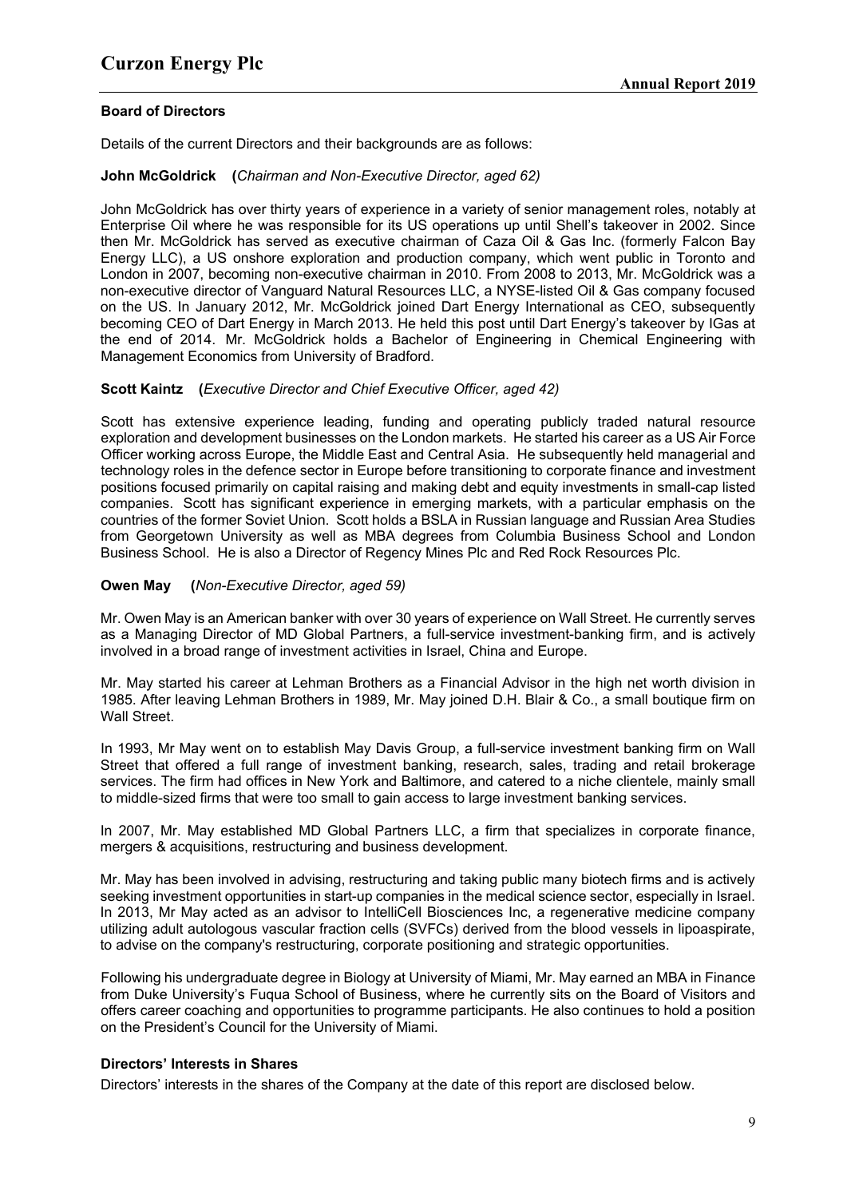### Board of Directors

Details of the current Directors and their backgrounds are as follows:

**John McGoldrick** **(***Chairman and Non-Executive Director, aged 62)*

John McGoldrick has over thirty years of experience in a variety of senior management roles, notably at Enterprise Oil where he was responsible for its US operations up until Shell's takeover in 2002. Since then Mr. McGoldrick has served as executive chairman of Caza Oil & Gas Inc. (formerly Falcon Bay Energy LLC), a US onshore exploration and production company, which went public in Toronto and London in 2007, becoming non-executive chairman in 2010. From 2008 to 2013, Mr. McGoldrick was a non-executive director of Vanguard Natural Resources LLC, a NYSE-listed Oil & Gas company focused on the US. In January 2012, Mr. McGoldrick joined Dart Energy International as CEO, subsequently becoming CEO of Dart Energy in March 2013. He held this post until Dart Energy's takeover by IGas at the end of 2014. Mr. McGoldrick holds a Bachelor of Engineering in Chemical Engineering with Management Economics from University of Bradford.

**Scott Kaintz** **(***Executive Director and Chief Executive Officer, aged 42)*

Scott has extensive experience leading, funding and operating publicly traded natural resource exploration and development businesses on the London markets. He started his career as a US Air Force Officer working across Europe, the Middle East and Central Asia. He subsequently held managerial and technology roles in the defence sector in Europe before transitioning to corporate finance and investment positions focused primarily on capital raising and making debt and equity investments in small-cap listed companies. Scott has significant experience in emerging markets, with a particular emphasis on the countries of the former Soviet Union. Scott holds a BSLA in Russian language and Russian Area Studies from Georgetown University as well as MBA degrees from Columbia Business School and London Business School. He is also a Director of Regency Mines Plc and Red Rock Resources Plc.

**Owen May** **(***Non-Executive Director, aged 59)*

Mr. Owen May is an American banker with over 30 years of experience on Wall Street. He currently serves as a Managing Director of MD Global Partners, a full-service investment-banking firm, and is actively involved in a broad range of investment activities in Israel, China and Europe.

Mr. May started his career at Lehman Brothers as a Financial Advisor in the high net worth division in 1985. After leaving Lehman Brothers in 1989, Mr. May joined D.H. Blair & Co., a small boutique firm on Wall Street.

In 1993, Mr May went on to establish May Davis Group, a full-service investment banking firm on Wall Street that offered a full range of investment banking, research, sales, trading and retail brokerage services. The firm had offices in New York and Baltimore, and catered to a niche clientele, mainly small to middle-sized firms that were too small to gain access to large investment banking services.

In 2007, Mr. May established MD Global Partners LLC, a firm that specializes in corporate finance, mergers & acquisitions, restructuring and business development.

Mr. May has been involved in advising, restructuring and taking public many biotech firms and is actively seeking investment opportunities in start-up companies in the medical science sector, especially in Israel. In 2013, Mr May acted as an advisor to IntelliCell Biosciences Inc, a regenerative medicine company utilizing adult autologous vascular fraction cells (SVFCs) derived from the blood vessels in lipoaspirate, to advise on the company's restructuring, corporate positioning and strategic opportunities.

Following his undergraduate degree in Biology at University of Miami, Mr. May earned an MBA in Finance from Duke University's Fuqua School of Business, where he currently sits on the Board of Visitors and offers career coaching and opportunities to programme participants. He also continues to hold a position on the President's Council for the University of Miami.

### Directors' Interests in Shares

Directors' interests in the shares of the Company at the date of this report are disclosed below.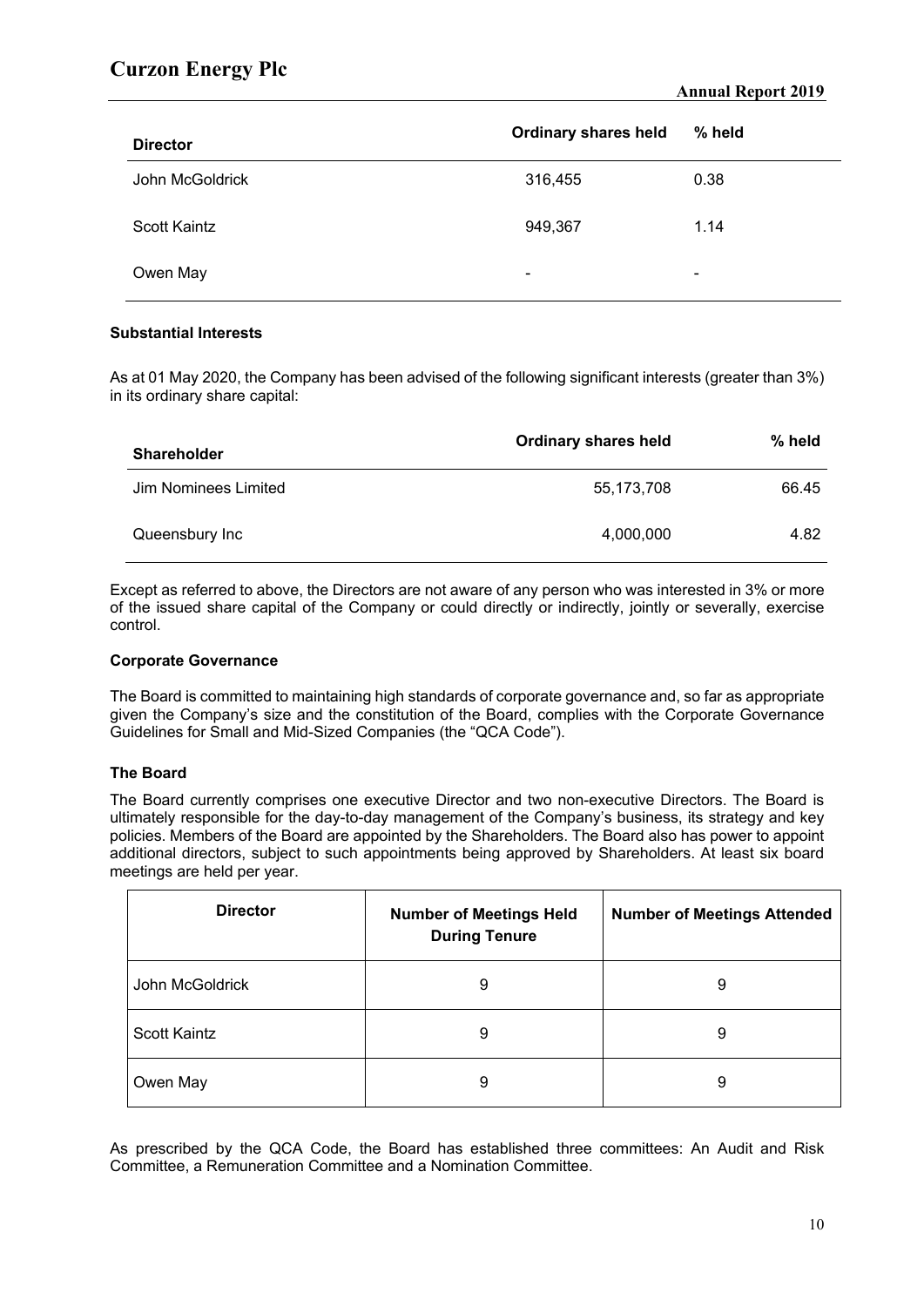| Director | Ordinary shares held | % held |
|---|---|---|
| John McGoldrick | 316,455 | 0.38 |
| Scott Kaintz | 949,367 | 1.14 |
| Owen May | - | - |

**Substantial Interests**

As at 01 May 2020, the Company has been advised of the following significant interests (greater than 3%) in its ordinary share capital:

| Shareholder | Ordinary shares held | % held |
|---|---|---|
| Jim Nominees Limited | 55,173,708 | 66.45 |
| Queensbury Inc | 4,000,000 | 4.82 |

Except as referred to above, the Directors are not aware of any person who was interested in 3% or more of the issued share capital of the Company or could directly or indirectly, jointly or severally, exercise control.

**Corporate Governance**

The Board is committed to maintaining high standards of corporate governance and, so far as appropriate given the Company's size and the constitution of the Board, complies with the Corporate Governance Guidelines for Small and Mid-Sized Companies (the "QCA Code").

**The Board**

The Board currently comprises one executive Director and two non-executive Directors. The Board is ultimately responsible for the day-to-day management of the Company's business, its strategy and key policies. Members of the Board are appointed by the Shareholders. The Board also has power to appoint additional directors, subject to such appointments being approved by Shareholders. At least six board meetings are held per year.

| Director | Number of Meetings Held During Tenure | Number of Meetings Attended |
|---|---|---|
| John McGoldrick | 9 | 9 |
| Scott Kaintz | 9 | 9 |
| Owen May | 9 | 9 |

As prescribed by the QCA Code, the Board has established three committees: An Audit and Risk Committee, a Remuneration Committee and a Nomination Committee.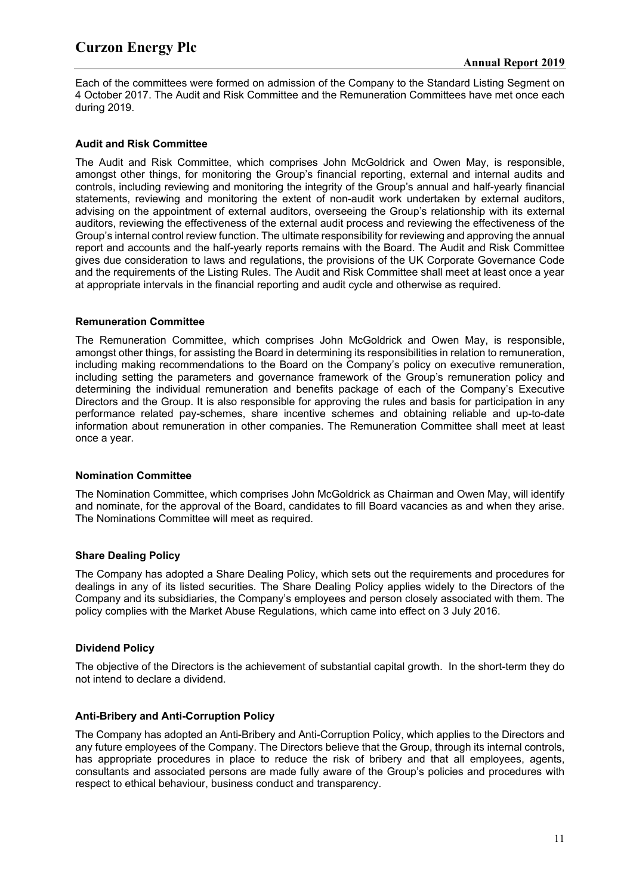Each of the committees were formed on admission of the Company to the Standard Listing Segment on 4 October 2017. The Audit and Risk Committee and the Remuneration Committees have met once each during 2019.

### Audit and Risk Committee

The Audit and Risk Committee, which comprises John McGoldrick and Owen May, is responsible, amongst other things, for monitoring the Group's financial reporting, external and internal audits and controls, including reviewing and monitoring the integrity of the Group's annual and half-yearly financial statements, reviewing and monitoring the extent of non-audit work undertaken by external auditors, advising on the appointment of external auditors, overseeing the Group's relationship with its external auditors, reviewing the effectiveness of the external audit process and reviewing the effectiveness of the Group's internal control review function. The ultimate responsibility for reviewing and approving the annual report and accounts and the half-yearly reports remains with the Board. The Audit and Risk Committee gives due consideration to laws and regulations, the provisions of the UK Corporate Governance Code and the requirements of the Listing Rules. The Audit and Risk Committee shall meet at least once a year at appropriate intervals in the financial reporting and audit cycle and otherwise as required.

### Remuneration Committee

The Remuneration Committee, which comprises John McGoldrick and Owen May, is responsible, amongst other things, for assisting the Board in determining its responsibilities in relation to remuneration, including making recommendations to the Board on the Company's policy on executive remuneration, including setting the parameters and governance framework of the Group's remuneration policy and determining the individual remuneration and benefits package of each of the Company's Executive Directors and the Group. It is also responsible for approving the rules and basis for participation in any performance related pay-schemes, share incentive schemes and obtaining reliable and up-to-date information about remuneration in other companies. The Remuneration Committee shall meet at least once a year.

### Nomination Committee

The Nomination Committee, which comprises John McGoldrick as Chairman and Owen May, will identify and nominate, for the approval of the Board, candidates to fill Board vacancies as and when they arise. The Nominations Committee will meet as required.

### Share Dealing Policy

The Company has adopted a Share Dealing Policy, which sets out the requirements and procedures for dealings in any of its listed securities. The Share Dealing Policy applies widely to the Directors of the Company and its subsidiaries, the Company's employees and person closely associated with them. The policy complies with the Market Abuse Regulations, which came into effect on 3 July 2016.

### Dividend Policy

The objective of the Directors is the achievement of substantial capital growth. In the short-term they do not intend to declare a dividend.

### Anti-Bribery and Anti-Corruption Policy

The Company has adopted an Anti-Bribery and Anti-Corruption Policy, which applies to the Directors and any future employees of the Company. The Directors believe that the Group, through its internal controls, has appropriate procedures in place to reduce the risk of bribery and that all employees, agents, consultants and associated persons are made fully aware of the Group's policies and procedures with respect to ethical behaviour, business conduct and transparency.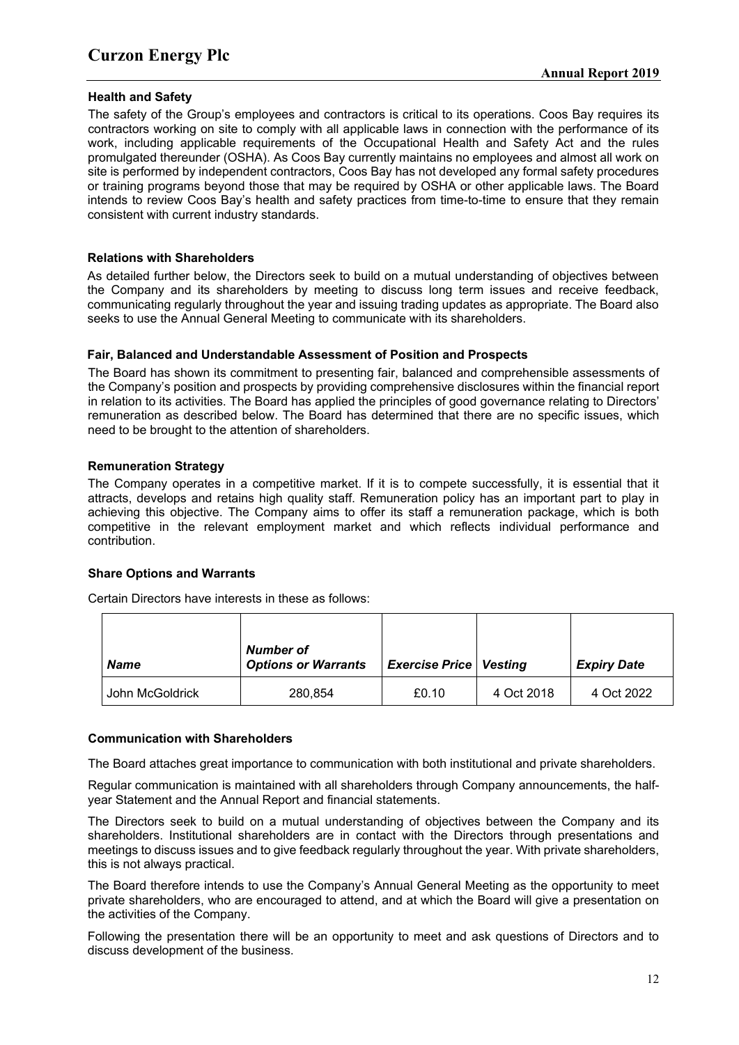### Health and Safety

The safety of the Group's employees and contractors is critical to its operations. Coos Bay requires its contractors working on site to comply with all applicable laws in connection with the performance of its work, including applicable requirements of the Occupational Health and Safety Act and the rules promulgated thereunder (OSHA). As Coos Bay currently maintains no employees and almost all work on site is performed by independent contractors, Coos Bay has not developed any formal safety procedures or training programs beyond those that may be required by OSHA or other applicable laws. The Board intends to review Coos Bay's health and safety practices from time-to-time to ensure that they remain consistent with current industry standards.

### Relations with Shareholders

As detailed further below, the Directors seek to build on a mutual understanding of objectives between the Company and its shareholders by meeting to discuss long term issues and receive feedback, communicating regularly throughout the year and issuing trading updates as appropriate. The Board also seeks to use the Annual General Meeting to communicate with its shareholders.

### Fair, Balanced and Understandable Assessment of Position and Prospects

The Board has shown its commitment to presenting fair, balanced and comprehensible assessments of the Company's position and prospects by providing comprehensive disclosures within the financial report in relation to its activities. The Board has applied the principles of good governance relating to Directors' remuneration as described below. The Board has determined that there are no specific issues, which need to be brought to the attention of shareholders.

### Remuneration Strategy

The Company operates in a competitive market. If it is to compete successfully, it is essential that it attracts, develops and retains high quality staff. Remuneration policy has an important part to play in achieving this objective. The Company aims to offer its staff a remuneration package, which is both competitive in the relevant employment market and which reflects individual performance and contribution.

### Share Options and Warrants

Certain Directors have interests in these as follows:

| *Name* | *Number of Options or Warrants* | *Exercise Price* | *Vesting* | *Expiry Date* |
|---|---|---|---|---|
| John McGoldrick | 280,854 | £0.10 | 4 Oct 2018 | 4 Oct 2022 |

### Communication with Shareholders

The Board attaches great importance to communication with both institutional and private shareholders.

Regular communication is maintained with all shareholders through Company announcements, the half-year Statement and the Annual Report and financial statements.

The Directors seek to build on a mutual understanding of objectives between the Company and its shareholders. Institutional shareholders are in contact with the Directors through presentations and meetings to discuss issues and to give feedback regularly throughout the year. With private shareholders, this is not always practical.

The Board therefore intends to use the Company's Annual General Meeting as the opportunity to meet private shareholders, who are encouraged to attend, and at which the Board will give a presentation on the activities of the Company.

Following the presentation there will be an opportunity to meet and ask questions of Directors and to discuss development of the business.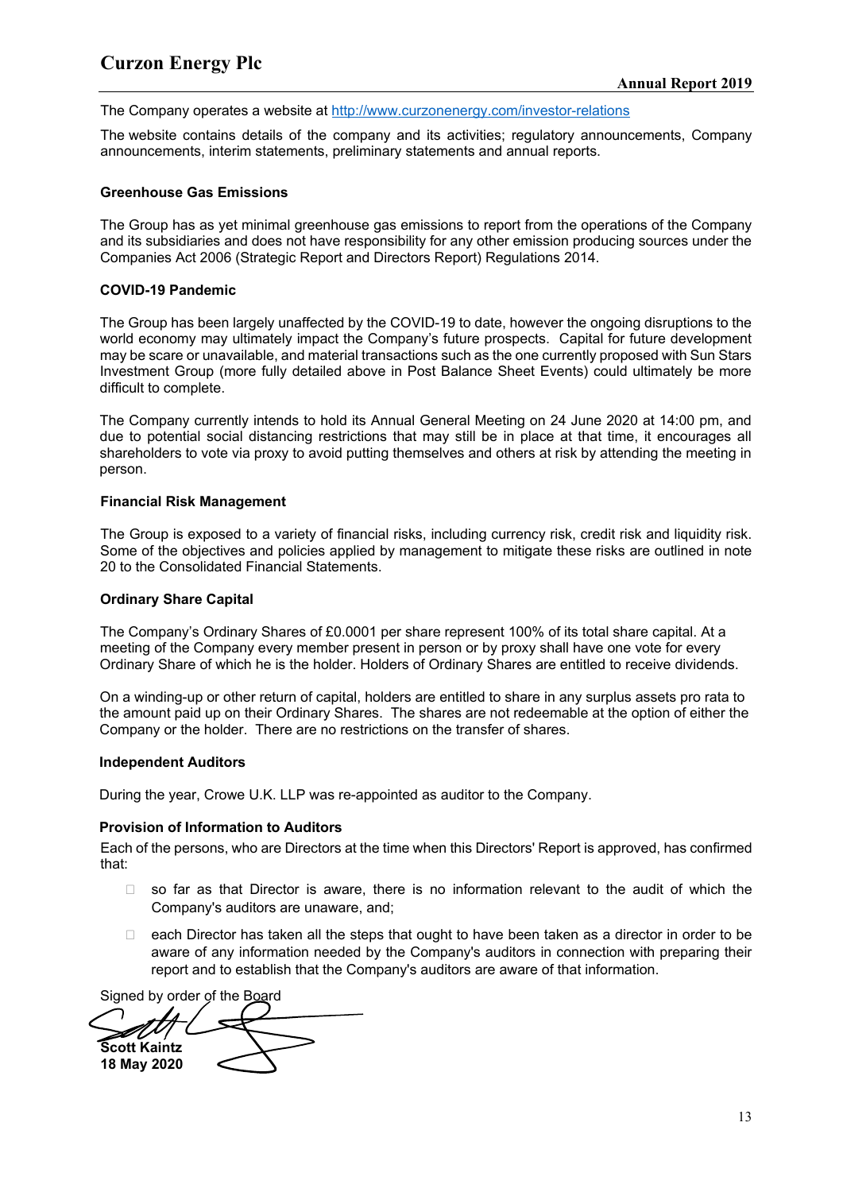The Company operates a website at http://www.curzonenergy.com/investor-relations

The website contains details of the company and its activities; regulatory announcements, Company announcements, interim statements, preliminary statements and annual reports.

**Greenhouse Gas Emissions**

The Group has as yet minimal greenhouse gas emissions to report from the operations of the Company and its subsidiaries and does not have responsibility for any other emission producing sources under the Companies Act 2006 (Strategic Report and Directors Report) Regulations 2014.

**COVID-19 Pandemic**

The Group has been largely unaffected by the COVID-19 to date, however the ongoing disruptions to the world economy may ultimately impact the Company's future prospects. Capital for future development may be scare or unavailable, and material transactions such as the one currently proposed with Sun Stars Investment Group (more fully detailed above in Post Balance Sheet Events) could ultimately be more difficult to complete.

The Company currently intends to hold its Annual General Meeting on 24 June 2020 at 14:00 pm, and due to potential social distancing restrictions that may still be in place at that time, it encourages all shareholders to vote via proxy to avoid putting themselves and others at risk by attending the meeting in person.

**Financial Risk Management**

The Group is exposed to a variety of financial risks, including currency risk, credit risk and liquidity risk. Some of the objectives and policies applied by management to mitigate these risks are outlined in note 20 to the Consolidated Financial Statements.

**Ordinary Share Capital**

The Company's Ordinary Shares of £0.0001 per share represent 100% of its total share capital. At a meeting of the Company every member present in person or by proxy shall have one vote for every Ordinary Share of which he is the holder. Holders of Ordinary Shares are entitled to receive dividends.

On a winding-up or other return of capital, holders are entitled to share in any surplus assets pro rata to the amount paid up on their Ordinary Shares. The shares are not redeemable at the option of either the Company or the holder. There are no restrictions on the transfer of shares.

**Independent Auditors**

During the year, Crowe U.K. LLP was re-appointed as auditor to the Company.

**Provision of Information to Auditors**

Each of the persons, who are Directors at the time when this Directors' Report is approved, has confirmed that:

- so far as that Director is aware, there is no information relevant to the audit of which the Company's auditors are unaware, and;
- each Director has taken all the steps that ought to have been taken as a director in order to be aware of any information needed by the Company's auditors in connection with preparing their report and to establish that the Company's auditors are aware of that information.

Signed by order of the Board

**Scott Kaintz**
**18 May 2020**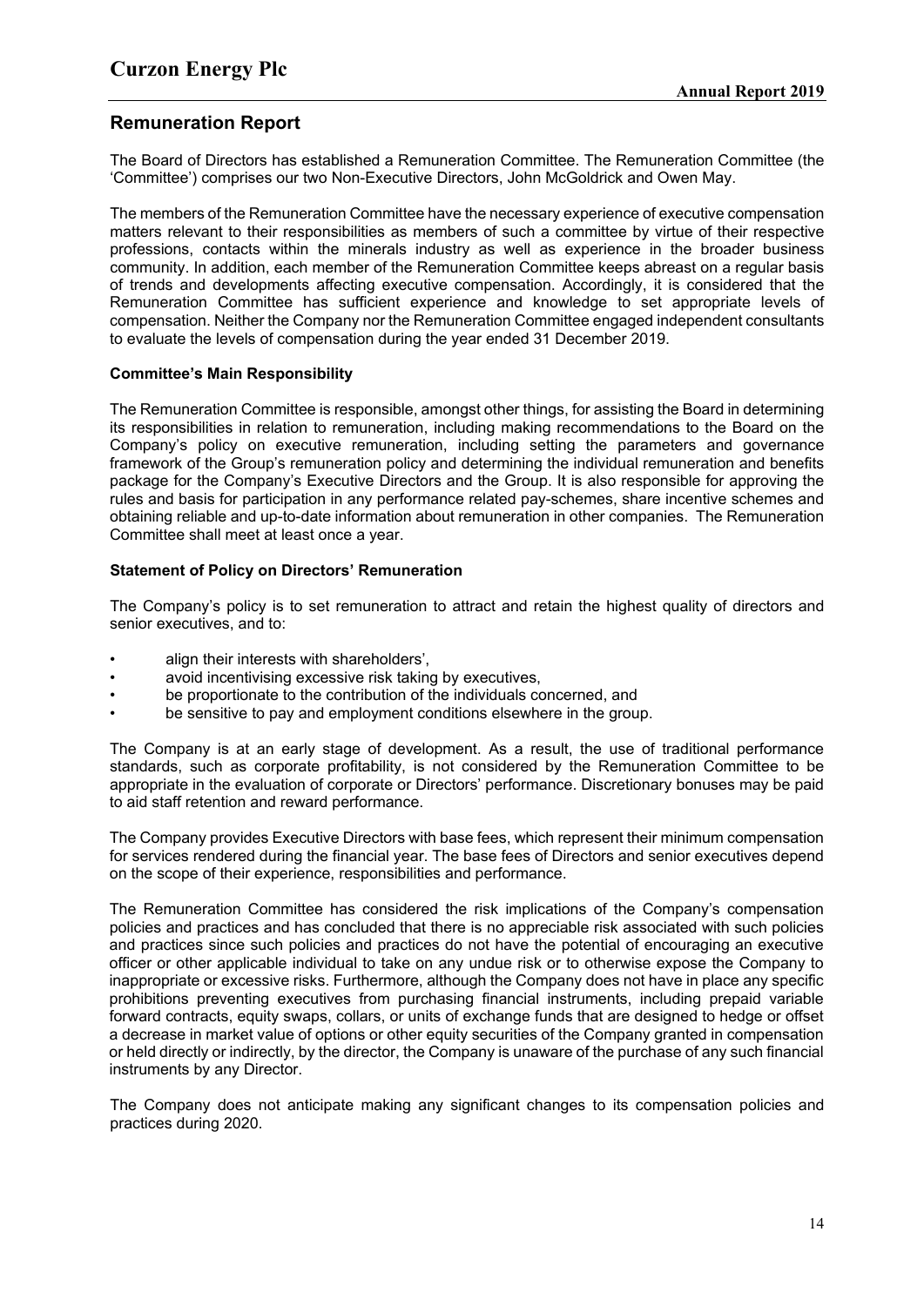## Remuneration Report

The Board of Directors has established a Remuneration Committee. The Remuneration Committee (the 'Committee') comprises our two Non-Executive Directors, John McGoldrick and Owen May.

The members of the Remuneration Committee have the necessary experience of executive compensation matters relevant to their responsibilities as members of such a committee by virtue of their respective professions, contacts within the minerals industry as well as experience in the broader business community. In addition, each member of the Remuneration Committee keeps abreast on a regular basis of trends and developments affecting executive compensation. Accordingly, it is considered that the Remuneration Committee has sufficient experience and knowledge to set appropriate levels of compensation. Neither the Company nor the Remuneration Committee engaged independent consultants to evaluate the levels of compensation during the year ended 31 December 2019.

**Committee's Main Responsibility**

The Remuneration Committee is responsible, amongst other things, for assisting the Board in determining its responsibilities in relation to remuneration, including making recommendations to the Board on the Company's policy on executive remuneration, including setting the parameters and governance framework of the Group's remuneration policy and determining the individual remuneration and benefits package for the Company's Executive Directors and the Group. It is also responsible for approving the rules and basis for participation in any performance related pay-schemes, share incentive schemes and obtaining reliable and up-to-date information about remuneration in other companies. The Remuneration Committee shall meet at least once a year.

**Statement of Policy on Directors' Remuneration**

The Company's policy is to set remuneration to attract and retain the highest quality of directors and senior executives, and to:

- align their interests with shareholders',
- avoid incentivising excessive risk taking by executives,
- be proportionate to the contribution of the individuals concerned, and
- be sensitive to pay and employment conditions elsewhere in the group.

The Company is at an early stage of development. As a result, the use of traditional performance standards, such as corporate profitability, is not considered by the Remuneration Committee to be appropriate in the evaluation of corporate or Directors' performance. Discretionary bonuses may be paid to aid staff retention and reward performance.

The Company provides Executive Directors with base fees, which represent their minimum compensation for services rendered during the financial year. The base fees of Directors and senior executives depend on the scope of their experience, responsibilities and performance.

The Remuneration Committee has considered the risk implications of the Company's compensation policies and practices and has concluded that there is no appreciable risk associated with such policies and practices since such policies and practices do not have the potential of encouraging an executive officer or other applicable individual to take on any undue risk or to otherwise expose the Company to inappropriate or excessive risks. Furthermore, although the Company does not have in place any specific prohibitions preventing executives from purchasing financial instruments, including prepaid variable forward contracts, equity swaps, collars, or units of exchange funds that are designed to hedge or offset a decrease in market value of options or other equity securities of the Company granted in compensation or held directly or indirectly, by the director, the Company is unaware of the purchase of any such financial instruments by any Director.

The Company does not anticipate making any significant changes to its compensation policies and practices during 2020.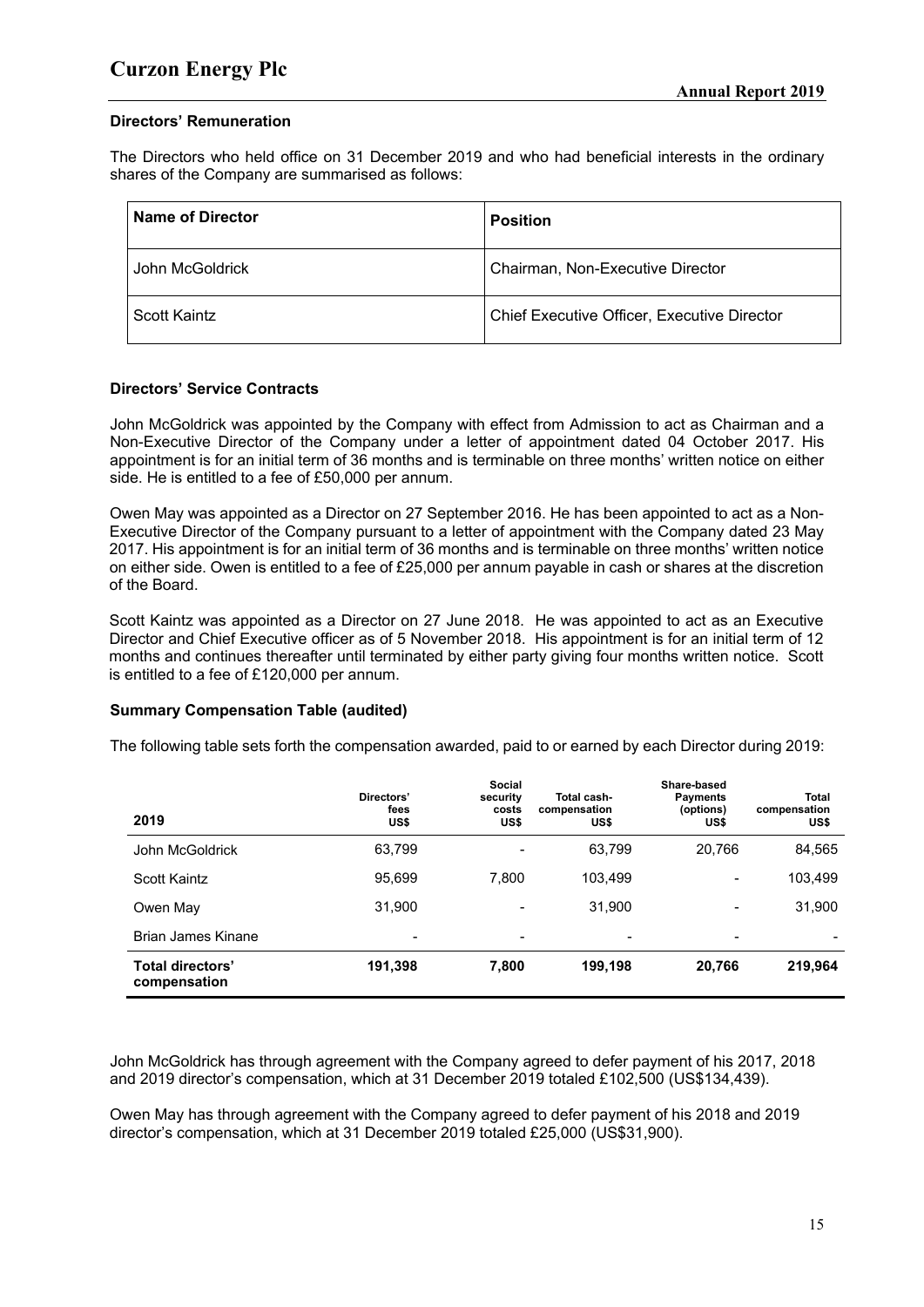### Directors' Remuneration

The Directors who held office on 31 December 2019 and who had beneficial interests in the ordinary shares of the Company are summarised as follows:

| Name of Director | Position |
|---|---|
| John McGoldrick | Chairman, Non-Executive Director |
| Scott Kaintz | Chief Executive Officer, Executive Director |

### Directors' Service Contracts

John McGoldrick was appointed by the Company with effect from Admission to act as Chairman and a Non-Executive Director of the Company under a letter of appointment dated 04 October 2017. His appointment is for an initial term of 36 months and is terminable on three months' written notice on either side. He is entitled to a fee of £50,000 per annum.

Owen May was appointed as a Director on 27 September 2016. He has been appointed to act as a Non-Executive Director of the Company pursuant to a letter of appointment with the Company dated 23 May 2017. His appointment is for an initial term of 36 months and is terminable on three months' written notice on either side. Owen is entitled to a fee of £25,000 per annum payable in cash or shares at the discretion of the Board.

Scott Kaintz was appointed as a Director on 27 June 2018. He was appointed to act as an Executive Director and Chief Executive officer as of 5 November 2018. His appointment is for an initial term of 12 months and continues thereafter until terminated by either party giving four months written notice. Scott is entitled to a fee of £120,000 per annum.

### Summary Compensation Table (audited)

The following table sets forth the compensation awarded, paid to or earned by each Director during 2019:

| 2019 | Directors' fees US$ | Social security costs US$ | Total cash-compensation US$ | Share-based Payments (options) US$ | Total compensation US$ |
|---|---|---|---|---|---|
| John McGoldrick | 63,799 | - | 63,799 | 20,766 | 84,565 |
| Scott Kaintz | 95,699 | 7,800 | 103,499 | - | 103,499 |
| Owen May | 31,900 | - | 31,900 | - | 31,900 |
| Brian James Kinane | - | - | - | - | - |
| **Total directors' compensation** | **191,398** | **7,800** | **199,198** | **20,766** | **219,964** |

John McGoldrick has through agreement with the Company agreed to defer payment of his 2017, 2018 and 2019 director's compensation, which at 31 December 2019 totaled £102,500 (US$134,439).

Owen May has through agreement with the Company agreed to defer payment of his 2018 and 2019 director's compensation, which at 31 December 2019 totaled £25,000 (US$31,900).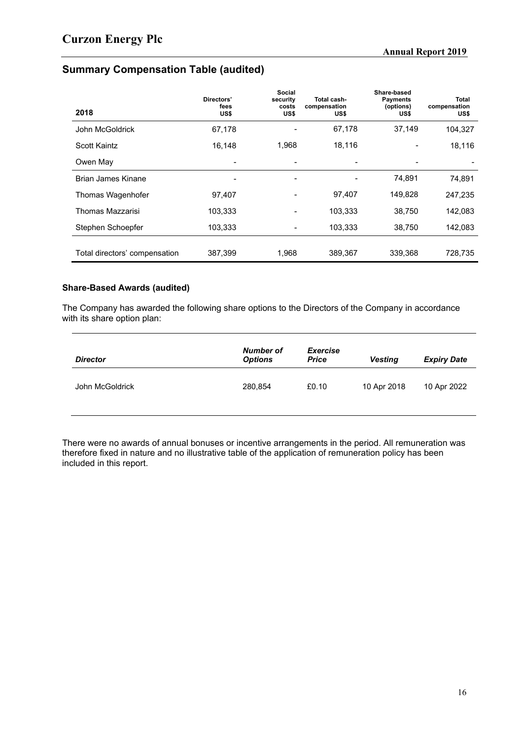## Summary Compensation Table (audited)

| 2018 | Directors' fees US$ | Social security costs US$ | Total cash-compensation US$ | Share-based Payments (options) US$ | Total compensation US$ |
|---|---|---|---|---|---|
| John McGoldrick | 67,178 | - | 67,178 | 37,149 | 104,327 |
| Scott Kaintz | 16,148 | 1,968 | 18,116 | - | 18,116 |
| Owen May | - | - | - | - | - |
| Brian James Kinane | - | - | - | 74,891 | 74,891 |
| Thomas Wagenhofer | 97,407 | - | 97,407 | 149,828 | 247,235 |
| Thomas Mazzarisi | 103,333 | - | 103,333 | 38,750 | 142,083 |
| Stephen Schoepfer | 103,333 | - | 103,333 | 38,750 | 142,083 |
| Total directors' compensation | 387,399 | 1,968 | 389,367 | 339,368 | 728,735 |

### Share-Based Awards (audited)

The Company has awarded the following share options to the Directors of the Company in accordance with its share option plan:

| *Director* | *Number of Options* | *Exercise Price* | *Vesting* | *Expiry Date* |
|---|---|---|---|---|
| John McGoldrick | 280,854 | £0.10 | 10 Apr 2018 | 10 Apr 2022 |

There were no awards of annual bonuses or incentive arrangements in the period. All remuneration was therefore fixed in nature and no illustrative table of the application of remuneration policy has been included in this report.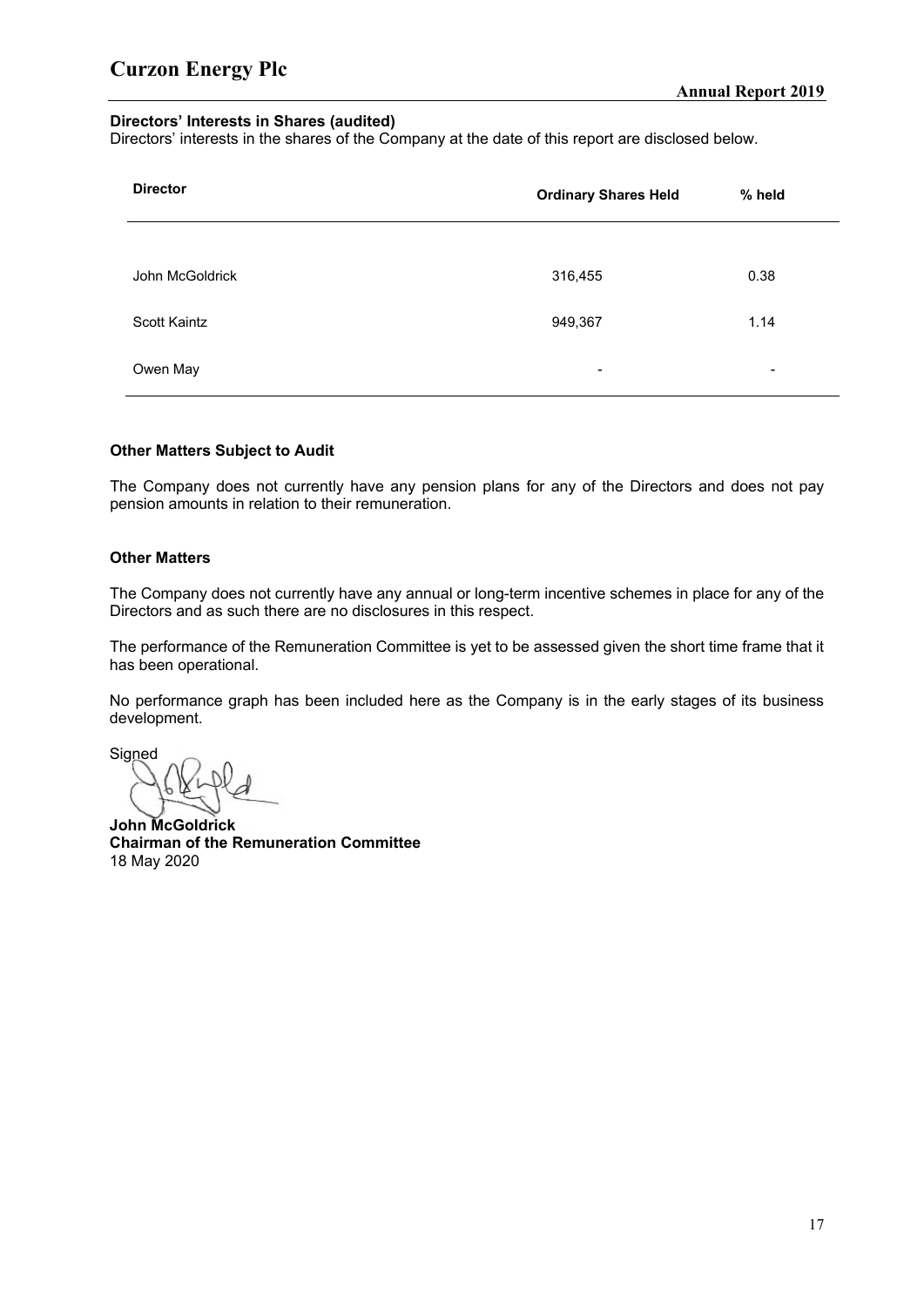### Directors' Interests in Shares (audited)

Directors' interests in the shares of the Company at the date of this report are disclosed below.

| Director | Ordinary Shares Held | % held |
|---|---|---|
| John McGoldrick | 316,455 | 0.38 |
| Scott Kaintz | 949,367 | 1.14 |
| Owen May | - | - |

### Other Matters Subject to Audit

The Company does not currently have any pension plans for any of the Directors and does not pay pension amounts in relation to their remuneration.

### Other Matters

The Company does not currently have any annual or long-term incentive schemes in place for any of the Directors and as such there are no disclosures in this respect.

The performance of the Remuneration Committee is yet to be assessed given the short time frame that it has been operational.

No performance graph has been included here as the Company is in the early stages of its business development.

Signed

**John McGoldrick**
**Chairman of the Remuneration Committee**
18 May 2020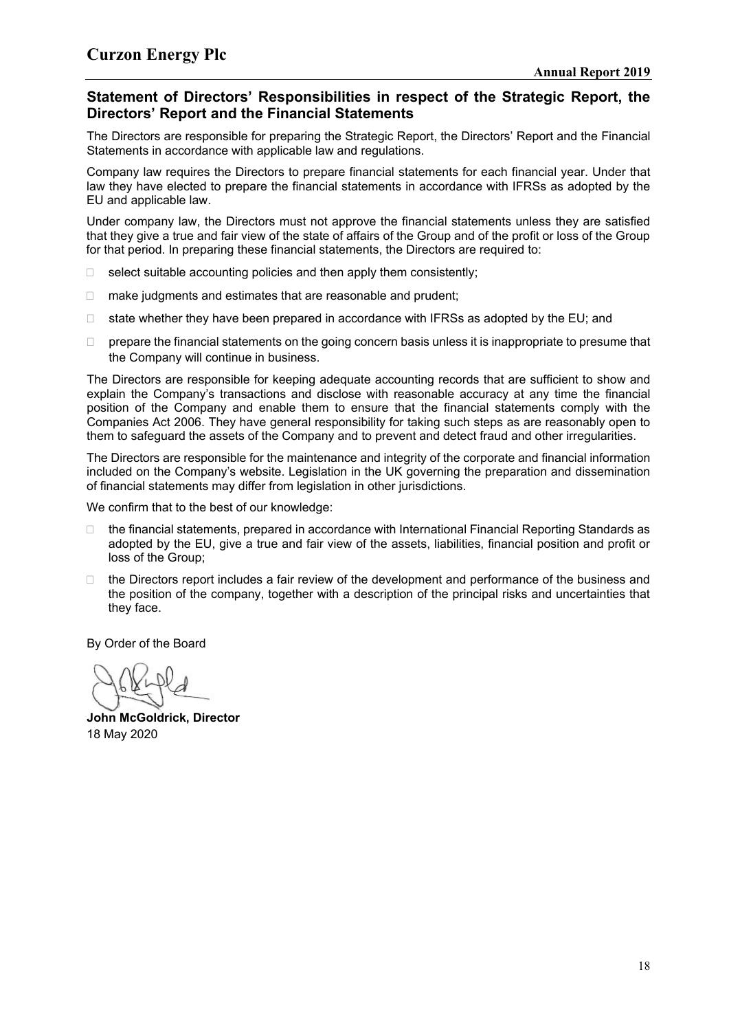## Statement of Directors' Responsibilities in respect of the Strategic Report, the Directors' Report and the Financial Statements

The Directors are responsible for preparing the Strategic Report, the Directors' Report and the Financial Statements in accordance with applicable law and regulations.

Company law requires the Directors to prepare financial statements for each financial year. Under that law they have elected to prepare the financial statements in accordance with IFRSs as adopted by the EU and applicable law.

Under company law, the Directors must not approve the financial statements unless they are satisfied that they give a true and fair view of the state of affairs of the Group and of the profit or loss of the Group for that period. In preparing these financial statements, the Directors are required to:

- select suitable accounting policies and then apply them consistently;
- make judgments and estimates that are reasonable and prudent;
- state whether they have been prepared in accordance with IFRSs as adopted by the EU; and
- prepare the financial statements on the going concern basis unless it is inappropriate to presume that the Company will continue in business.

The Directors are responsible for keeping adequate accounting records that are sufficient to show and explain the Company's transactions and disclose with reasonable accuracy at any time the financial position of the Company and enable them to ensure that the financial statements comply with the Companies Act 2006. They have general responsibility for taking such steps as are reasonably open to them to safeguard the assets of the Company and to prevent and detect fraud and other irregularities.

The Directors are responsible for the maintenance and integrity of the corporate and financial information included on the Company's website. Legislation in the UK governing the preparation and dissemination of financial statements may differ from legislation in other jurisdictions.

We confirm that to the best of our knowledge:

- the financial statements, prepared in accordance with International Financial Reporting Standards as adopted by the EU, give a true and fair view of the assets, liabilities, financial position and profit or loss of the Group;
- the Directors report includes a fair review of the development and performance of the business and the position of the company, together with a description of the principal risks and uncertainties that they face.

By Order of the Board

**John McGoldrick, Director**
18 May 2020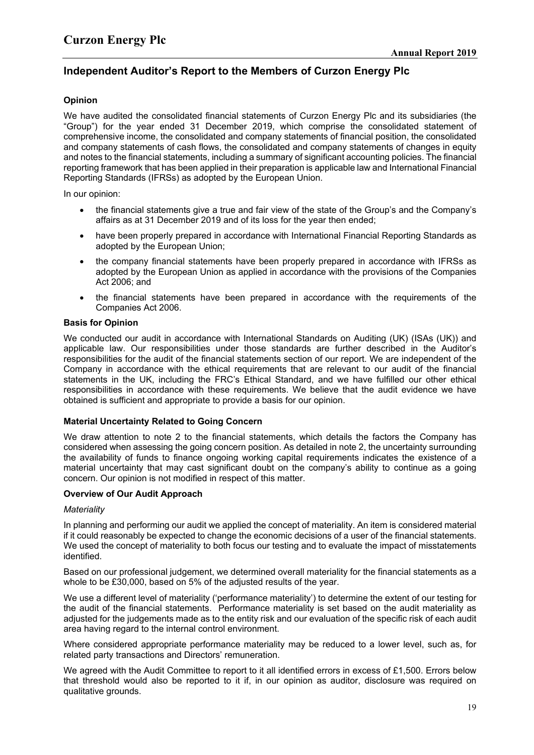## Independent Auditor's Report to the Members of Curzon Energy Plc

### Opinion

We have audited the consolidated financial statements of Curzon Energy Plc and its subsidiaries (the "Group") for the year ended 31 December 2019, which comprise the consolidated statement of comprehensive income, the consolidated and company statements of financial position, the consolidated and company statements of cash flows, the consolidated and company statements of changes in equity and notes to the financial statements, including a summary of significant accounting policies. The financial reporting framework that has been applied in their preparation is applicable law and International Financial Reporting Standards (IFRSs) as adopted by the European Union.

In our opinion:

- the financial statements give a true and fair view of the state of the Group's and the Company's affairs as at 31 December 2019 and of its loss for the year then ended;
- have been properly prepared in accordance with International Financial Reporting Standards as adopted by the European Union;
- the company financial statements have been properly prepared in accordance with IFRSs as adopted by the European Union as applied in accordance with the provisions of the Companies Act 2006; and
- the financial statements have been prepared in accordance with the requirements of the Companies Act 2006.

### Basis for Opinion

We conducted our audit in accordance with International Standards on Auditing (UK) (ISAs (UK)) and applicable law. Our responsibilities under those standards are further described in the Auditor's responsibilities for the audit of the financial statements section of our report. We are independent of the Company in accordance with the ethical requirements that are relevant to our audit of the financial statements in the UK, including the FRC's Ethical Standard, and we have fulfilled our other ethical responsibilities in accordance with these requirements. We believe that the audit evidence we have obtained is sufficient and appropriate to provide a basis for our opinion.

### Material Uncertainty Related to Going Concern

We draw attention to note 2 to the financial statements, which details the factors the Company has considered when assessing the going concern position. As detailed in note 2, the uncertainty surrounding the availability of funds to finance ongoing working capital requirements indicates the existence of a material uncertainty that may cast significant doubt on the company's ability to continue as a going concern. Our opinion is not modified in respect of this matter.

### Overview of Our Audit Approach

*Materiality*

In planning and performing our audit we applied the concept of materiality. An item is considered material if it could reasonably be expected to change the economic decisions of a user of the financial statements. We used the concept of materiality to both focus our testing and to evaluate the impact of misstatements identified.

Based on our professional judgement, we determined overall materiality for the financial statements as a whole to be £30,000, based on 5% of the adjusted results of the year.

We use a different level of materiality ('performance materiality') to determine the extent of our testing for the audit of the financial statements. Performance materiality is set based on the audit materiality as adjusted for the judgements made as to the entity risk and our evaluation of the specific risk of each audit area having regard to the internal control environment.

Where considered appropriate performance materiality may be reduced to a lower level, such as, for related party transactions and Directors' remuneration.

We agreed with the Audit Committee to report to it all identified errors in excess of £1,500. Errors below that threshold would also be reported to it if, in our opinion as auditor, disclosure was required on qualitative grounds.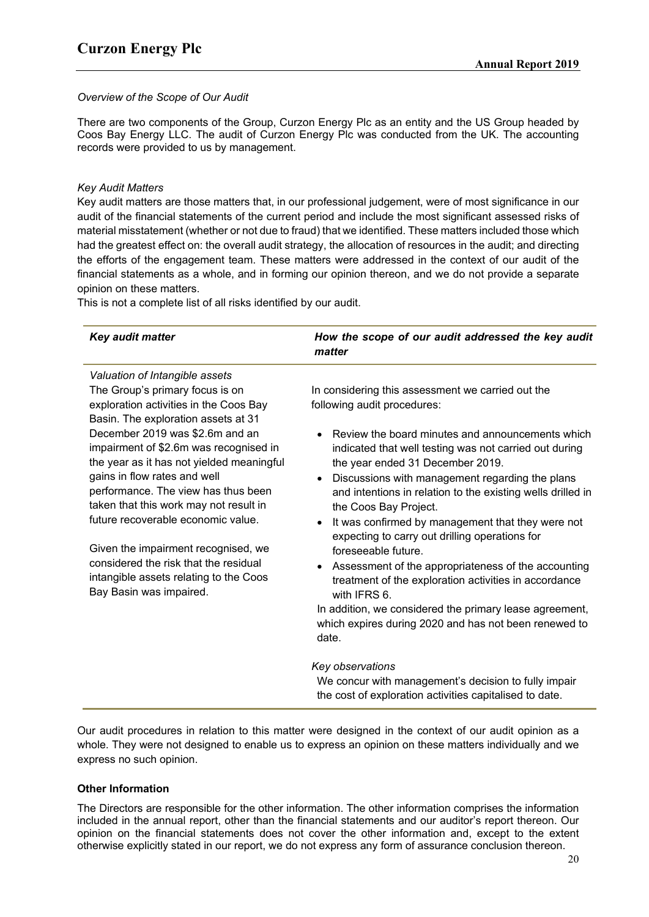*Overview of the Scope of Our Audit*

There are two components of the Group, Curzon Energy Plc as an entity and the US Group headed by Coos Bay Energy LLC. The audit of Curzon Energy Plc was conducted from the UK. The accounting records were provided to us by management.

*Key Audit Matters*

Key audit matters are those matters that, in our professional judgement, were of most significance in our audit of the financial statements of the current period and include the most significant assessed risks of material misstatement (whether or not due to fraud) that we identified. These matters included those which had the greatest effect on: the overall audit strategy, the allocation of resources in the audit; and directing the efforts of the engagement team. These matters were addressed in the context of our audit of the financial statements as a whole, and in forming our opinion thereon, and we do not provide a separate opinion on these matters.
This is not a complete list of all risks identified by our audit.

| ***Key audit matter*** | ***How the scope of our audit addressed the key audit matter*** |
|---|---|
| *Valuation of Intangible assets*<br>The Group's primary focus is on exploration activities in the Coos Bay Basin. The exploration assets at 31 December 2019 was \$2.6m and an impairment of \$2.6m was recognised in the year as it has not yielded meaningful gains in flow rates and well performance. The view has thus been taken that this work may not result in future recoverable economic value.<br><br>Given the impairment recognised, we considered the risk that the residual intangible assets relating to the Coos Bay Basin was impaired. | In considering this assessment we carried out the following audit procedures:<br><br>• Review the board minutes and announcements which indicated that well testing was not carried out during the year ended 31 December 2019.<br>• Discussions with management regarding the plans and intentions in relation to the existing wells drilled in the Coos Bay Project.<br>• It was confirmed by management that they were not expecting to carry out drilling operations for foreseeable future.<br>• Assessment of the appropriateness of the accounting treatment of the exploration activities in accordance with IFRS 6.<br><br>In addition, we considered the primary lease agreement, which expires during 2020 and has not been renewed to date.<br><br>*Key observations*<br>We concur with management's decision to fully impair the cost of exploration activities capitalised to date. |

Our audit procedures in relation to this matter were designed in the context of our audit opinion as a whole. They were not designed to enable us to express an opinion on these matters individually and we express no such opinion.

**Other Information**

The Directors are responsible for the other information. The other information comprises the information included in the annual report, other than the financial statements and our auditor's report thereon. Our opinion on the financial statements does not cover the other information and, except to the extent otherwise explicitly stated in our report, we do not express any form of assurance conclusion thereon.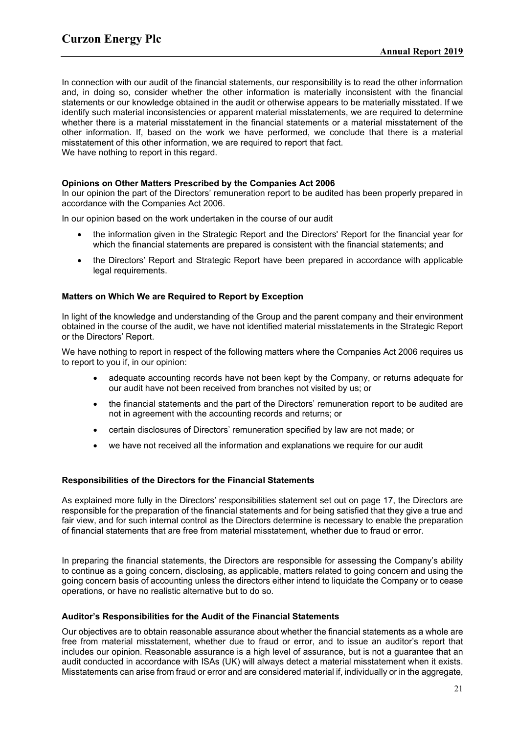In connection with our audit of the financial statements, our responsibility is to read the other information and, in doing so, consider whether the other information is materially inconsistent with the financial statements or our knowledge obtained in the audit or otherwise appears to be materially misstated. If we identify such material inconsistencies or apparent material misstatements, we are required to determine whether there is a material misstatement in the financial statements or a material misstatement of the other information. If, based on the work we have performed, we conclude that there is a material misstatement of this other information, we are required to report that fact.
We have nothing to report in this regard.

**Opinions on Other Matters Prescribed by the Companies Act 2006**

In our opinion the part of the Directors' remuneration report to be audited has been properly prepared in accordance with the Companies Act 2006.

In our opinion based on the work undertaken in the course of our audit

- the information given in the Strategic Report and the Directors' Report for the financial year for which the financial statements are prepared is consistent with the financial statements; and
- the Directors' Report and Strategic Report have been prepared in accordance with applicable legal requirements.

**Matters on Which We are Required to Report by Exception**

In light of the knowledge and understanding of the Group and the parent company and their environment obtained in the course of the audit, we have not identified material misstatements in the Strategic Report or the Directors' Report.

We have nothing to report in respect of the following matters where the Companies Act 2006 requires us to report to you if, in our opinion:

- adequate accounting records have not been kept by the Company, or returns adequate for our audit have not been received from branches not visited by us; or
- the financial statements and the part of the Directors' remuneration report to be audited are not in agreement with the accounting records and returns; or
- certain disclosures of Directors' remuneration specified by law are not made; or
- we have not received all the information and explanations we require for our audit

**Responsibilities of the Directors for the Financial Statements**

As explained more fully in the Directors' responsibilities statement set out on page 17, the Directors are responsible for the preparation of the financial statements and for being satisfied that they give a true and fair view, and for such internal control as the Directors determine is necessary to enable the preparation of financial statements that are free from material misstatement, whether due to fraud or error.

In preparing the financial statements, the Directors are responsible for assessing the Company's ability to continue as a going concern, disclosing, as applicable, matters related to going concern and using the going concern basis of accounting unless the directors either intend to liquidate the Company or to cease operations, or have no realistic alternative but to do so.

**Auditor's Responsibilities for the Audit of the Financial Statements**

Our objectives are to obtain reasonable assurance about whether the financial statements as a whole are free from material misstatement, whether due to fraud or error, and to issue an auditor's report that includes our opinion. Reasonable assurance is a high level of assurance, but is not a guarantee that an audit conducted in accordance with ISAs (UK) will always detect a material misstatement when it exists. Misstatements can arise from fraud or error and are considered material if, individually or in the aggregate,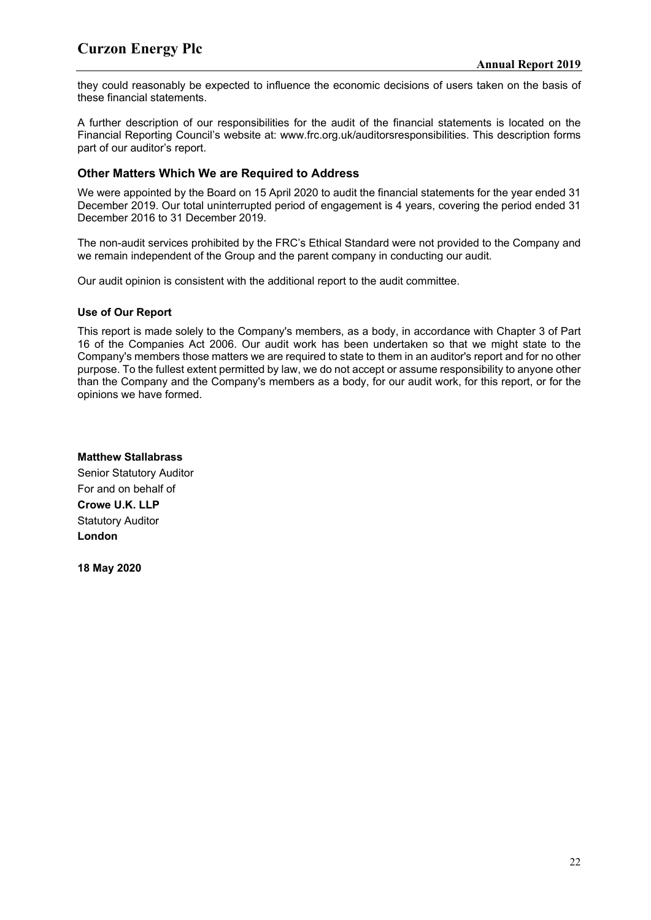they could reasonably be expected to influence the economic decisions of users taken on the basis of these financial statements.

A further description of our responsibilities for the audit of the financial statements is located on the Financial Reporting Council's website at: www.frc.org.uk/auditorsresponsibilities. This description forms part of our auditor's report.

## Other Matters Which We are Required to Address

We were appointed by the Board on 15 April 2020 to audit the financial statements for the year ended 31 December 2019. Our total uninterrupted period of engagement is 4 years, covering the period ended 31 December 2016 to 31 December 2019.

The non-audit services prohibited by the FRC's Ethical Standard were not provided to the Company and we remain independent of the Group and the parent company in conducting our audit.

Our audit opinion is consistent with the additional report to the audit committee.

### Use of Our Report

This report is made solely to the Company's members, as a body, in accordance with Chapter 3 of Part 16 of the Companies Act 2006. Our audit work has been undertaken so that we might state to the Company's members those matters we are required to state to them in an auditor's report and for no other purpose. To the fullest extent permitted by law, we do not accept or assume responsibility to anyone other than the Company and the Company's members as a body, for our audit work, for this report, or for the opinions we have formed.

**Matthew Stallabrass**
Senior Statutory Auditor
For and on behalf of
**Crowe U.K. LLP**
Statutory Auditor
**London**

**18 May 2020**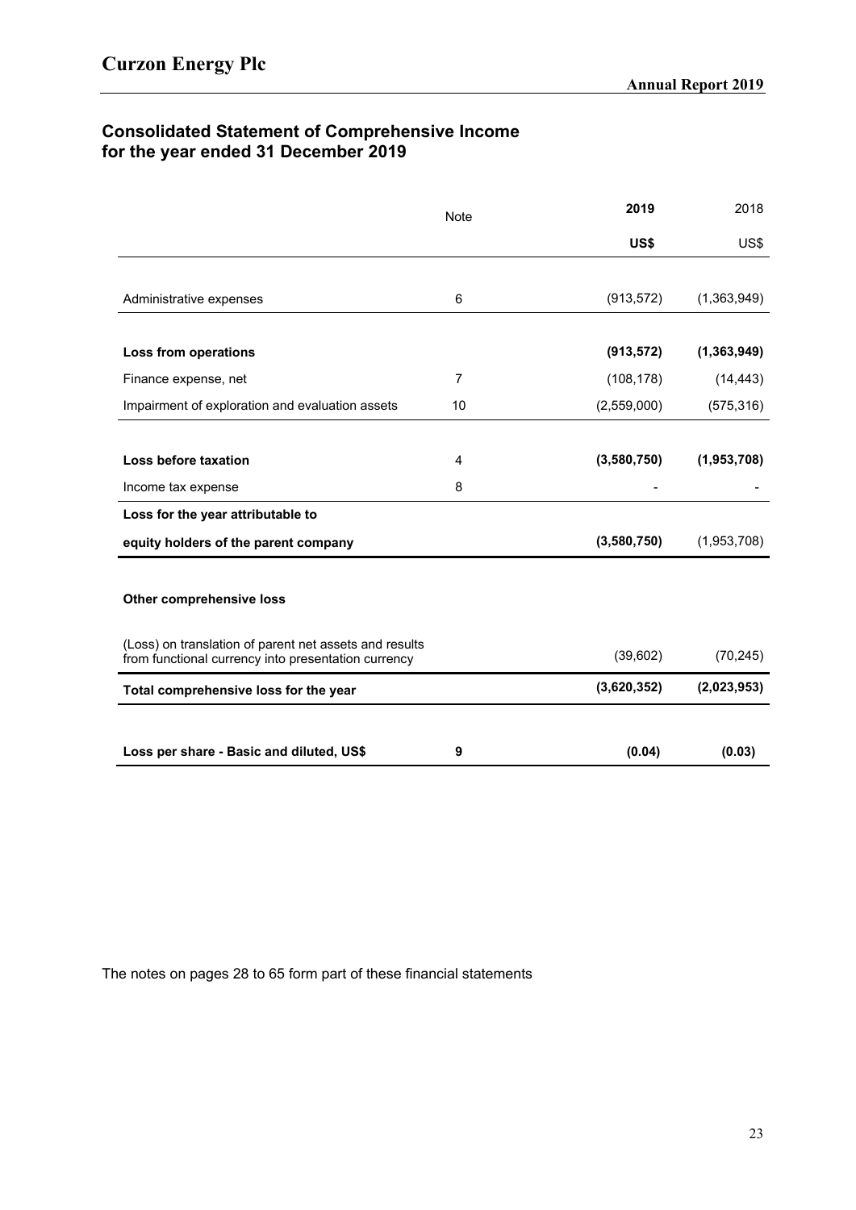## Consolidated Statement of Comprehensive Income for the year ended 31 December 2019

| | Note | **2019** | 2018 |
|---|---|---|---|
| | | **US$** | US$ |
| Administrative expenses | 6 | (913,572) | (1,363,949) |
| **Loss from operations** | | **(913,572)** | **(1,363,949)** |
| Finance expense, net | 7 | (108,178) | (14,443) |
| Impairment of exploration and evaluation assets | 10 | (2,559,000) | (575,316) |
| **Loss before taxation** | 4 | **(3,580,750)** | **(1,953,708)** |
| Income tax expense | 8 | - | - |
| **Loss for the year attributable to equity holders of the parent company** | | **(3,580,750)** | (1,953,708) |
| **Other comprehensive loss** | | | |
| (Loss) on translation of parent net assets and results from functional currency into presentation currency | | (39,602) | (70,245) |
| **Total comprehensive loss for the year** | | **(3,620,352)** | **(2,023,953)** |
| **Loss per share - Basic and diluted, US$** | **9** | **(0.04)** | **(0.03)** |

The notes on pages 28 to 65 form part of these financial statements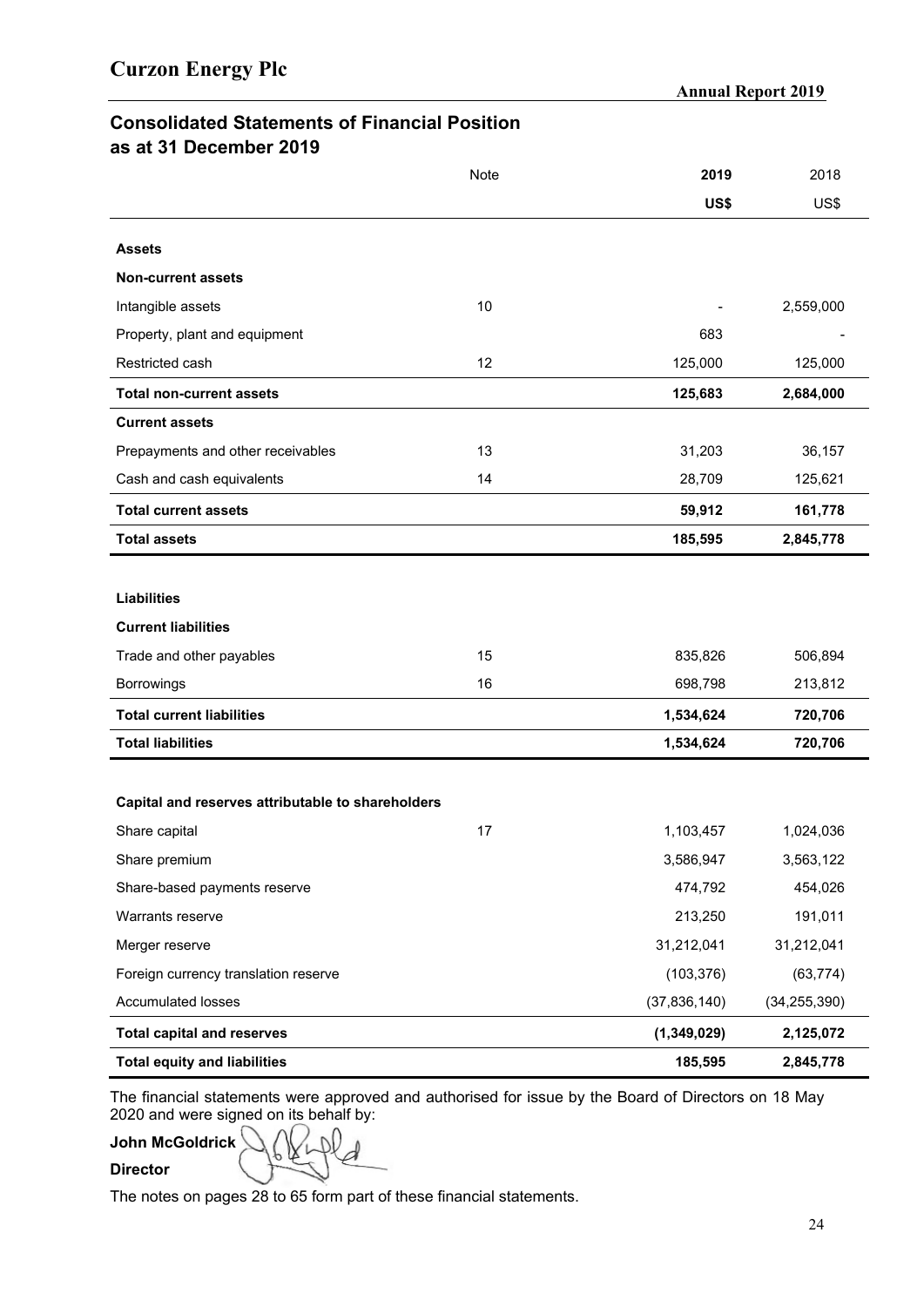## Consolidated Statements of Financial Position
## as at 31 December 2019

| | Note | **2019** | 2018 |
|---|---|---|---|
| | | **US$** | US$ |
| **Assets** | | | |
| **Non-current assets** | | | |
| Intangible assets | 10 | - | 2,559,000 |
| Property, plant and equipment | | 683 | - |
| Restricted cash | 12 | 125,000 | 125,000 |
| **Total non-current assets** | | **125,683** | **2,684,000** |
| **Current assets** | | | |
| Prepayments and other receivables | 13 | 31,203 | 36,157 |
| Cash and cash equivalents | 14 | 28,709 | 125,621 |
| **Total current assets** | | **59,912** | **161,778** |
| **Total assets** | | **185,595** | **2,845,778** |
| **Liabilities** | | | |
| **Current liabilities** | | | |
| Trade and other payables | 15 | 835,826 | 506,894 |
| Borrowings | 16 | 698,798 | 213,812 |
| **Total current liabilities** | | **1,534,624** | **720,706** |
| **Total liabilities** | | **1,534,624** | **720,706** |
| **Capital and reserves attributable to shareholders** | | | |
| Share capital | 17 | 1,103,457 | 1,024,036 |
| Share premium | | 3,586,947 | 3,563,122 |
| Share-based payments reserve | | 474,792 | 454,026 |
| Warrants reserve | | 213,250 | 191,011 |
| Merger reserve | | 31,212,041 | 31,212,041 |
| Foreign currency translation reserve | | (103,376) | (63,774) |
| Accumulated losses | | (37,836,140) | (34,255,390) |
| **Total capital and reserves** | | **(1,349,029)** | **2,125,072** |
| **Total equity and liabilities** | | **185,595** | **2,845,778** |

The financial statements were approved and authorised for issue by the Board of Directors on 18 May 2020 and were signed on its behalf by:

**John McGoldrick**

**Director**

The notes on pages 28 to 65 form part of these financial statements.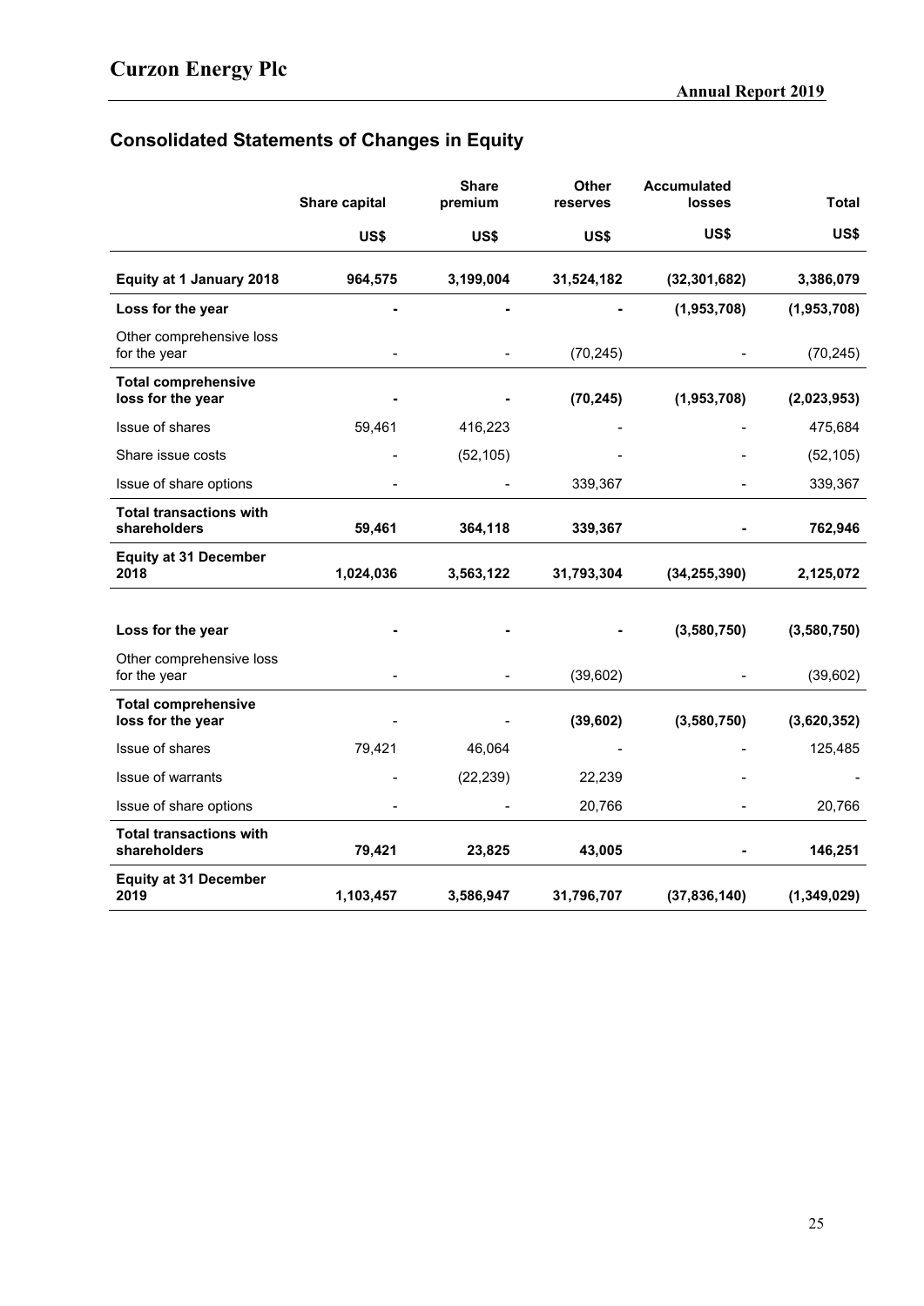## Consolidated Statements of Changes in Equity

| | Share capital | Share premium | Other reserves | Accumulated losses | Total |
|---|---|---|---|---|---|
| | US$ | US$ | US$ | US$ | US$ |
| **Equity at 1 January 2018** | **964,575** | **3,199,004** | **31,524,182** | **(32,301,682)** | **3,386,079** |
| **Loss for the year** | **-** | **-** | **-** | **(1,953,708)** | **(1,953,708)** |
| Other comprehensive loss for the year | - | - | (70,245) | - | (70,245) |
| **Total comprehensive loss for the year** | **-** | **-** | **(70,245)** | **(1,953,708)** | **(2,023,953)** |
| Issue of shares | 59,461 | 416,223 | - | - | 475,684 |
| Share issue costs | - | (52,105) | - | - | (52,105) |
| Issue of share options | - | - | 339,367 | - | 339,367 |
| **Total transactions with shareholders** | **59,461** | **364,118** | **339,367** | **-** | **762,946** |
| **Equity at 31 December 2018** | **1,024,036** | **3,563,122** | **31,793,304** | **(34,255,390)** | **2,125,072** |
| | | | | | |
| **Loss for the year** | **-** | **-** | **-** | **(3,580,750)** | **(3,580,750)** |
| Other comprehensive loss for the year | - | - | (39,602) | - | (39,602) |
| **Total comprehensive loss for the year** | - | - | **(39,602)** | **(3,580,750)** | **(3,620,352)** |
| Issue of shares | 79,421 | 46,064 | - | - | 125,485 |
| Issue of warrants | - | (22,239) | 22,239 | - | - |
| Issue of share options | - | - | 20,766 | - | 20,766 |
| **Total transactions with shareholders** | **79,421** | **23,825** | **43,005** | **-** | **146,251** |
| **Equity at 31 December 2019** | **1,103,457** | **3,586,947** | **31,796,707** | **(37,836,140)** | **(1,349,029)** |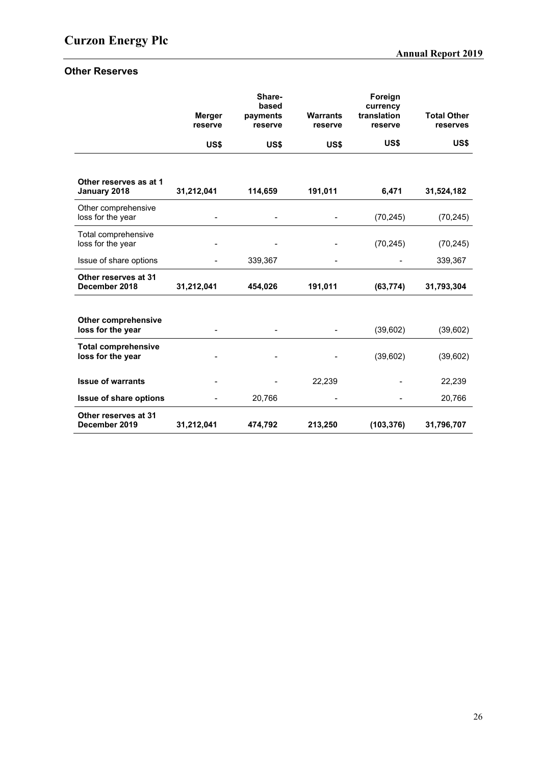## Other Reserves

| | Merger reserve | Share-based payments reserve | Warrants reserve | Foreign currency translation reserve | Total Other reserves |
|---|---|---|---|---|---|
| | US$ | US$ | US$ | US$ | US$ |
| **Other reserves as at 1 January 2018** | **31,212,041** | **114,659** | **191,011** | **6,471** | **31,524,182** |
| Other comprehensive loss for the year | - | - | - | (70,245) | (70,245) |
| Total comprehensive loss for the year | - | - | - | (70,245) | (70,245) |
| Issue of share options | - | 339,367 | - | - | 339,367 |
| **Other reserves at 31 December 2018** | **31,212,041** | **454,026** | **191,011** | **(63,774)** | **31,793,304** |
| **Other comprehensive loss for the year** | - | - | - | (39,602) | (39,602) |
| **Total comprehensive loss for the year** | - | - | - | (39,602) | (39,602) |
| **Issue of warrants** | - | - | 22,239 | - | 22,239 |
| **Issue of share options** | - | 20,766 | - | - | 20,766 |
| **Other reserves at 31 December 2019** | **31,212,041** | **474,792** | **213,250** | **(103,376)** | **31,796,707** |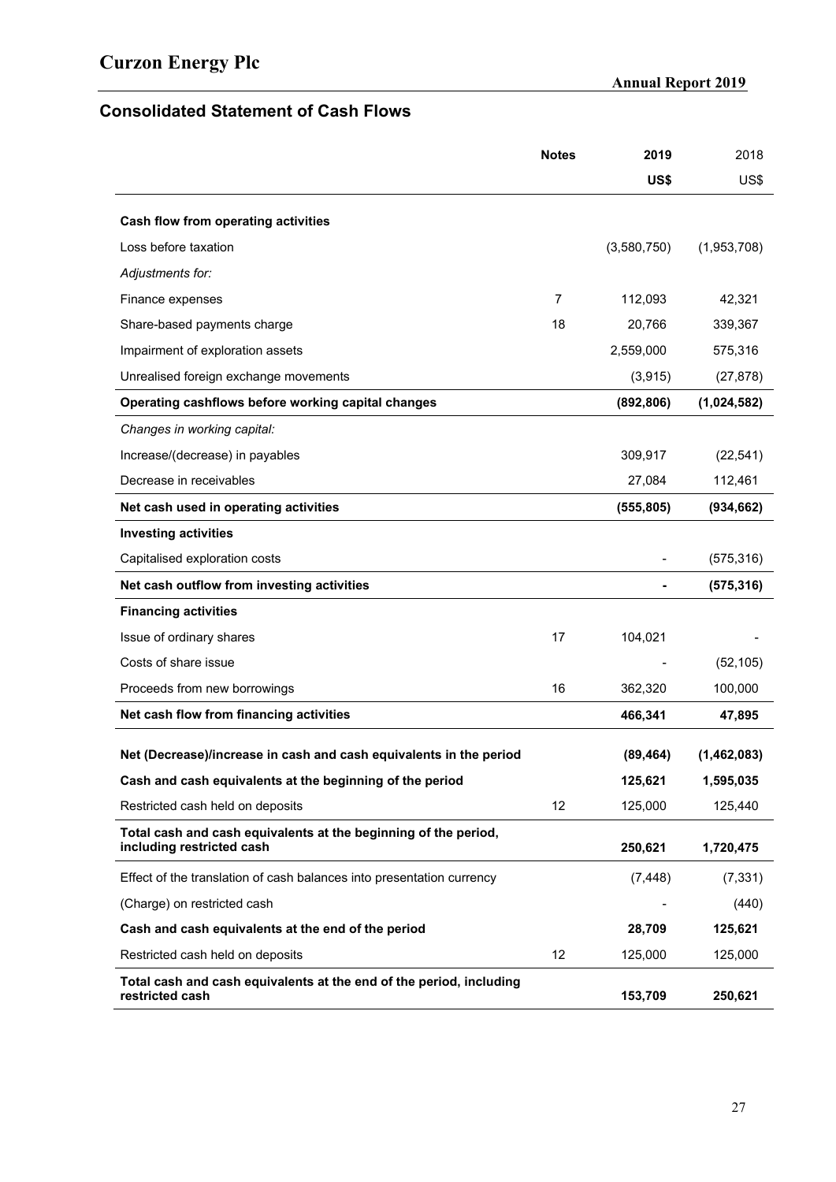## Consolidated Statement of Cash Flows

| | Notes | 2019 | 2018 |
|---|---|---|---|
| | | **US$** | US$ |
| **Cash flow from operating activities** | | | |
| Loss before taxation | | (3,580,750) | (1,953,708) |
| *Adjustments for:* | | | |
| Finance expenses | 7 | 112,093 | 42,321 |
| Share-based payments charge | 18 | 20,766 | 339,367 |
| Impairment of exploration assets | | 2,559,000 | 575,316 |
| Unrealised foreign exchange movements | | (3,915) | (27,878) |
| **Operating cashflows before working capital changes** | | **(892,806)** | **(1,024,582)** |
| *Changes in working capital:* | | | |
| Increase/(decrease) in payables | | 309,917 | (22,541) |
| Decrease in receivables | | 27,084 | 112,461 |
| **Net cash used in operating activities** | | **(555,805)** | **(934,662)** |
| **Investing activities** | | | |
| Capitalised exploration costs | | - | (575,316) |
| **Net cash outflow from investing activities** | | **-** | **(575,316)** |
| **Financing activities** | | | |
| Issue of ordinary shares | 17 | 104,021 | - |
| Costs of share issue | | - | (52,105) |
| Proceeds from new borrowings | 16 | 362,320 | 100,000 |
| **Net cash flow from financing activities** | | **466,341** | **47,895** |
| **Net (Decrease)/increase in cash and cash equivalents in the period** | | **(89,464)** | **(1,462,083)** |
| **Cash and cash equivalents at the beginning of the period** | | **125,621** | **1,595,035** |
| Restricted cash held on deposits | 12 | 125,000 | 125,440 |
| **Total cash and cash equivalents at the beginning of the period, including restricted cash** | | **250,621** | **1,720,475** |
| Effect of the translation of cash balances into presentation currency | | (7,448) | (7,331) |
| (Charge) on restricted cash | | - | (440) |
| **Cash and cash equivalents at the end of the period** | | **28,709** | **125,621** |
| Restricted cash held on deposits | 12 | 125,000 | 125,000 |
| **Total cash and cash equivalents at the end of the period, including restricted cash** | | **153,709** | **250,621** |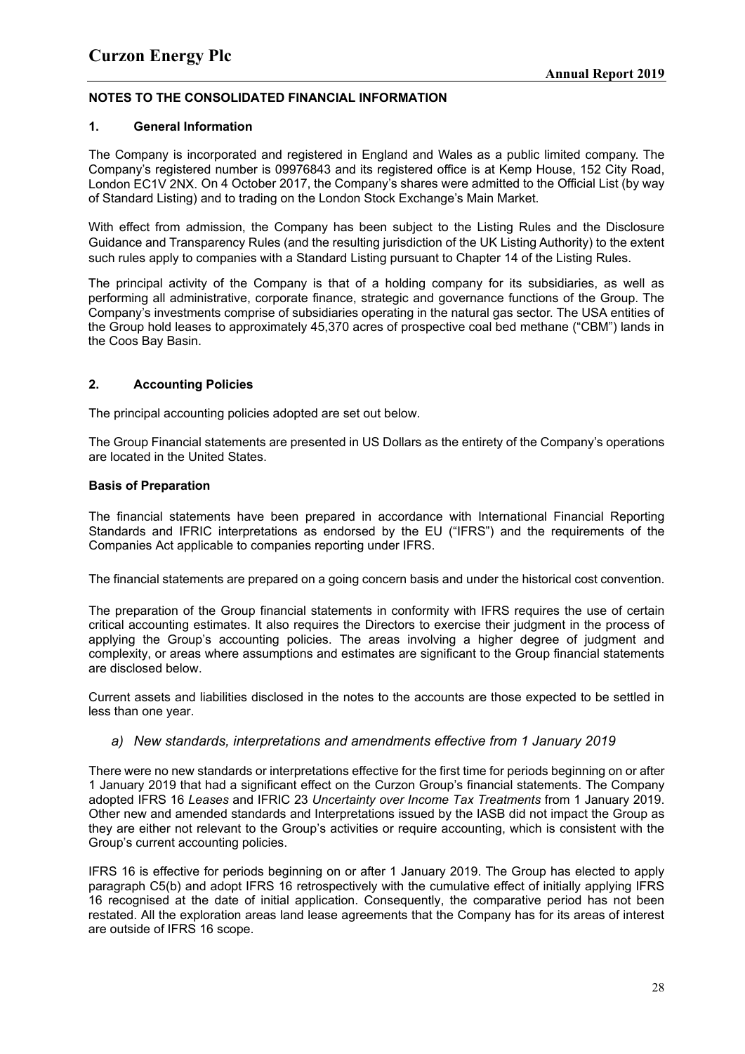## NOTES TO THE CONSOLIDATED FINANCIAL INFORMATION

### 1. General Information

The Company is incorporated and registered in England and Wales as a public limited company. The Company's registered number is 09976843 and its registered office is at Kemp House, 152 City Road, London EC1V 2NX. On 4 October 2017, the Company's shares were admitted to the Official List (by way of Standard Listing) and to trading on the London Stock Exchange's Main Market.

With effect from admission, the Company has been subject to the Listing Rules and the Disclosure Guidance and Transparency Rules (and the resulting jurisdiction of the UK Listing Authority) to the extent such rules apply to companies with a Standard Listing pursuant to Chapter 14 of the Listing Rules.

The principal activity of the Company is that of a holding company for its subsidiaries, as well as performing all administrative, corporate finance, strategic and governance functions of the Group. The Company's investments comprise of subsidiaries operating in the natural gas sector. The USA entities of the Group hold leases to approximately 45,370 acres of prospective coal bed methane ("CBM") lands in the Coos Bay Basin.

### 2. Accounting Policies

The principal accounting policies adopted are set out below.

The Group Financial statements are presented in US Dollars as the entirety of the Company's operations are located in the United States.

**Basis of Preparation**

The financial statements have been prepared in accordance with International Financial Reporting Standards and IFRIC interpretations as endorsed by the EU ("IFRS") and the requirements of the Companies Act applicable to companies reporting under IFRS.

The financial statements are prepared on a going concern basis and under the historical cost convention.

The preparation of the Group financial statements in conformity with IFRS requires the use of certain critical accounting estimates. It also requires the Directors to exercise their judgment in the process of applying the Group's accounting policies. The areas involving a higher degree of judgment and complexity, or areas where assumptions and estimates are significant to the Group financial statements are disclosed below.

Current assets and liabilities disclosed in the notes to the accounts are those expected to be settled in less than one year.

*a) New standards, interpretations and amendments effective from 1 January 2019*

There were no new standards or interpretations effective for the first time for periods beginning on or after 1 January 2019 that had a significant effect on the Curzon Group's financial statements. The Company adopted IFRS 16 *Leases* and IFRIC 23 *Uncertainty over Income Tax Treatments* from 1 January 2019. Other new and amended standards and Interpretations issued by the IASB did not impact the Group as they are either not relevant to the Group's activities or require accounting, which is consistent with the Group's current accounting policies.

IFRS 16 is effective for periods beginning on or after 1 January 2019. The Group has elected to apply paragraph C5(b) and adopt IFRS 16 retrospectively with the cumulative effect of initially applying IFRS 16 recognised at the date of initial application. Consequently, the comparative period has not been restated. All the exploration areas land lease agreements that the Company has for its areas of interest are outside of IFRS 16 scope.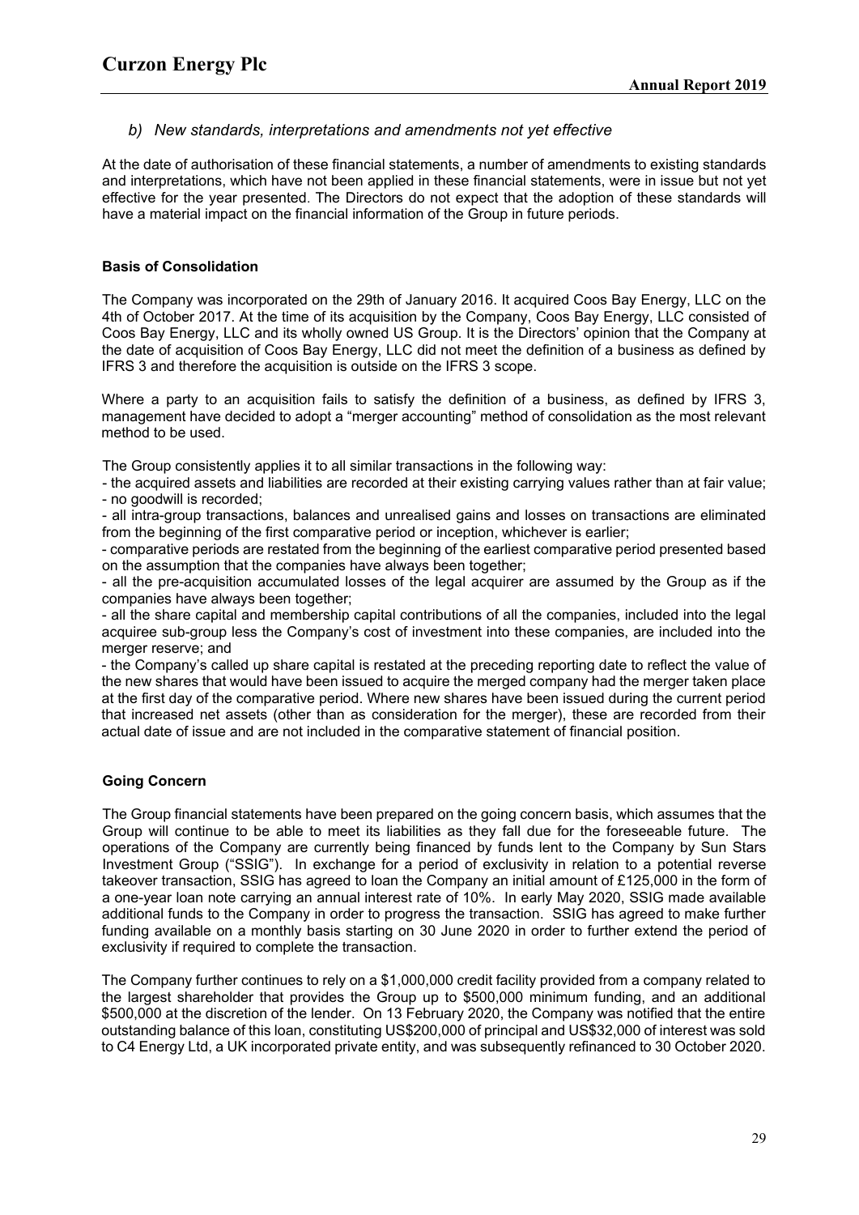### *b) New standards, interpretations and amendments not yet effective*

At the date of authorisation of these financial statements, a number of amendments to existing standards and interpretations, which have not been applied in these financial statements, were in issue but not yet effective for the year presented. The Directors do not expect that the adoption of these standards will have a material impact on the financial information of the Group in future periods.

**Basis of Consolidation**

The Company was incorporated on the 29th of January 2016. It acquired Coos Bay Energy, LLC on the 4th of October 2017. At the time of its acquisition by the Company, Coos Bay Energy, LLC consisted of Coos Bay Energy, LLC and its wholly owned US Group. It is the Directors' opinion that the Company at the date of acquisition of Coos Bay Energy, LLC did not meet the definition of a business as defined by IFRS 3 and therefore the acquisition is outside on the IFRS 3 scope.

Where a party to an acquisition fails to satisfy the definition of a business, as defined by IFRS 3, management have decided to adopt a "merger accounting" method of consolidation as the most relevant method to be used.

The Group consistently applies it to all similar transactions in the following way:

- the acquired assets and liabilities are recorded at their existing carrying values rather than at fair value;
- no goodwill is recorded;
- all intra-group transactions, balances and unrealised gains and losses on transactions are eliminated from the beginning of the first comparative period or inception, whichever is earlier;
- comparative periods are restated from the beginning of the earliest comparative period presented based on the assumption that the companies have always been together;
- all the pre-acquisition accumulated losses of the legal acquirer are assumed by the Group as if the companies have always been together;
- all the share capital and membership capital contributions of all the companies, included into the legal acquiree sub-group less the Company's cost of investment into these companies, are included into the merger reserve; and
- the Company's called up share capital is restated at the preceding reporting date to reflect the value of the new shares that would have been issued to acquire the merged company had the merger taken place at the first day of the comparative period. Where new shares have been issued during the current period that increased net assets (other than as consideration for the merger), these are recorded from their actual date of issue and are not included in the comparative statement of financial position.

**Going Concern**

The Group financial statements have been prepared on the going concern basis, which assumes that the Group will continue to be able to meet its liabilities as they fall due for the foreseeable future. The operations of the Company are currently being financed by funds lent to the Company by Sun Stars Investment Group ("SSIG"). In exchange for a period of exclusivity in relation to a potential reverse takeover transaction, SSIG has agreed to loan the Company an initial amount of £125,000 in the form of a one-year loan note carrying an annual interest rate of 10%. In early May 2020, SSIG made available additional funds to the Company in order to progress the transaction. SSIG has agreed to make further funding available on a monthly basis starting on 30 June 2020 in order to further extend the period of exclusivity if required to complete the transaction.

The Company further continues to rely on a $1,000,000 credit facility provided from a company related to the largest shareholder that provides the Group up to $500,000 minimum funding, and an additional $500,000 at the discretion of the lender. On 13 February 2020, the Company was notified that the entire outstanding balance of this loan, constituting US$200,000 of principal and US$32,000 of interest was sold to C4 Energy Ltd, a UK incorporated private entity, and was subsequently refinanced to 30 October 2020.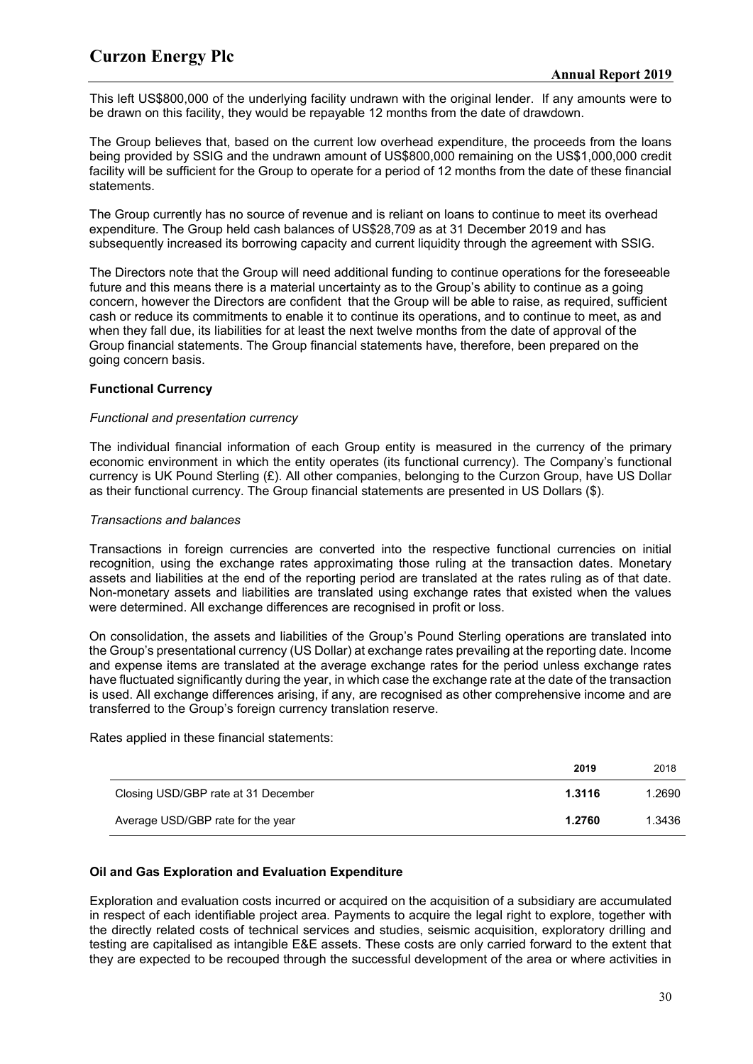This left US$800,000 of the underlying facility undrawn with the original lender. If any amounts were to be drawn on this facility, they would be repayable 12 months from the date of drawdown.

The Group believes that, based on the current low overhead expenditure, the proceeds from the loans being provided by SSIG and the undrawn amount of US$800,000 remaining on the US$1,000,000 credit facility will be sufficient for the Group to operate for a period of 12 months from the date of these financial statements.

The Group currently has no source of revenue and is reliant on loans to continue to meet its overhead expenditure. The Group held cash balances of US$28,709 as at 31 December 2019 and has subsequently increased its borrowing capacity and current liquidity through the agreement with SSIG.

The Directors note that the Group will need additional funding to continue operations for the foreseeable future and this means there is a material uncertainty as to the Group's ability to continue as a going concern, however the Directors are confident that the Group will be able to raise, as required, sufficient cash or reduce its commitments to enable it to continue its operations, and to continue to meet, as and when they fall due, its liabilities for at least the next twelve months from the date of approval of the Group financial statements. The Group financial statements have, therefore, been prepared on the going concern basis.

**Functional Currency**

*Functional and presentation currency*

The individual financial information of each Group entity is measured in the currency of the primary economic environment in which the entity operates (its functional currency). The Company's functional currency is UK Pound Sterling (£). All other companies, belonging to the Curzon Group, have US Dollar as their functional currency. The Group financial statements are presented in US Dollars ($).

*Transactions and balances*

Transactions in foreign currencies are converted into the respective functional currencies on initial recognition, using the exchange rates approximating those ruling at the transaction dates. Monetary assets and liabilities at the end of the reporting period are translated at the rates ruling as of that date. Non-monetary assets and liabilities are translated using exchange rates that existed when the values were determined. All exchange differences are recognised in profit or loss.

On consolidation, the assets and liabilities of the Group's Pound Sterling operations are translated into the Group's presentational currency (US Dollar) at exchange rates prevailing at the reporting date. Income and expense items are translated at the average exchange rates for the period unless exchange rates have fluctuated significantly during the year, in which case the exchange rate at the date of the transaction is used. All exchange differences arising, if any, are recognised as other comprehensive income and are transferred to the Group's foreign currency translation reserve.

Rates applied in these financial statements:

| | 2019 | 2018 |
|---|---|---|
| Closing USD/GBP rate at 31 December | **1.3116** | 1.2690 |
| Average USD/GBP rate for the year | **1.2760** | 1.3436 |

**Oil and Gas Exploration and Evaluation Expenditure**

Exploration and evaluation costs incurred or acquired on the acquisition of a subsidiary are accumulated in respect of each identifiable project area. Payments to acquire the legal right to explore, together with the directly related costs of technical services and studies, seismic acquisition, exploratory drilling and testing are capitalised as intangible E&E assets. These costs are only carried forward to the extent that they are expected to be recouped through the successful development of the area or where activities in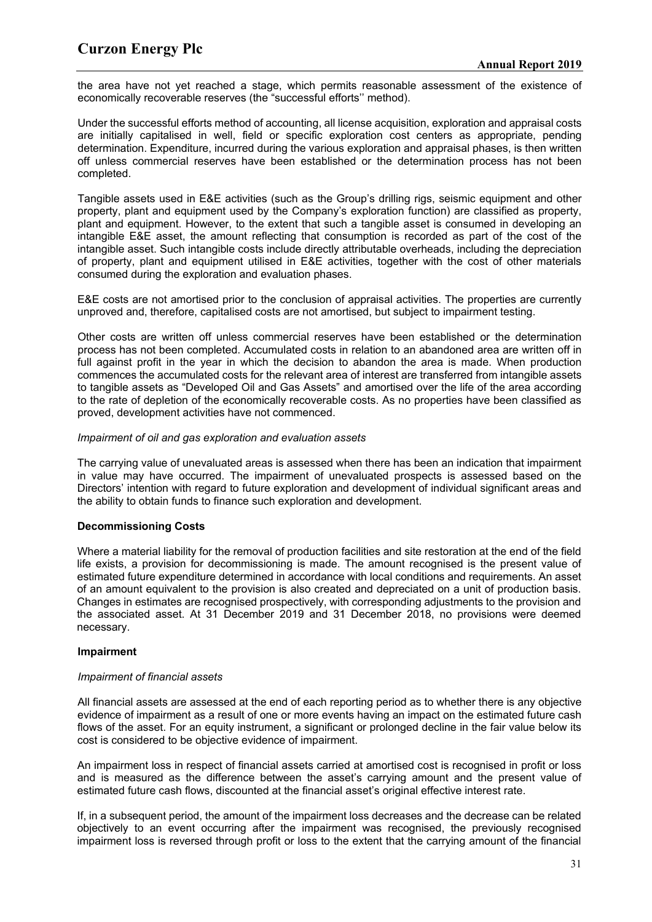the area have not yet reached a stage, which permits reasonable assessment of the existence of economically recoverable reserves (the "successful efforts'' method).

Under the successful efforts method of accounting, all license acquisition, exploration and appraisal costs are initially capitalised in well, field or specific exploration cost centers as appropriate, pending determination. Expenditure, incurred during the various exploration and appraisal phases, is then written off unless commercial reserves have been established or the determination process has not been completed.

Tangible assets used in E&E activities (such as the Group's drilling rigs, seismic equipment and other property, plant and equipment used by the Company's exploration function) are classified as property, plant and equipment. However, to the extent that such a tangible asset is consumed in developing an intangible E&E asset, the amount reflecting that consumption is recorded as part of the cost of the intangible asset. Such intangible costs include directly attributable overheads, including the depreciation of property, plant and equipment utilised in E&E activities, together with the cost of other materials consumed during the exploration and evaluation phases.

E&E costs are not amortised prior to the conclusion of appraisal activities. The properties are currently unproved and, therefore, capitalised costs are not amortised, but subject to impairment testing.

Other costs are written off unless commercial reserves have been established or the determination process has not been completed. Accumulated costs in relation to an abandoned area are written off in full against profit in the year in which the decision to abandon the area is made. When production commences the accumulated costs for the relevant area of interest are transferred from intangible assets to tangible assets as "Developed Oil and Gas Assets" and amortised over the life of the area according to the rate of depletion of the economically recoverable costs. As no properties have been classified as proved, development activities have not commenced.

*Impairment of oil and gas exploration and evaluation assets*

The carrying value of unevaluated areas is assessed when there has been an indication that impairment in value may have occurred. The impairment of unevaluated prospects is assessed based on the Directors' intention with regard to future exploration and development of individual significant areas and the ability to obtain funds to finance such exploration and development.

**Decommissioning Costs**

Where a material liability for the removal of production facilities and site restoration at the end of the field life exists, a provision for decommissioning is made. The amount recognised is the present value of estimated future expenditure determined in accordance with local conditions and requirements. An asset of an amount equivalent to the provision is also created and depreciated on a unit of production basis. Changes in estimates are recognised prospectively, with corresponding adjustments to the provision and the associated asset. At 31 December 2019 and 31 December 2018, no provisions were deemed necessary.

**Impairment**

*Impairment of financial assets*

All financial assets are assessed at the end of each reporting period as to whether there is any objective evidence of impairment as a result of one or more events having an impact on the estimated future cash flows of the asset. For an equity instrument, a significant or prolonged decline in the fair value below its cost is considered to be objective evidence of impairment.

An impairment loss in respect of financial assets carried at amortised cost is recognised in profit or loss and is measured as the difference between the asset's carrying amount and the present value of estimated future cash flows, discounted at the financial asset's original effective interest rate.

If, in a subsequent period, the amount of the impairment loss decreases and the decrease can be related objectively to an event occurring after the impairment was recognised, the previously recognised impairment loss is reversed through profit or loss to the extent that the carrying amount of the financial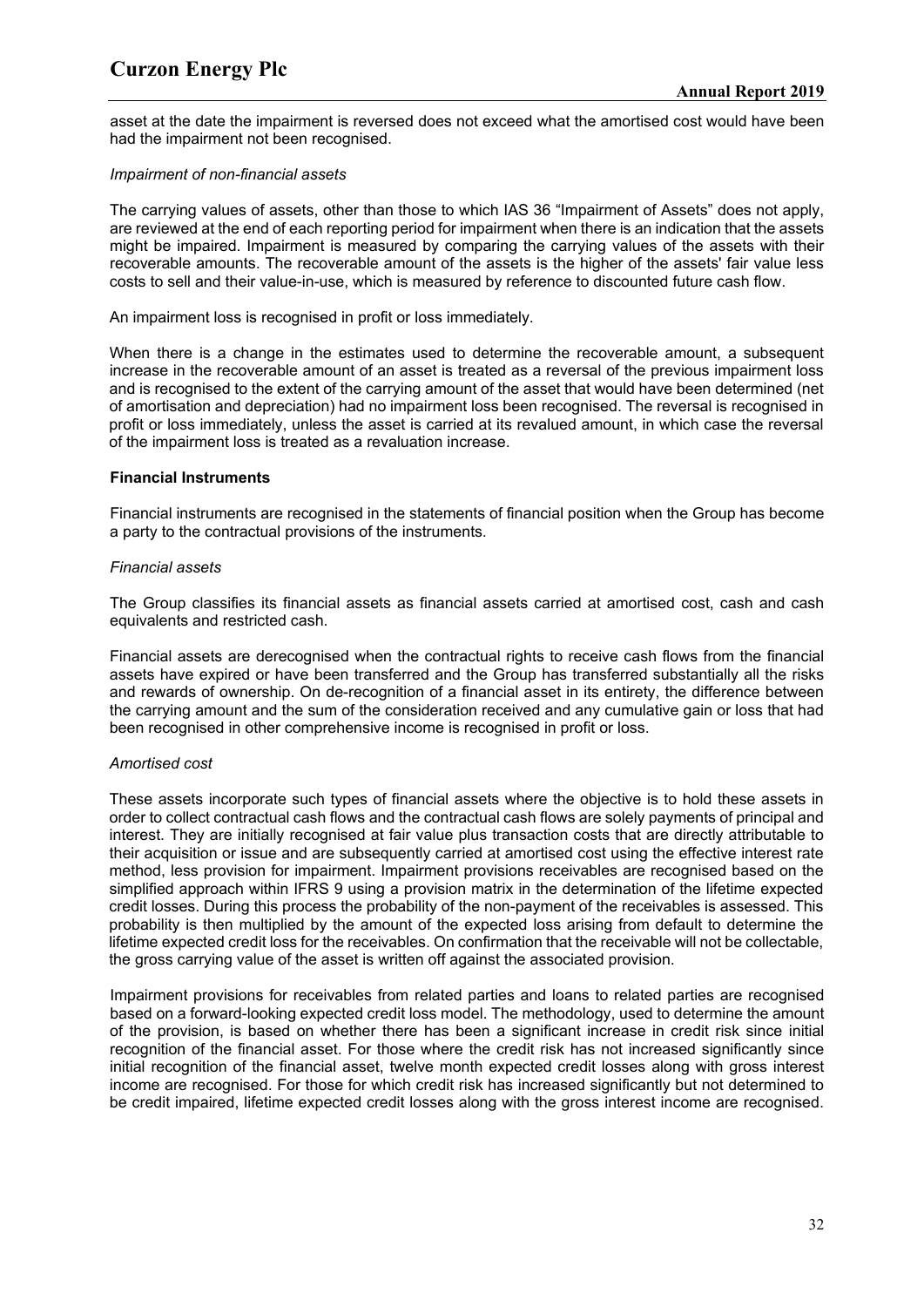asset at the date the impairment is reversed does not exceed what the amortised cost would have been had the impairment not been recognised.

*Impairment of non-financial assets*

The carrying values of assets, other than those to which IAS 36 "Impairment of Assets" does not apply, are reviewed at the end of each reporting period for impairment when there is an indication that the assets might be impaired. Impairment is measured by comparing the carrying values of the assets with their recoverable amounts. The recoverable amount of the assets is the higher of the assets' fair value less costs to sell and their value-in-use, which is measured by reference to discounted future cash flow.

An impairment loss is recognised in profit or loss immediately.

When there is a change in the estimates used to determine the recoverable amount, a subsequent increase in the recoverable amount of an asset is treated as a reversal of the previous impairment loss and is recognised to the extent of the carrying amount of the asset that would have been determined (net of amortisation and depreciation) had no impairment loss been recognised. The reversal is recognised in profit or loss immediately, unless the asset is carried at its revalued amount, in which case the reversal of the impairment loss is treated as a revaluation increase.

**Financial Instruments**

Financial instruments are recognised in the statements of financial position when the Group has become a party to the contractual provisions of the instruments.

*Financial assets*

The Group classifies its financial assets as financial assets carried at amortised cost, cash and cash equivalents and restricted cash.

Financial assets are derecognised when the contractual rights to receive cash flows from the financial assets have expired or have been transferred and the Group has transferred substantially all the risks and rewards of ownership. On de-recognition of a financial asset in its entirety, the difference between the carrying amount and the sum of the consideration received and any cumulative gain or loss that had been recognised in other comprehensive income is recognised in profit or loss.

*Amortised cost*

These assets incorporate such types of financial assets where the objective is to hold these assets in order to collect contractual cash flows and the contractual cash flows are solely payments of principal and interest. They are initially recognised at fair value plus transaction costs that are directly attributable to their acquisition or issue and are subsequently carried at amortised cost using the effective interest rate method, less provision for impairment. Impairment provisions receivables are recognised based on the simplified approach within IFRS 9 using a provision matrix in the determination of the lifetime expected credit losses. During this process the probability of the non-payment of the receivables is assessed. This probability is then multiplied by the amount of the expected loss arising from default to determine the lifetime expected credit loss for the receivables. On confirmation that the receivable will not be collectable, the gross carrying value of the asset is written off against the associated provision.

Impairment provisions for receivables from related parties and loans to related parties are recognised based on a forward-looking expected credit loss model. The methodology, used to determine the amount of the provision, is based on whether there has been a significant increase in credit risk since initial recognition of the financial asset. For those where the credit risk has not increased significantly since initial recognition of the financial asset, twelve month expected credit losses along with gross interest income are recognised. For those for which credit risk has increased significantly but not determined to be credit impaired, lifetime expected credit losses along with the gross interest income are recognised.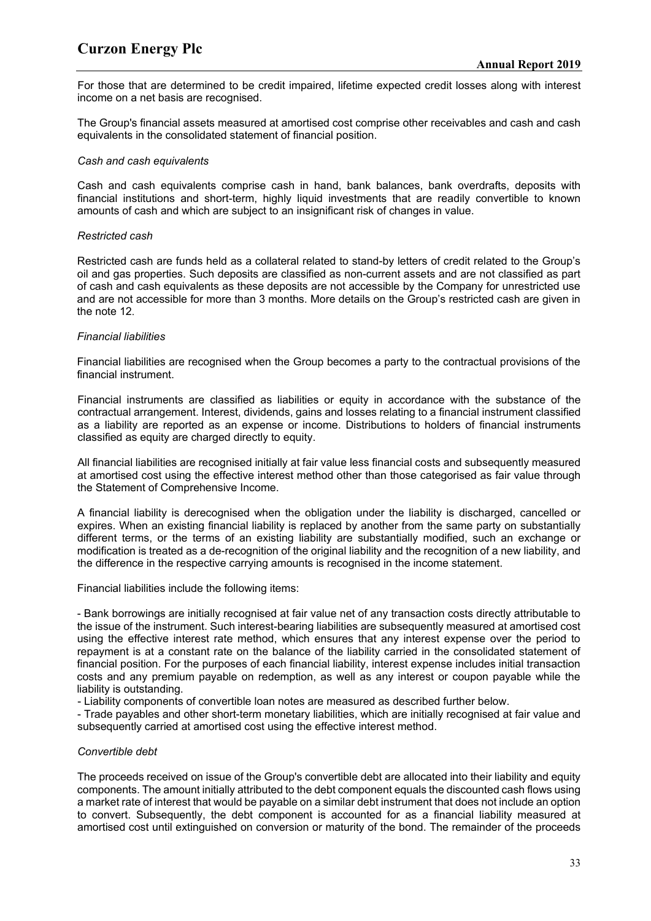For those that are determined to be credit impaired, lifetime expected credit losses along with interest income on a net basis are recognised.

The Group's financial assets measured at amortised cost comprise other receivables and cash and cash equivalents in the consolidated statement of financial position.

*Cash and cash equivalents*

Cash and cash equivalents comprise cash in hand, bank balances, bank overdrafts, deposits with financial institutions and short-term, highly liquid investments that are readily convertible to known amounts of cash and which are subject to an insignificant risk of changes in value.

*Restricted cash*

Restricted cash are funds held as a collateral related to stand-by letters of credit related to the Group's oil and gas properties. Such deposits are classified as non-current assets and are not classified as part of cash and cash equivalents as these deposits are not accessible by the Company for unrestricted use and are not accessible for more than 3 months. More details on the Group's restricted cash are given in the note 12.

*Financial liabilities*

Financial liabilities are recognised when the Group becomes a party to the contractual provisions of the financial instrument.

Financial instruments are classified as liabilities or equity in accordance with the substance of the contractual arrangement. Interest, dividends, gains and losses relating to a financial instrument classified as a liability are reported as an expense or income. Distributions to holders of financial instruments classified as equity are charged directly to equity.

All financial liabilities are recognised initially at fair value less financial costs and subsequently measured at amortised cost using the effective interest method other than those categorised as fair value through the Statement of Comprehensive Income.

A financial liability is derecognised when the obligation under the liability is discharged, cancelled or expires. When an existing financial liability is replaced by another from the same party on substantially different terms, or the terms of an existing liability are substantially modified, such an exchange or modification is treated as a de-recognition of the original liability and the recognition of a new liability, and the difference in the respective carrying amounts is recognised in the income statement.

Financial liabilities include the following items:

- Bank borrowings are initially recognised at fair value net of any transaction costs directly attributable to the issue of the instrument. Such interest-bearing liabilities are subsequently measured at amortised cost using the effective interest rate method, which ensures that any interest expense over the period to repayment is at a constant rate on the balance of the liability carried in the consolidated statement of financial position. For the purposes of each financial liability, interest expense includes initial transaction costs and any premium payable on redemption, as well as any interest or coupon payable while the liability is outstanding.
- Liability components of convertible loan notes are measured as described further below.
- Trade payables and other short-term monetary liabilities, which are initially recognised at fair value and subsequently carried at amortised cost using the effective interest method.

*Convertible debt*

The proceeds received on issue of the Group's convertible debt are allocated into their liability and equity components. The amount initially attributed to the debt component equals the discounted cash flows using a market rate of interest that would be payable on a similar debt instrument that does not include an option to convert. Subsequently, the debt component is accounted for as a financial liability measured at amortised cost until extinguished on conversion or maturity of the bond. The remainder of the proceeds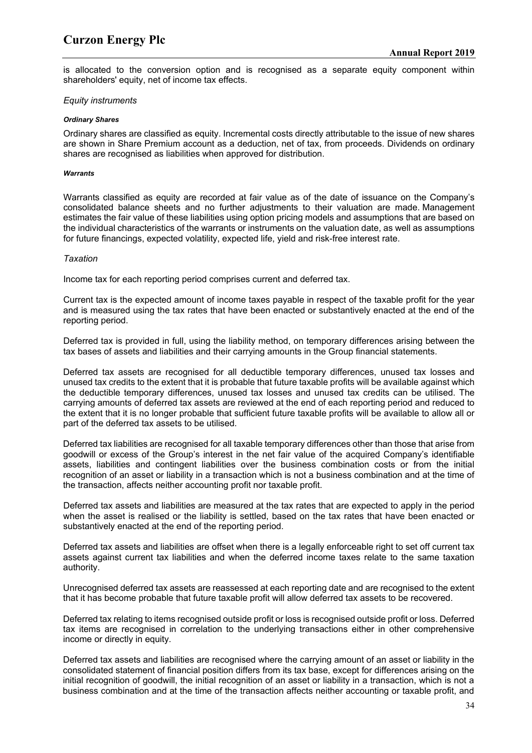is allocated to the conversion option and is recognised as a separate equity component within shareholders' equity, net of income tax effects.

*Equity instruments*

***Ordinary Shares***

Ordinary shares are classified as equity. Incremental costs directly attributable to the issue of new shares are shown in Share Premium account as a deduction, net of tax, from proceeds. Dividends on ordinary shares are recognised as liabilities when approved for distribution.

***Warrants***

Warrants classified as equity are recorded at fair value as of the date of issuance on the Company's consolidated balance sheets and no further adjustments to their valuation are made. Management estimates the fair value of these liabilities using option pricing models and assumptions that are based on the individual characteristics of the warrants or instruments on the valuation date, as well as assumptions for future financings, expected volatility, expected life, yield and risk-free interest rate.

*Taxation*

Income tax for each reporting period comprises current and deferred tax.

Current tax is the expected amount of income taxes payable in respect of the taxable profit for the year and is measured using the tax rates that have been enacted or substantively enacted at the end of the reporting period.

Deferred tax is provided in full, using the liability method, on temporary differences arising between the tax bases of assets and liabilities and their carrying amounts in the Group financial statements.

Deferred tax assets are recognised for all deductible temporary differences, unused tax losses and unused tax credits to the extent that it is probable that future taxable profits will be available against which the deductible temporary differences, unused tax losses and unused tax credits can be utilised. The carrying amounts of deferred tax assets are reviewed at the end of each reporting period and reduced to the extent that it is no longer probable that sufficient future taxable profits will be available to allow all or part of the deferred tax assets to be utilised.

Deferred tax liabilities are recognised for all taxable temporary differences other than those that arise from goodwill or excess of the Group's interest in the net fair value of the acquired Company's identifiable assets, liabilities and contingent liabilities over the business combination costs or from the initial recognition of an asset or liability in a transaction which is not a business combination and at the time of the transaction, affects neither accounting profit nor taxable profit.

Deferred tax assets and liabilities are measured at the tax rates that are expected to apply in the period when the asset is realised or the liability is settled, based on the tax rates that have been enacted or substantively enacted at the end of the reporting period.

Deferred tax assets and liabilities are offset when there is a legally enforceable right to set off current tax assets against current tax liabilities and when the deferred income taxes relate to the same taxation authority.

Unrecognised deferred tax assets are reassessed at each reporting date and are recognised to the extent that it has become probable that future taxable profit will allow deferred tax assets to be recovered.

Deferred tax relating to items recognised outside profit or loss is recognised outside profit or loss. Deferred tax items are recognised in correlation to the underlying transactions either in other comprehensive income or directly in equity.

Deferred tax assets and liabilities are recognised where the carrying amount of an asset or liability in the consolidated statement of financial position differs from its tax base, except for differences arising on the initial recognition of goodwill, the initial recognition of an asset or liability in a transaction, which is not a business combination and at the time of the transaction affects neither accounting or taxable profit, and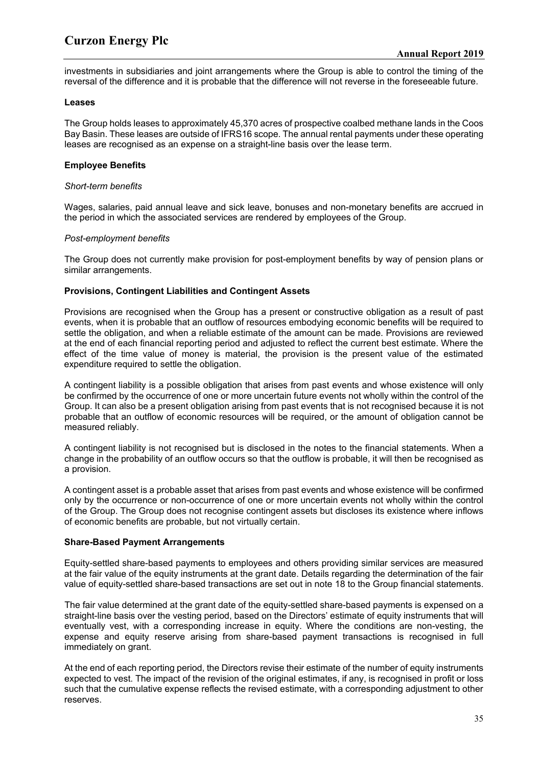investments in subsidiaries and joint arrangements where the Group is able to control the timing of the reversal of the difference and it is probable that the difference will not reverse in the foreseeable future.

**Leases**

The Group holds leases to approximately 45,370 acres of prospective coalbed methane lands in the Coos Bay Basin. These leases are outside of IFRS16 scope. The annual rental payments under these operating leases are recognised as an expense on a straight-line basis over the lease term.

**Employee Benefits**

*Short-term benefits*

Wages, salaries, paid annual leave and sick leave, bonuses and non-monetary benefits are accrued in the period in which the associated services are rendered by employees of the Group.

*Post-employment benefits*

The Group does not currently make provision for post-employment benefits by way of pension plans or similar arrangements.

**Provisions, Contingent Liabilities and Contingent Assets**

Provisions are recognised when the Group has a present or constructive obligation as a result of past events, when it is probable that an outflow of resources embodying economic benefits will be required to settle the obligation, and when a reliable estimate of the amount can be made. Provisions are reviewed at the end of each financial reporting period and adjusted to reflect the current best estimate. Where the effect of the time value of money is material, the provision is the present value of the estimated expenditure required to settle the obligation.

A contingent liability is a possible obligation that arises from past events and whose existence will only be confirmed by the occurrence of one or more uncertain future events not wholly within the control of the Group. It can also be a present obligation arising from past events that is not recognised because it is not probable that an outflow of economic resources will be required, or the amount of obligation cannot be measured reliably.

A contingent liability is not recognised but is disclosed in the notes to the financial statements. When a change in the probability of an outflow occurs so that the outflow is probable, it will then be recognised as a provision.

A contingent asset is a probable asset that arises from past events and whose existence will be confirmed only by the occurrence or non-occurrence of one or more uncertain events not wholly within the control of the Group. The Group does not recognise contingent assets but discloses its existence where inflows of economic benefits are probable, but not virtually certain.

**Share-Based Payment Arrangements**

Equity-settled share-based payments to employees and others providing similar services are measured at the fair value of the equity instruments at the grant date. Details regarding the determination of the fair value of equity-settled share-based transactions are set out in note 18 to the Group financial statements.

The fair value determined at the grant date of the equity-settled share-based payments is expensed on a straight-line basis over the vesting period, based on the Directors' estimate of equity instruments that will eventually vest, with a corresponding increase in equity. Where the conditions are non-vesting, the expense and equity reserve arising from share-based payment transactions is recognised in full immediately on grant.

At the end of each reporting period, the Directors revise their estimate of the number of equity instruments expected to vest. The impact of the revision of the original estimates, if any, is recognised in profit or loss such that the cumulative expense reflects the revised estimate, with a corresponding adjustment to other reserves.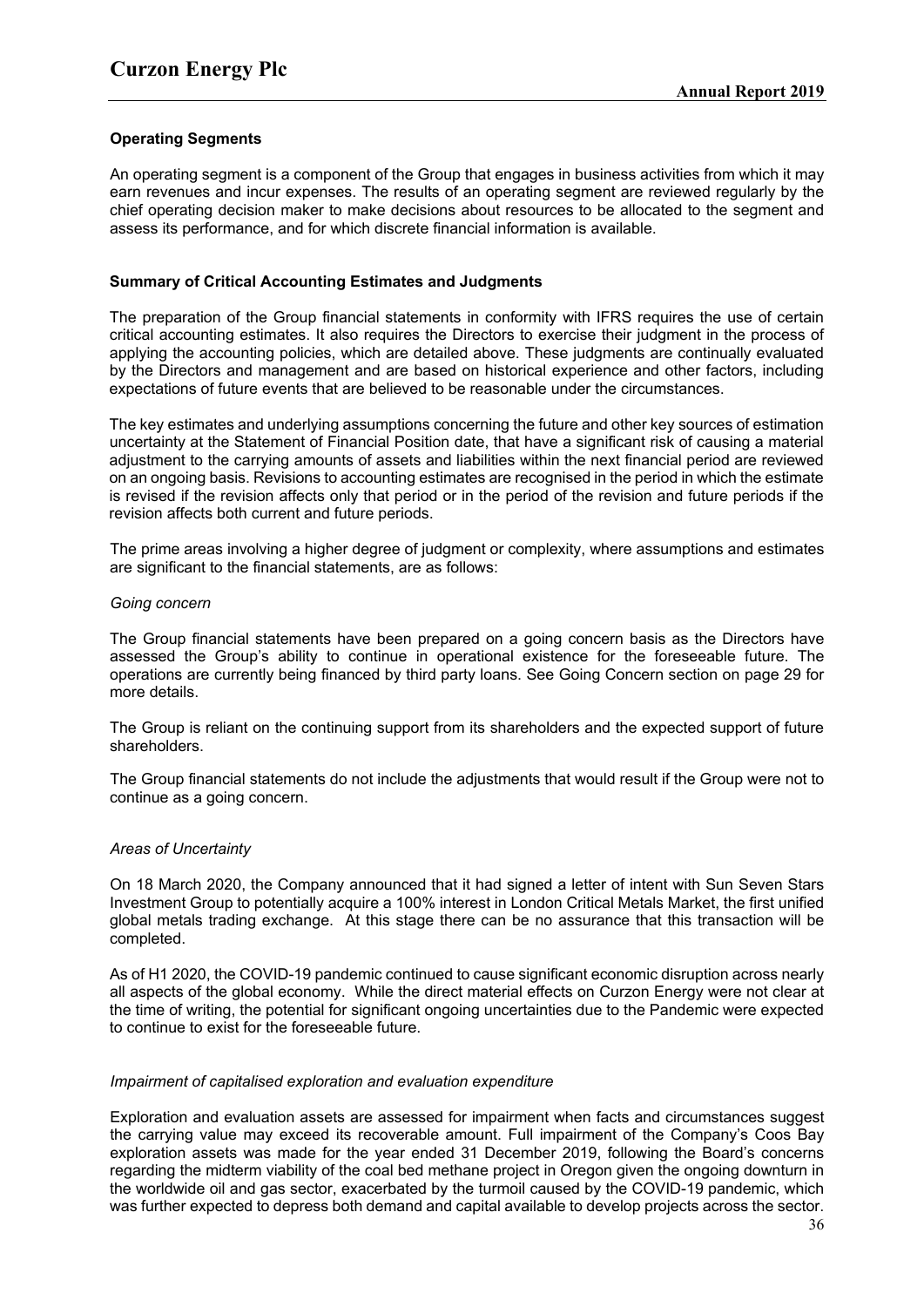### Operating Segments

An operating segment is a component of the Group that engages in business activities from which it may earn revenues and incur expenses. The results of an operating segment are reviewed regularly by the chief operating decision maker to make decisions about resources to be allocated to the segment and assess its performance, and for which discrete financial information is available.

### Summary of Critical Accounting Estimates and Judgments

The preparation of the Group financial statements in conformity with IFRS requires the use of certain critical accounting estimates. It also requires the Directors to exercise their judgment in the process of applying the accounting policies, which are detailed above. These judgments are continually evaluated by the Directors and management and are based on historical experience and other factors, including expectations of future events that are believed to be reasonable under the circumstances.

The key estimates and underlying assumptions concerning the future and other key sources of estimation uncertainty at the Statement of Financial Position date, that have a significant risk of causing a material adjustment to the carrying amounts of assets and liabilities within the next financial period are reviewed on an ongoing basis. Revisions to accounting estimates are recognised in the period in which the estimate is revised if the revision affects only that period or in the period of the revision and future periods if the revision affects both current and future periods.

The prime areas involving a higher degree of judgment or complexity, where assumptions and estimates are significant to the financial statements, are as follows:

*Going concern*

The Group financial statements have been prepared on a going concern basis as the Directors have assessed the Group's ability to continue in operational existence for the foreseeable future. The operations are currently being financed by third party loans. See Going Concern section on page 29 for more details.

The Group is reliant on the continuing support from its shareholders and the expected support of future shareholders.

The Group financial statements do not include the adjustments that would result if the Group were not to continue as a going concern.

*Areas of Uncertainty*

On 18 March 2020, the Company announced that it had signed a letter of intent with Sun Seven Stars Investment Group to potentially acquire a 100% interest in London Critical Metals Market, the first unified global metals trading exchange. At this stage there can be no assurance that this transaction will be completed.

As of H1 2020, the COVID-19 pandemic continued to cause significant economic disruption across nearly all aspects of the global economy. While the direct material effects on Curzon Energy were not clear at the time of writing, the potential for significant ongoing uncertainties due to the Pandemic were expected to continue to exist for the foreseeable future.

*Impairment of capitalised exploration and evaluation expenditure*

Exploration and evaluation assets are assessed for impairment when facts and circumstances suggest the carrying value may exceed its recoverable amount. Full impairment of the Company's Coos Bay exploration assets was made for the year ended 31 December 2019, following the Board's concerns regarding the midterm viability of the coal bed methane project in Oregon given the ongoing downturn in the worldwide oil and gas sector, exacerbated by the turmoil caused by the COVID-19 pandemic, which was further expected to depress both demand and capital available to develop projects across the sector.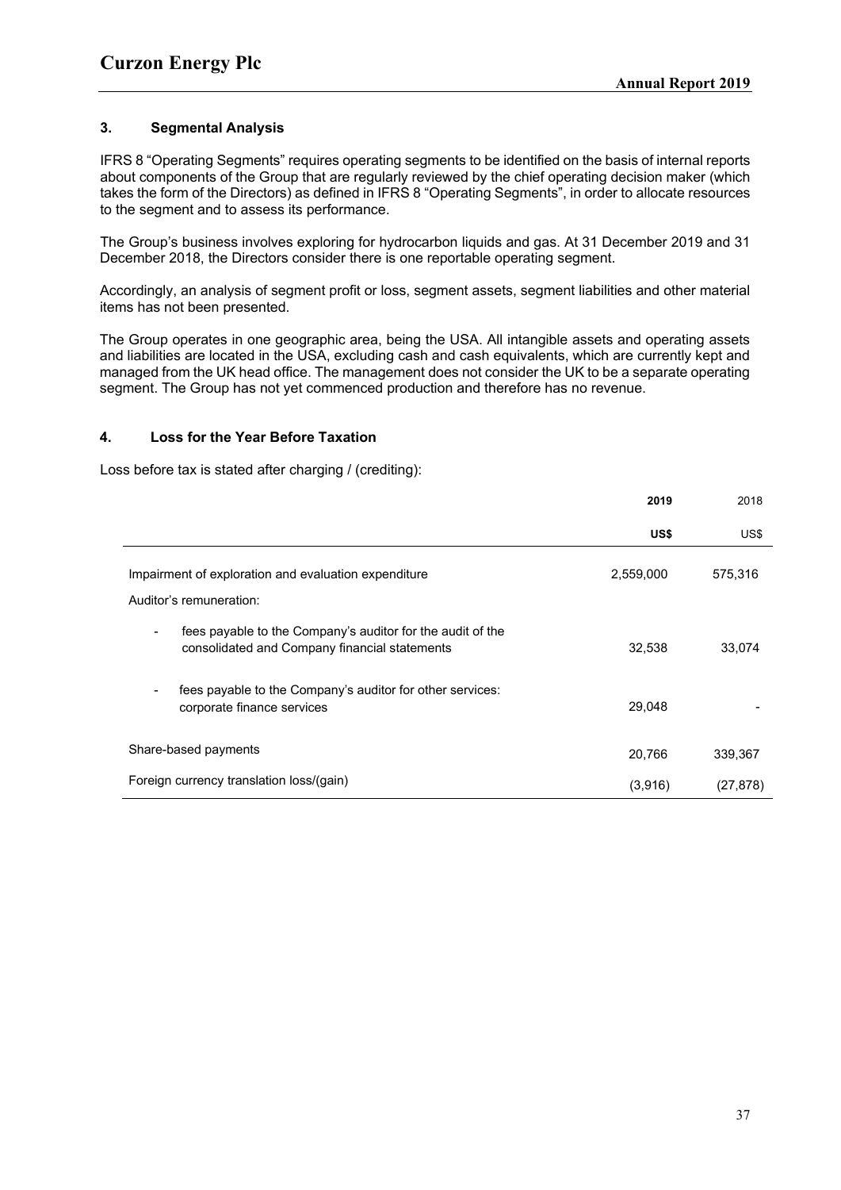## 3. Segmental Analysis

IFRS 8 "Operating Segments" requires operating segments to be identified on the basis of internal reports about components of the Group that are regularly reviewed by the chief operating decision maker (which takes the form of the Directors) as defined in IFRS 8 "Operating Segments", in order to allocate resources to the segment and to assess its performance.

The Group's business involves exploring for hydrocarbon liquids and gas. At 31 December 2019 and 31 December 2018, the Directors consider there is one reportable operating segment.

Accordingly, an analysis of segment profit or loss, segment assets, segment liabilities and other material items has not been presented.

The Group operates in one geographic area, being the USA. All intangible assets and operating assets and liabilities are located in the USA, excluding cash and cash equivalents, which are currently kept and managed from the UK head office. The management does not consider the UK to be a separate operating segment. The Group has not yet commenced production and therefore has no revenue.

## 4. Loss for the Year Before Taxation

Loss before tax is stated after charging / (crediting):

| | **2019** | 2018 |
|---|---|---|
| | **US$** | US$ |
| Impairment of exploration and evaluation expenditure | 2,559,000 | 575,316 |
| Auditor's remuneration: | | |
| - fees payable to the Company's auditor for the audit of the consolidated and Company financial statements | 32,538 | 33,074 |
| - fees payable to the Company's auditor for other services: corporate finance services | 29,048 | - |
| Share-based payments | 20,766 | 339,367 |
| Foreign currency translation loss/(gain) | (3,916) | (27,878) |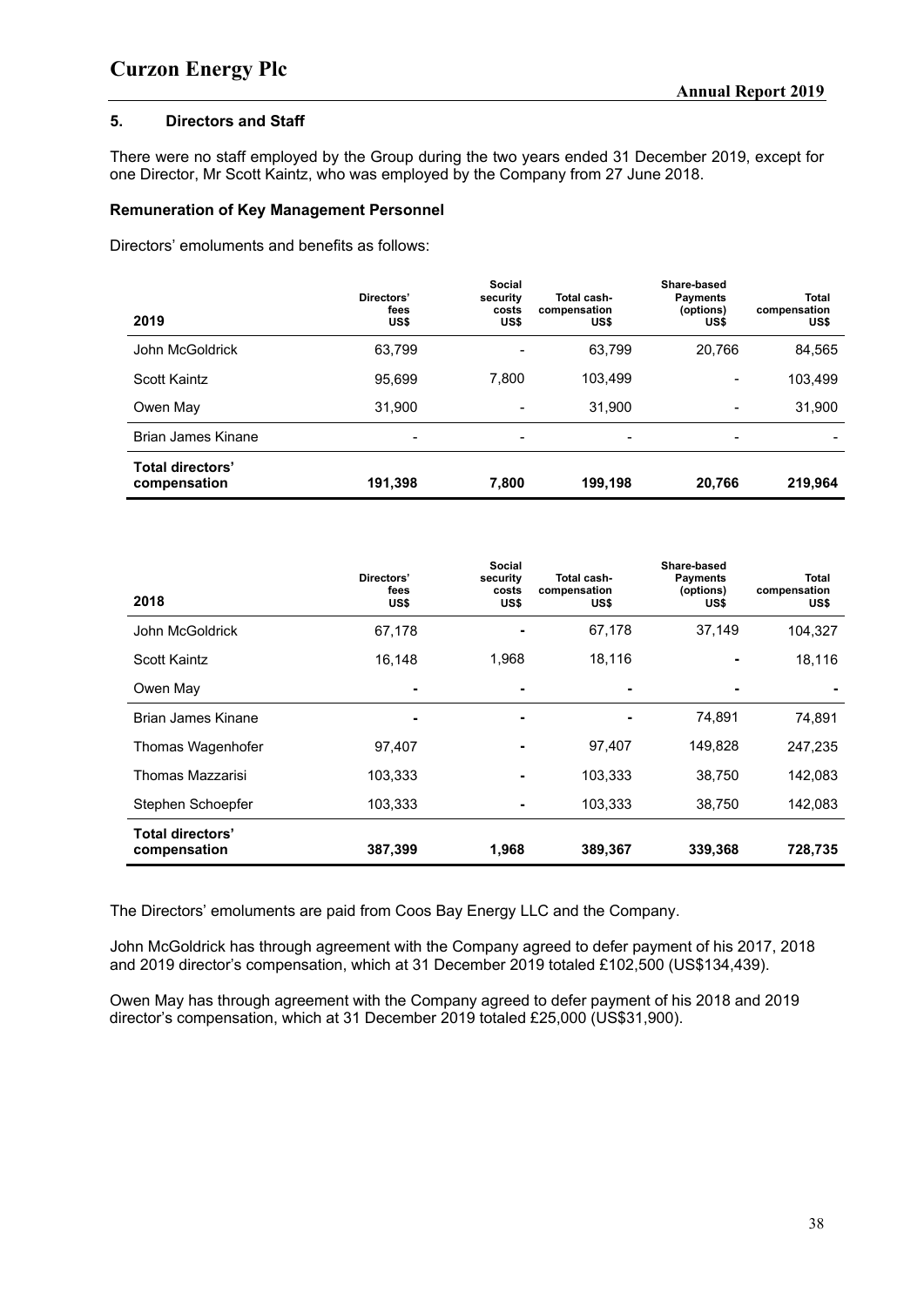## 5. Directors and Staff

There were no staff employed by the Group during the two years ended 31 December 2019, except for one Director, Mr Scott Kaintz, who was employed by the Company from 27 June 2018.

### Remuneration of Key Management Personnel

Directors' emoluments and benefits as follows:

| 2019 | Directors' fees US$ | Social security costs US$ | Total cash-compensation US$ | Share-based Payments (options) US$ | Total compensation US$ |
|---|---|---|---|---|---|
| John McGoldrick | 63,799 | - | 63,799 | 20,766 | 84,565 |
| Scott Kaintz | 95,699 | 7,800 | 103,499 | - | 103,499 |
| Owen May | 31,900 | - | 31,900 | - | 31,900 |
| Brian James Kinane | - | - | - | - | - |
| **Total directors' compensation** | **191,398** | **7,800** | **199,198** | **20,766** | **219,964** |

| 2018 | Directors' fees US$ | Social security costs US$ | Total cash-compensation US$ | Share-based Payments (options) US$ | Total compensation US$ |
|---|---|---|---|---|---|
| John McGoldrick | 67,178 | - | 67,178 | 37,149 | 104,327 |
| Scott Kaintz | 16,148 | 1,968 | 18,116 | - | 18,116 |
| Owen May | - | - | - | - | - |
| Brian James Kinane | - | - | - | 74,891 | 74,891 |
| Thomas Wagenhofer | 97,407 | - | 97,407 | 149,828 | 247,235 |
| Thomas Mazzarisi | 103,333 | - | 103,333 | 38,750 | 142,083 |
| Stephen Schoepfer | 103,333 | - | 103,333 | 38,750 | 142,083 |
| **Total directors' compensation** | **387,399** | **1,968** | **389,367** | **339,368** | **728,735** |

The Directors' emoluments are paid from Coos Bay Energy LLC and the Company.

John McGoldrick has through agreement with the Company agreed to defer payment of his 2017, 2018 and 2019 director's compensation, which at 31 December 2019 totaled £102,500 (US$134,439).

Owen May has through agreement with the Company agreed to defer payment of his 2018 and 2019 director's compensation, which at 31 December 2019 totaled £25,000 (US$31,900).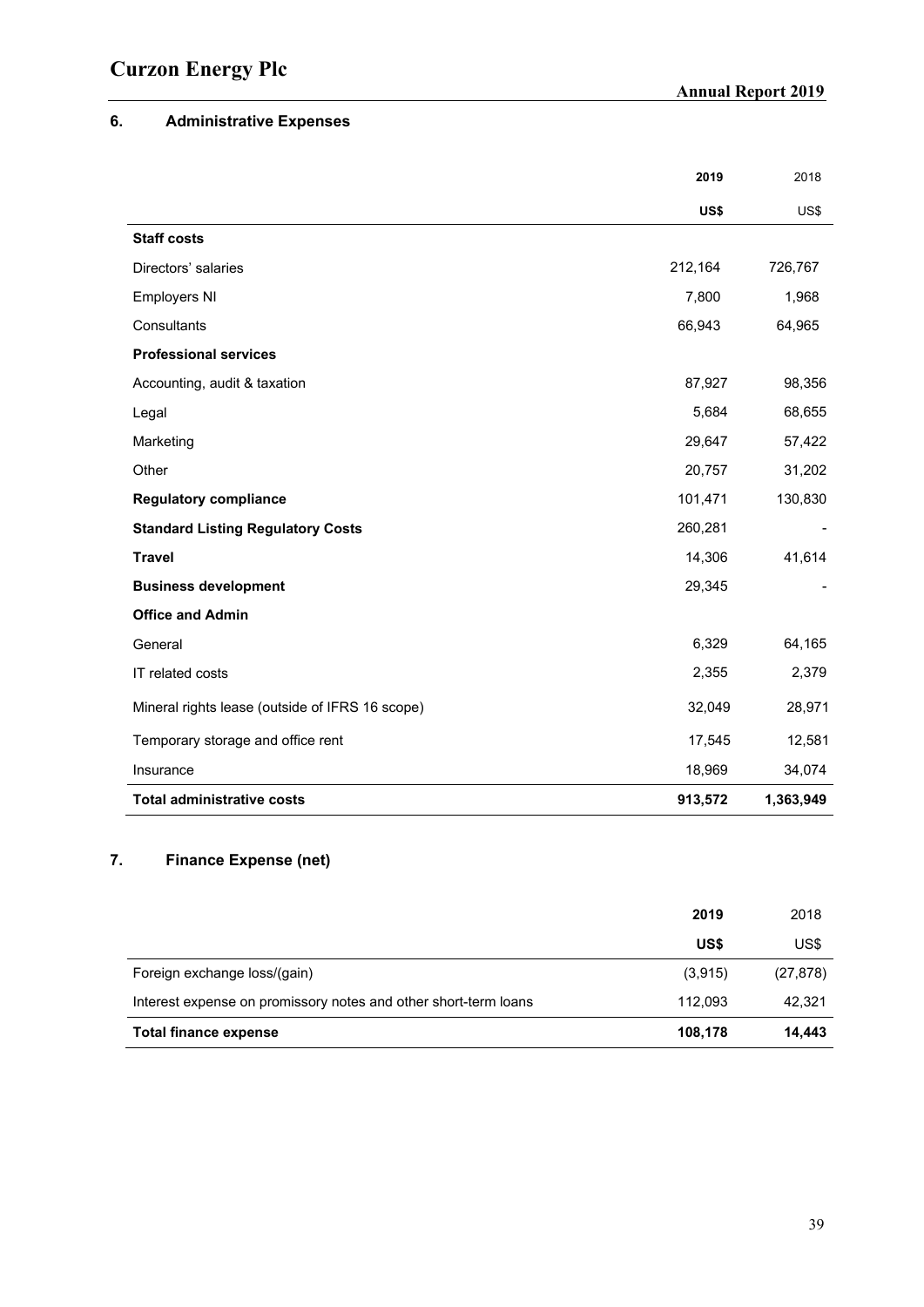## 6. Administrative Expenses

| | 2019 | 2018 |
|---|---|---|
| | US$ | US$ |
| **Staff costs** | | |
| Directors' salaries | 212,164 | 726,767 |
| Employers NI | 7,800 | 1,968 |
| Consultants | 66,943 | 64,965 |
| **Professional services** | | |
| Accounting, audit & taxation | 87,927 | 98,356 |
| Legal | 5,684 | 68,655 |
| Marketing | 29,647 | 57,422 |
| Other | 20,757 | 31,202 |
| **Regulatory compliance** | 101,471 | 130,830 |
| **Standard Listing Regulatory Costs** | 260,281 | - |
| **Travel** | 14,306 | 41,614 |
| **Business development** | 29,345 | - |
| **Office and Admin** | | |
| General | 6,329 | 64,165 |
| IT related costs | 2,355 | 2,379 |
| Mineral rights lease (outside of IFRS 16 scope) | 32,049 | 28,971 |
| Temporary storage and office rent | 17,545 | 12,581 |
| Insurance | 18,969 | 34,074 |
| **Total administrative costs** | **913,572** | **1,363,949** |

## 7. Finance Expense (net)

| | 2019 | 2018 |
|---|---|---|
| | US$ | US$ |
| Foreign exchange loss/(gain) | (3,915) | (27,878) |
| Interest expense on promissory notes and other short-term loans | 112,093 | 42,321 |
| **Total finance expense** | **108,178** | **14,443** |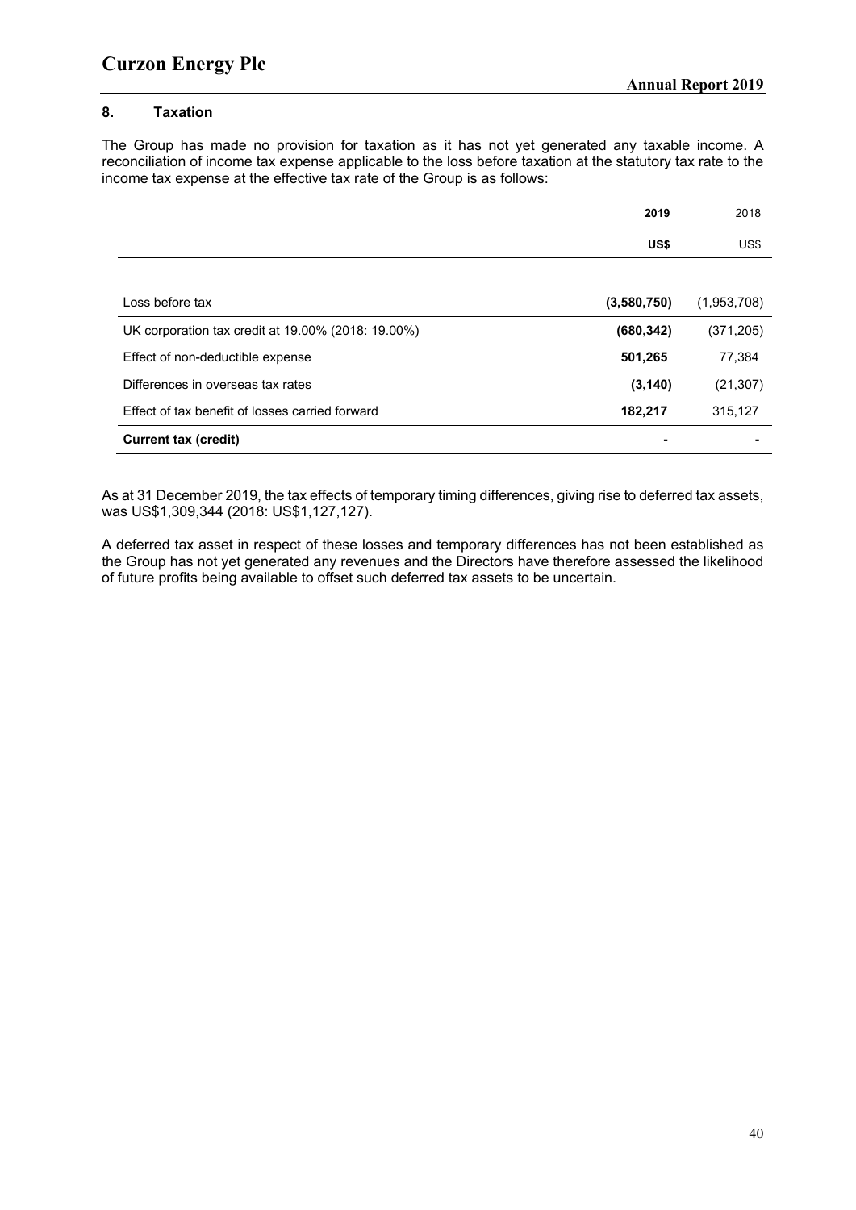## 8. Taxation

The Group has made no provision for taxation as it has not yet generated any taxable income. A reconciliation of income tax expense applicable to the loss before taxation at the statutory tax rate to the income tax expense at the effective tax rate of the Group is as follows:

| | **2019** | 2018 |
|---|---|---|
| | **US$** | US$ |
| Loss before tax | **(3,580,750)** | (1,953,708) |
| UK corporation tax credit at 19.00% (2018: 19.00%) | **(680,342)** | (371,205) |
| Effect of non-deductible expense | **501,265** | 77,384 |
| Differences in overseas tax rates | **(3,140)** | (21,307) |
| Effect of tax benefit of losses carried forward | **182,217** | 315,127 |
| **Current tax (credit)** | **-** | - |

As at 31 December 2019, the tax effects of temporary timing differences, giving rise to deferred tax assets, was US$1,309,344 (2018: US$1,127,127).

A deferred tax asset in respect of these losses and temporary differences has not been established as the Group has not yet generated any revenues and the Directors have therefore assessed the likelihood of future profits being available to offset such deferred tax assets to be uncertain.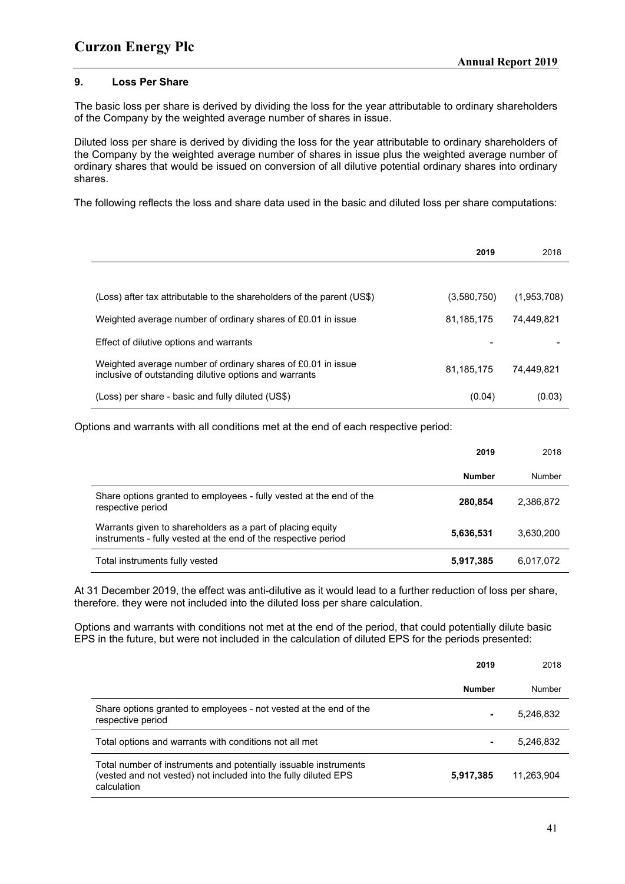## 9. Loss Per Share

The basic loss per share is derived by dividing the loss for the year attributable to ordinary shareholders of the Company by the weighted average number of shares in issue.

Diluted loss per share is derived by dividing the loss for the year attributable to ordinary shareholders of the Company by the weighted average number of shares in issue plus the weighted average number of ordinary shares that would be issued on conversion of all dilutive potential ordinary shares into ordinary shares.

The following reflects the loss and share data used in the basic and diluted loss per share computations:

| | **2019** | 2018 |
|---|---|---|
| (Loss) after tax attributable to the shareholders of the parent (US$) | (3,580,750) | (1,953,708) |
| Weighted average number of ordinary shares of £0.01 in issue | 81,185,175 | 74,449,821 |
| Effect of dilutive options and warrants | - | - |
| Weighted average number of ordinary shares of £0.01 in issue inclusive of outstanding dilutive options and warrants | 81,185,175 | 74,449,821 |
| (Loss) per share - basic and fully diluted (US$) | (0.04) | (0.03) |

Options and warrants with all conditions met at the end of each respective period:

| | **2019** | 2018 |
|---|---|---|
| | **Number** | Number |
| Share options granted to employees - fully vested at the end of the respective period | **280,854** | 2,386,872 |
| Warrants given to shareholders as a part of placing equity instruments - fully vested at the end of the respective period | **5,636,531** | 3,630,200 |
| Total instruments fully vested | **5,917,385** | 6,017,072 |

At 31 December 2019, the effect was anti-dilutive as it would lead to a further reduction of loss per share, therefore. they were not included into the diluted loss per share calculation.

Options and warrants with conditions not met at the end of the period, that could potentially dilute basic EPS in the future, but were not included in the calculation of diluted EPS for the periods presented:

| | **2019** | 2018 |
|---|---|---|
| | **Number** | Number |
| Share options granted to employees - not vested at the end of the respective period | **-** | 5,246,832 |
| Total options and warrants with conditions not all met | **-** | 5,246,832 |
| Total number of instruments and potentially issuable instruments (vested and not vested) not included into the fully diluted EPS calculation | **5,917,385** | 11,263,904 |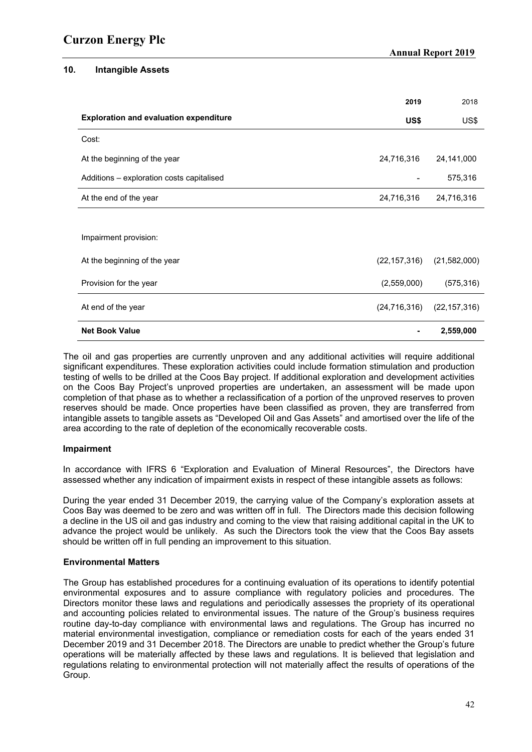## 10. Intangible Assets

| | **2019** | 2018 |
|---|---|---|
| **Exploration and evaluation expenditure** | **US$** | US$ |
| Cost: | | |
| At the beginning of the year | 24,716,316 | 24,141,000 |
| Additions – exploration costs capitalised | - | 575,316 |
| At the end of the year | 24,716,316 | 24,716,316 |
| | | |
| Impairment provision: | | |
| At the beginning of the year | (22,157,316) | (21,582,000) |
| Provision for the year | (2,559,000) | (575,316) |
| At end of the year | (24,716,316) | (22,157,316) |
| **Net Book Value** | **-** | **2,559,000** |

The oil and gas properties are currently unproven and any additional activities will require additional significant expenditures. These exploration activities could include formation stimulation and production testing of wells to be drilled at the Coos Bay project. If additional exploration and development activities on the Coos Bay Project's unproved properties are undertaken, an assessment will be made upon completion of that phase as to whether a reclassification of a portion of the unproved reserves to proven reserves should be made. Once properties have been classified as proven, they are transferred from intangible assets to tangible assets as "Developed Oil and Gas Assets" and amortised over the life of the area according to the rate of depletion of the economically recoverable costs.

### Impairment

In accordance with IFRS 6 "Exploration and Evaluation of Mineral Resources", the Directors have assessed whether any indication of impairment exists in respect of these intangible assets as follows:

During the year ended 31 December 2019, the carrying value of the Company's exploration assets at Coos Bay was deemed to be zero and was written off in full. The Directors made this decision following a decline in the US oil and gas industry and coming to the view that raising additional capital in the UK to advance the project would be unlikely. As such the Directors took the view that the Coos Bay assets should be written off in full pending an improvement to this situation.

### Environmental Matters

The Group has established procedures for a continuing evaluation of its operations to identify potential environmental exposures and to assure compliance with regulatory policies and procedures. The Directors monitor these laws and regulations and periodically assesses the propriety of its operational and accounting policies related to environmental issues. The nature of the Group's business requires routine day-to-day compliance with environmental laws and regulations. The Group has incurred no material environmental investigation, compliance or remediation costs for each of the years ended 31 December 2019 and 31 December 2018. The Directors are unable to predict whether the Group's future operations will be materially affected by these laws and regulations. It is believed that legislation and regulations relating to environmental protection will not materially affect the results of operations of the Group.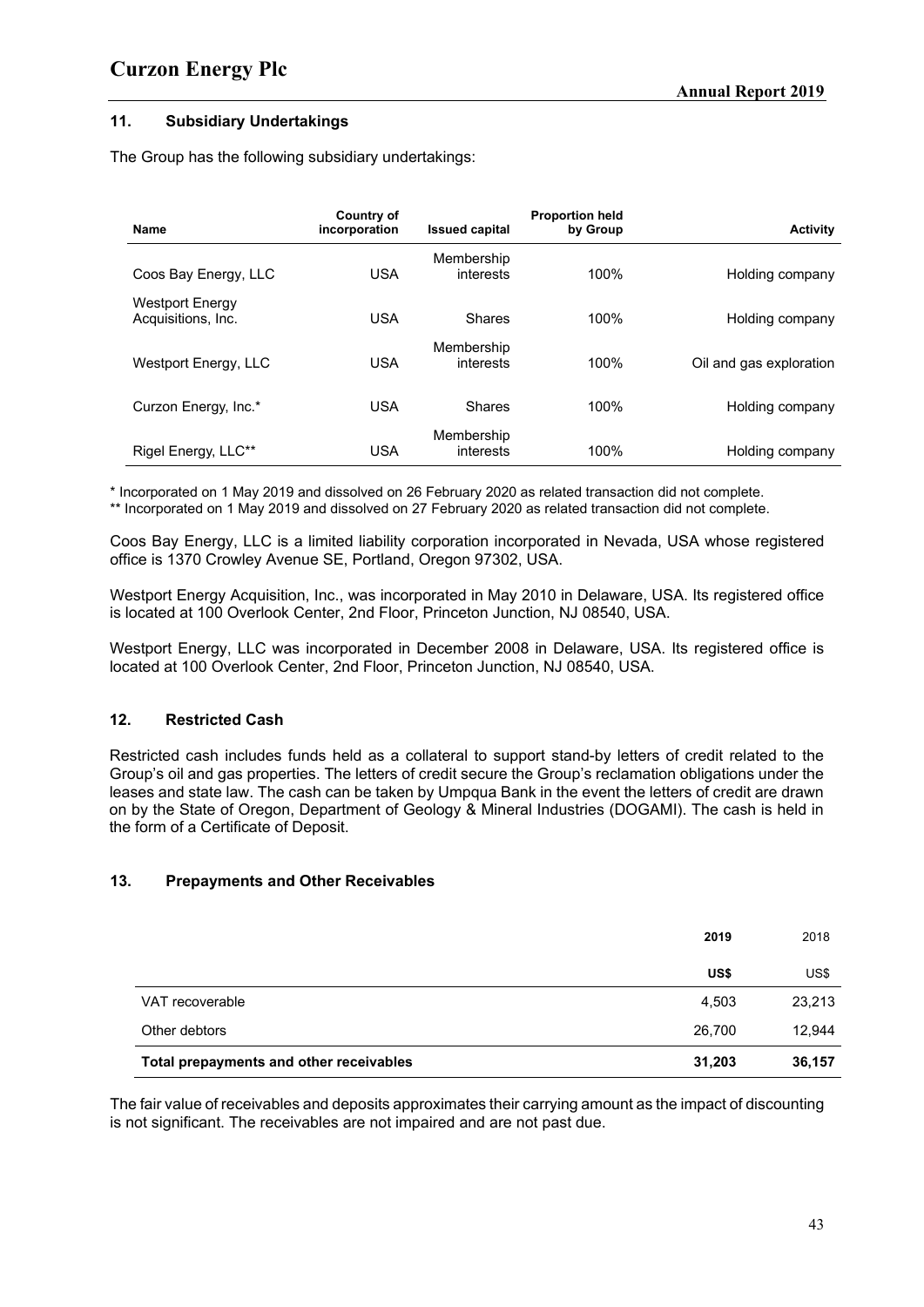## 11. Subsidiary Undertakings

The Group has the following subsidiary undertakings:

| Name | Country of incorporation | Issued capital | Proportion held by Group | Activity |
|---|---|---|---|---|
| Coos Bay Energy, LLC | USA | Membership interests | 100% | Holding company |
| Westport Energy Acquisitions, Inc. | USA | Shares | 100% | Holding company |
| Westport Energy, LLC | USA | Membership interests | 100% | Oil and gas exploration |
| Curzon Energy, Inc.* | USA | Shares | 100% | Holding company |
| Rigel Energy, LLC** | USA | Membership interests | 100% | Holding company |

* Incorporated on 1 May 2019 and dissolved on 26 February 2020 as related transaction did not complete.
** Incorporated on 1 May 2019 and dissolved on 27 February 2020 as related transaction did not complete.

Coos Bay Energy, LLC is a limited liability corporation incorporated in Nevada, USA whose registered office is 1370 Crowley Avenue SE, Portland, Oregon 97302, USA.

Westport Energy Acquisition, Inc., was incorporated in May 2010 in Delaware, USA. Its registered office is located at 100 Overlook Center, 2nd Floor, Princeton Junction, NJ 08540, USA.

Westport Energy, LLC was incorporated in December 2008 in Delaware, USA. Its registered office is located at 100 Overlook Center, 2nd Floor, Princeton Junction, NJ 08540, USA.

## 12. Restricted Cash

Restricted cash includes funds held as a collateral to support stand-by letters of credit related to the Group's oil and gas properties. The letters of credit secure the Group's reclamation obligations under the leases and state law. The cash can be taken by Umpqua Bank in the event the letters of credit are drawn on by the State of Oregon, Department of Geology & Mineral Industries (DOGAMI). The cash is held in the form of a Certificate of Deposit.

## 13. Prepayments and Other Receivables

| | **2019** | 2018 |
|---|---|---|
| | **US$** | US$ |
| VAT recoverable | 4,503 | 23,213 |
| Other debtors | 26,700 | 12,944 |
| **Total prepayments and other receivables** | **31,203** | **36,157** |

The fair value of receivables and deposits approximates their carrying amount as the impact of discounting is not significant. The receivables are not impaired and are not past due.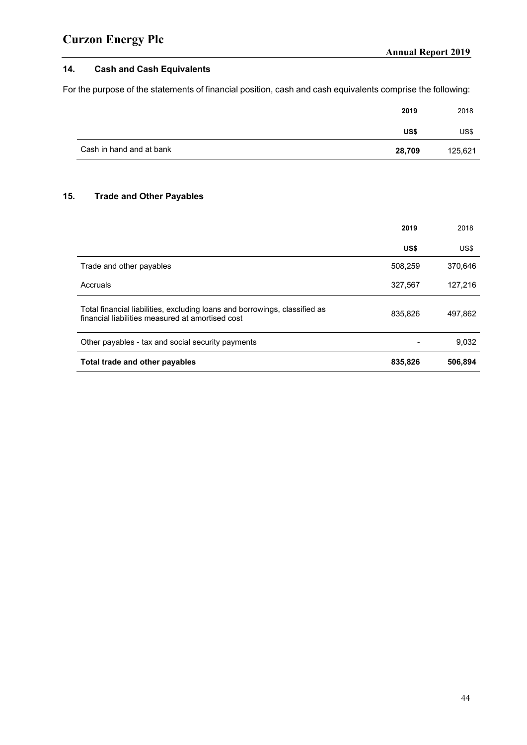## 14. Cash and Cash Equivalents

For the purpose of the statements of financial position, cash and cash equivalents comprise the following:

| | **2019** | 2018 |
|---|---|---|
| | **US$** | US$ |
| Cash in hand and at bank | **28,709** | 125,621 |

## 15. Trade and Other Payables

| | **2019** | 2018 |
|---|---|---|
| | **US$** | US$ |
| Trade and other payables | 508,259 | 370,646 |
| Accruals | 327,567 | 127,216 |
| Total financial liabilities, excluding loans and borrowings, classified as financial liabilities measured at amortised cost | 835,826 | 497,862 |
| Other payables - tax and social security payments | - | 9,032 |
| **Total trade and other payables** | **835,826** | **506,894** |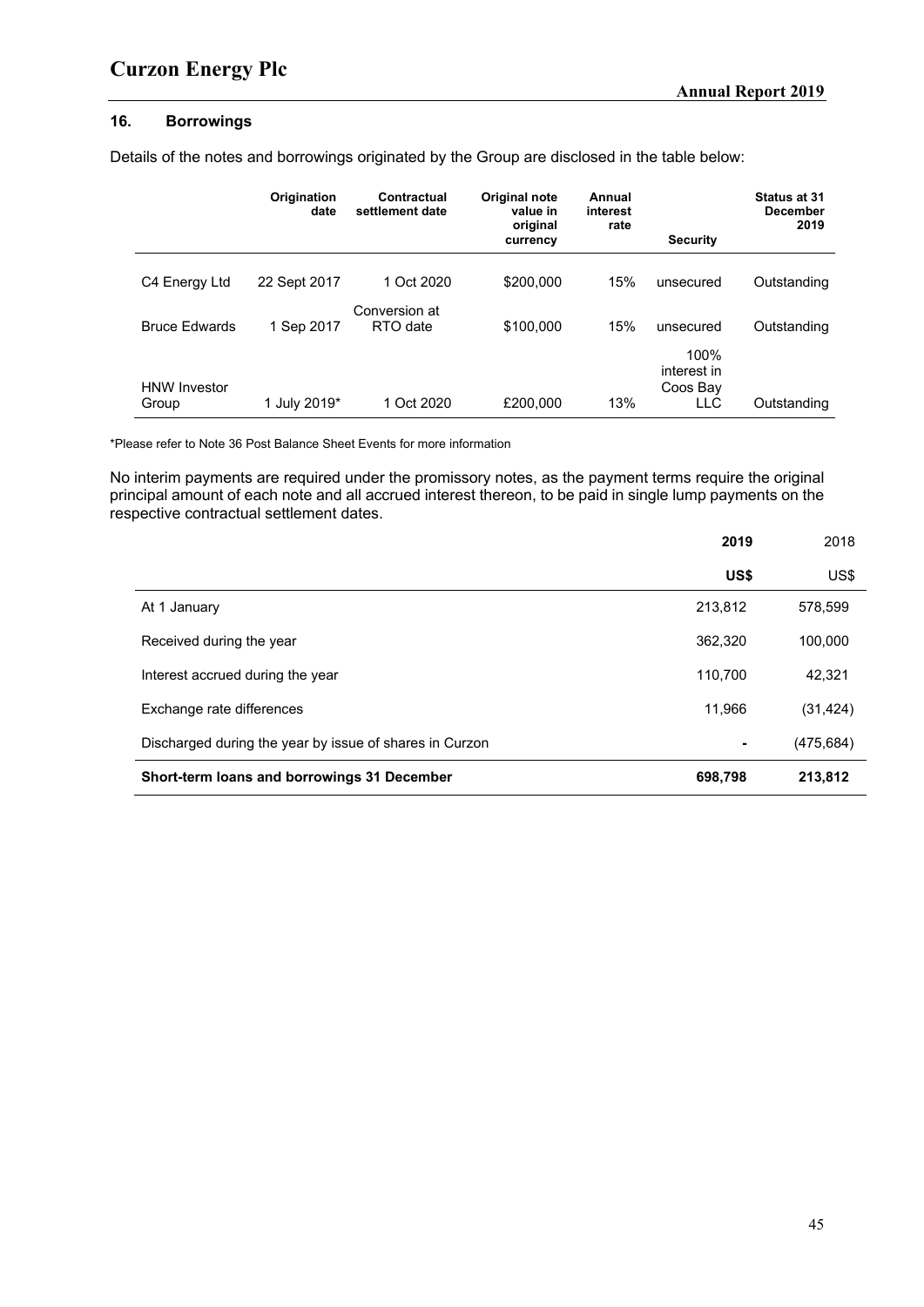## 16. Borrowings

Details of the notes and borrowings originated by the Group are disclosed in the table below:

| | Origination date | Contractual settlement date | Original note value in original currency | Annual interest rate | Security | Status at 31 December 2019 |
|---|---|---|---|---|---|---|
| C4 Energy Ltd | 22 Sept 2017 | 1 Oct 2020 | \$200,000 | 15% | unsecured | Outstanding |
| Bruce Edwards | 1 Sep 2017 | Conversion at RTO date | \$100,000 | 15% | unsecured | Outstanding |
| HNW Investor Group | 1 July 2019* | 1 Oct 2020 | £200,000 | 13% | 100% interest in Coos Bay LLC | Outstanding |

*Please refer to Note 36 Post Balance Sheet Events for more information

No interim payments are required under the promissory notes, as the payment terms require the original principal amount of each note and all accrued interest thereon, to be paid in single lump payments on the respective contractual settlement dates.

| | **2019** | 2018 |
|---|---|---|
| | **US\$** | US\$ |
| At 1 January | 213,812 | 578,599 |
| Received during the year | 362,320 | 100,000 |
| Interest accrued during the year | 110,700 | 42,321 |
| Exchange rate differences | 11,966 | (31,424) |
| Discharged during the year by issue of shares in Curzon | - | (475,684) |
| **Short-term loans and borrowings 31 December** | **698,798** | **213,812** |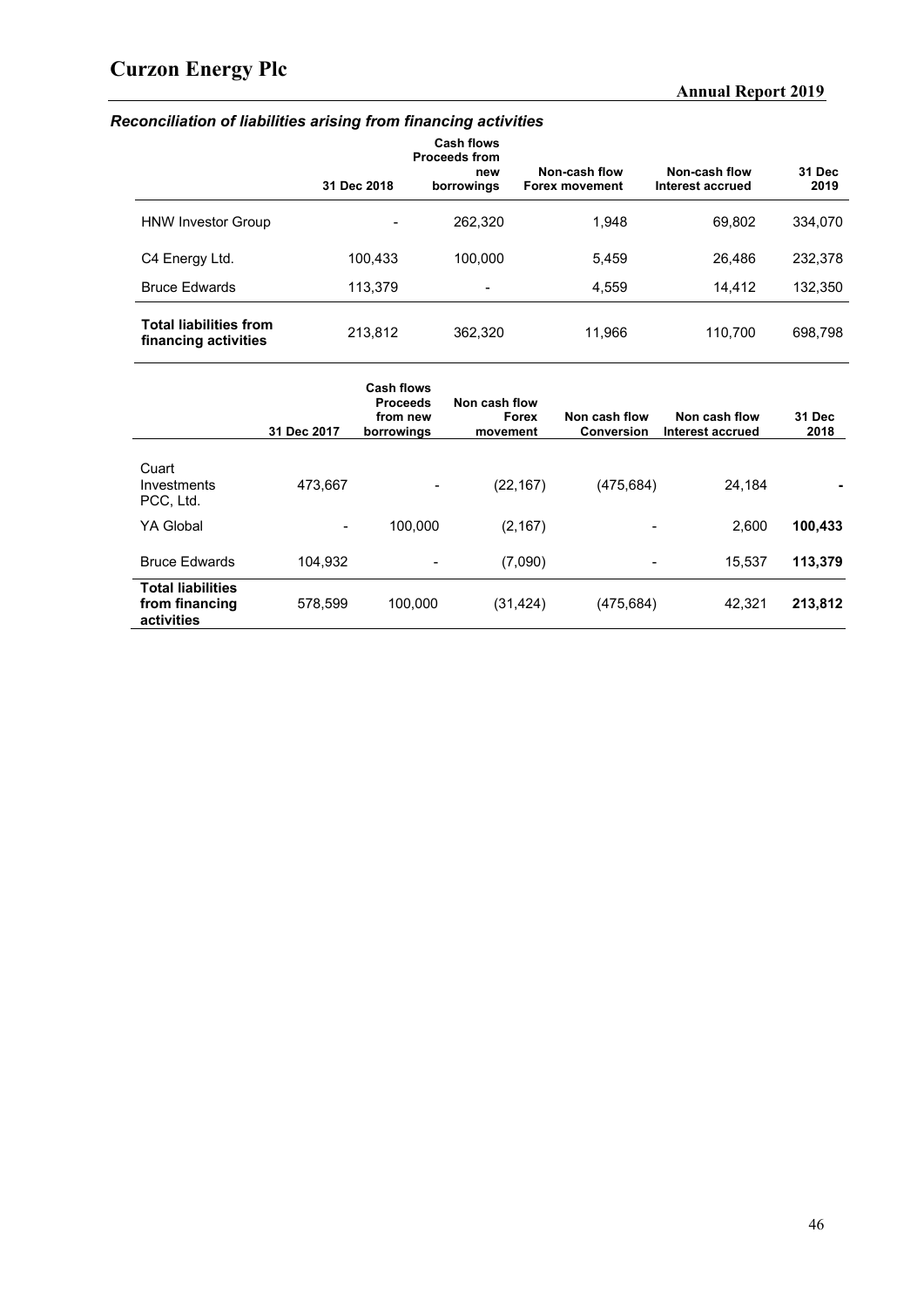### *Reconciliation of liabilities arising from financing activities*

| | 31 Dec 2018 | Cash flows Proceeds from new borrowings | Non-cash flow Forex movement | Non-cash flow Interest accrued | 31 Dec 2019 |
|---|---|---|---|---|---|
| HNW Investor Group | - | 262,320 | 1,948 | 69,802 | 334,070 |
| C4 Energy Ltd. | 100,433 | 100,000 | 5,459 | 26,486 | 232,378 |
| Bruce Edwards | 113,379 | - | 4,559 | 14,412 | 132,350 |
| **Total liabilities from financing activities** | 213,812 | 362,320 | 11,966 | 110,700 | 698,798 |

| | 31 Dec 2017 | Cash flows Proceeds from new borrowings | Non cash flow Forex movement | Non cash flow Conversion | Non cash flow Interest accrued | 31 Dec 2018 |
|---|---|---|---|---|---|---|
| Cuart Investments PCC, Ltd. | 473,667 | - | (22,167) | (475,684) | 24,184 | **-** |
| YA Global | - | 100,000 | (2,167) | - | 2,600 | **100,433** |
| Bruce Edwards | 104,932 | - | (7,090) | - | 15,537 | **113,379** |
| **Total liabilities from financing activities** | 578,599 | 100,000 | (31,424) | (475,684) | 42,321 | **213,812** |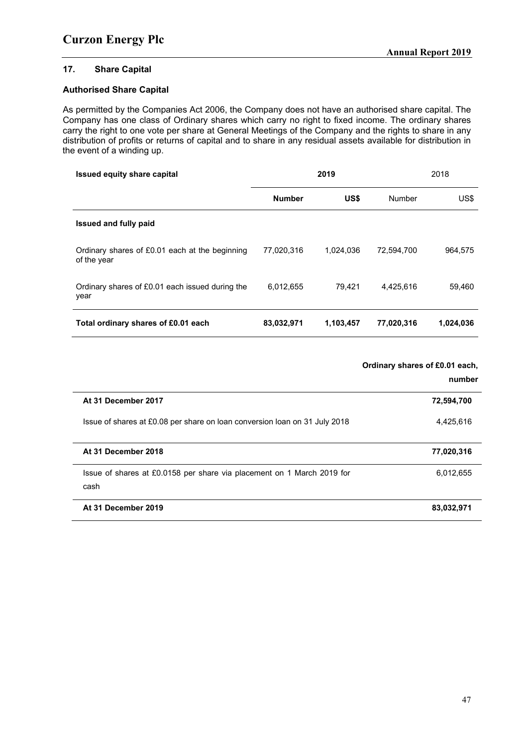## 17. Share Capital

### Authorised Share Capital

As permitted by the Companies Act 2006, the Company does not have an authorised share capital. The Company has one class of Ordinary shares which carry no right to fixed income. The ordinary shares carry the right to one vote per share at General Meetings of the Company and the rights to share in any distribution of profits or returns of capital and to share in any residual assets available for distribution in the event of a winding up.

| Issued equity share capital | 2019 | | 2018 | |
|---|---|---|---|---|
| | **Number** | **US$** | Number | US$ |
| **Issued and fully paid** | | | | |
| Ordinary shares of £0.01 each at the beginning of the year | 77,020,316 | 1,024,036 | 72,594,700 | 964,575 |
| Ordinary shares of £0.01 each issued during the year | 6,012,655 | 79,421 | 4,425,616 | 59,460 |
| **Total ordinary shares of £0.01 each** | **83,032,971** | **1,103,457** | **77,020,316** | **1,024,036** |

| | Ordinary shares of £0.01 each, number |
|---|---|
| **At 31 December 2017** | **72,594,700** |
| Issue of shares at £0.08 per share on loan conversion loan on 31 July 2018 | 4,425,616 |
| **At 31 December 2018** | **77,020,316** |
| Issue of shares at £0.0158 per share via placement on 1 March 2019 for cash | 6,012,655 |
| **At 31 December 2019** | **83,032,971** |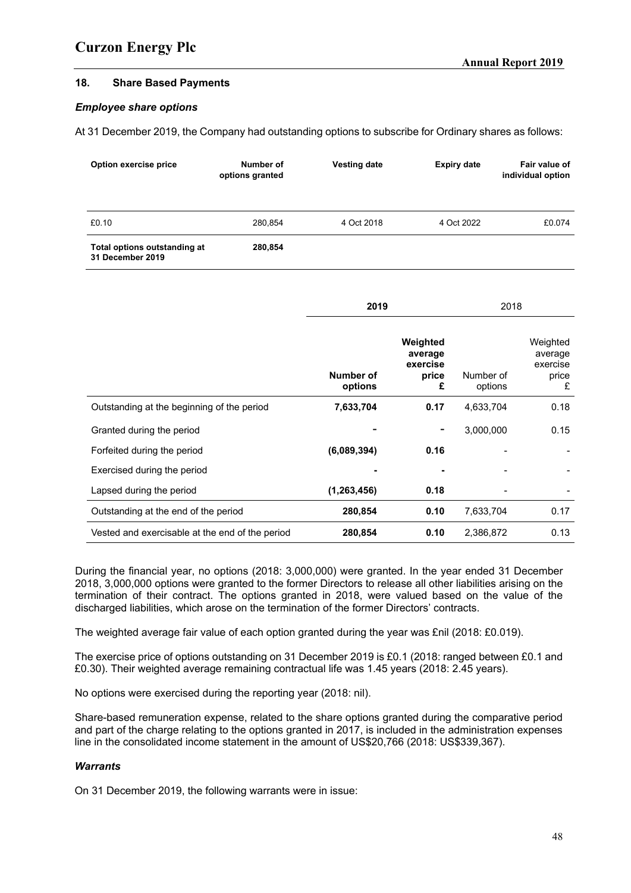## 18. Share Based Payments

### *Employee share options*

At 31 December 2019, the Company had outstanding options to subscribe for Ordinary shares as follows:

| Option exercise price | Number of options granted | Vesting date | Expiry date | Fair value of individual option |
|---|---|---|---|---|
| £0.10 | 280,854 | 4 Oct 2018 | 4 Oct 2022 | £0.074 |
| **Total options outstanding at 31 December 2019** | **280,854** | | | |

| | **2019** | | 2018 | |
|---|---|---|---|---|
| | **Number of options** | **Weighted average exercise price £** | Number of options | Weighted average exercise price £ |
| Outstanding at the beginning of the period | **7,633,704** | **0.17** | 4,633,704 | 0.18 |
| Granted during the period | **-** | **-** | 3,000,000 | 0.15 |
| Forfeited during the period | **(6,089,394)** | **0.16** | - | - |
| Exercised during the period | **-** | **-** | - | - |
| Lapsed during the period | **(1,263,456)** | **0.18** | - | - |
| Outstanding at the end of the period | **280,854** | **0.10** | 7,633,704 | 0.17 |
| Vested and exercisable at the end of the period | **280,854** | **0.10** | 2,386,872 | 0.13 |

During the financial year, no options (2018: 3,000,000) were granted. In the year ended 31 December 2018, 3,000,000 options were granted to the former Directors to release all other liabilities arising on the termination of their contract. The options granted in 2018, were valued based on the value of the discharged liabilities, which arose on the termination of the former Directors' contracts.

The weighted average fair value of each option granted during the year was £nil (2018: £0.019).

The exercise price of options outstanding on 31 December 2019 is £0.1 (2018: ranged between £0.1 and £0.30). Their weighted average remaining contractual life was 1.45 years (2018: 2.45 years).

No options were exercised during the reporting year (2018: nil).

Share-based remuneration expense, related to the share options granted during the comparative period and part of the charge relating to the options granted in 2017, is included in the administration expenses line in the consolidated income statement in the amount of US$20,766 (2018: US$339,367).

### *Warrants*

On 31 December 2019, the following warrants were in issue: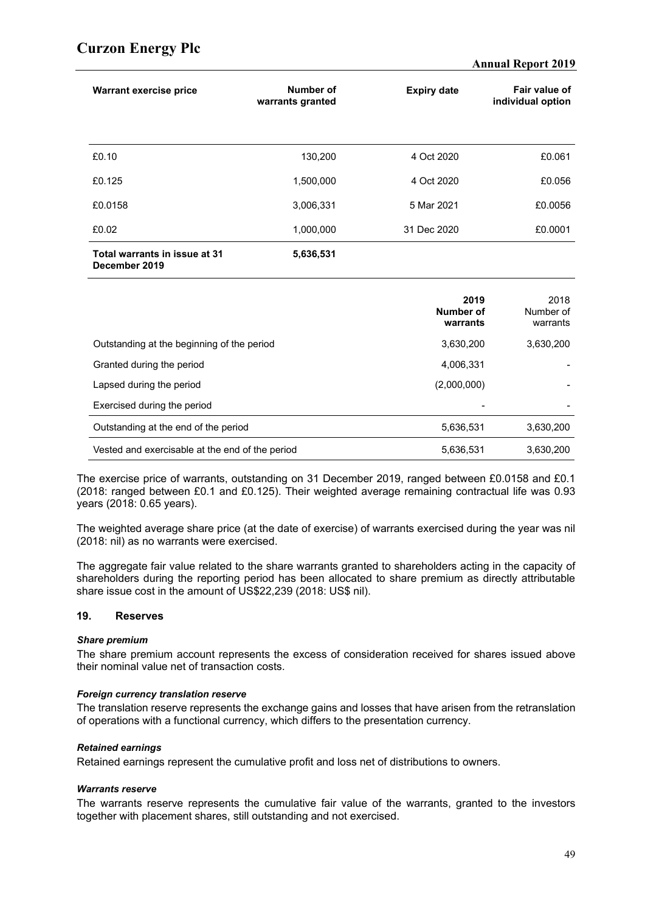| Warrant exercise price | Number of warrants granted | Expiry date | Fair value of individual option |
|---|---|---|---|
| £0.10 | 130,200 | 4 Oct 2020 | £0.061 |
| £0.125 | 1,500,000 | 4 Oct 2020 | £0.056 |
| £0.0158 | 3,006,331 | 5 Mar 2021 | £0.0056 |
| £0.02 | 1,000,000 | 31 Dec 2020 | £0.0001 |
| **Total warrants in issue at 31 December 2019** | **5,636,531** | | |

| | **2019 Number of warrants** | 2018 Number of warrants |
|---|---|---|
| Outstanding at the beginning of the period | 3,630,200 | 3,630,200 |
| Granted during the period | 4,006,331 | - |
| Lapsed during the period | (2,000,000) | - |
| Exercised during the period | - | - |
| Outstanding at the end of the period | 5,636,531 | 3,630,200 |
| Vested and exercisable at the end of the period | 5,636,531 | 3,630,200 |

The exercise price of warrants, outstanding on 31 December 2019, ranged between £0.0158 and £0.1 (2018: ranged between £0.1 and £0.125). Their weighted average remaining contractual life was 0.93 years (2018: 0.65 years).

The weighted average share price (at the date of exercise) of warrants exercised during the year was nil (2018: nil) as no warrants were exercised.

The aggregate fair value related to the share warrants granted to shareholders acting in the capacity of shareholders during the reporting period has been allocated to share premium as directly attributable share issue cost in the amount of US$22,239 (2018: US$ nil).

## 19. Reserves

***Share premium***

The share premium account represents the excess of consideration received for shares issued above their nominal value net of transaction costs.

***Foreign currency translation reserve***

The translation reserve represents the exchange gains and losses that have arisen from the retranslation of operations with a functional currency, which differs to the presentation currency.

***Retained earnings***

Retained earnings represent the cumulative profit and loss net of distributions to owners.

***Warrants reserve***

The warrants reserve represents the cumulative fair value of the warrants, granted to the investors together with placement shares, still outstanding and not exercised.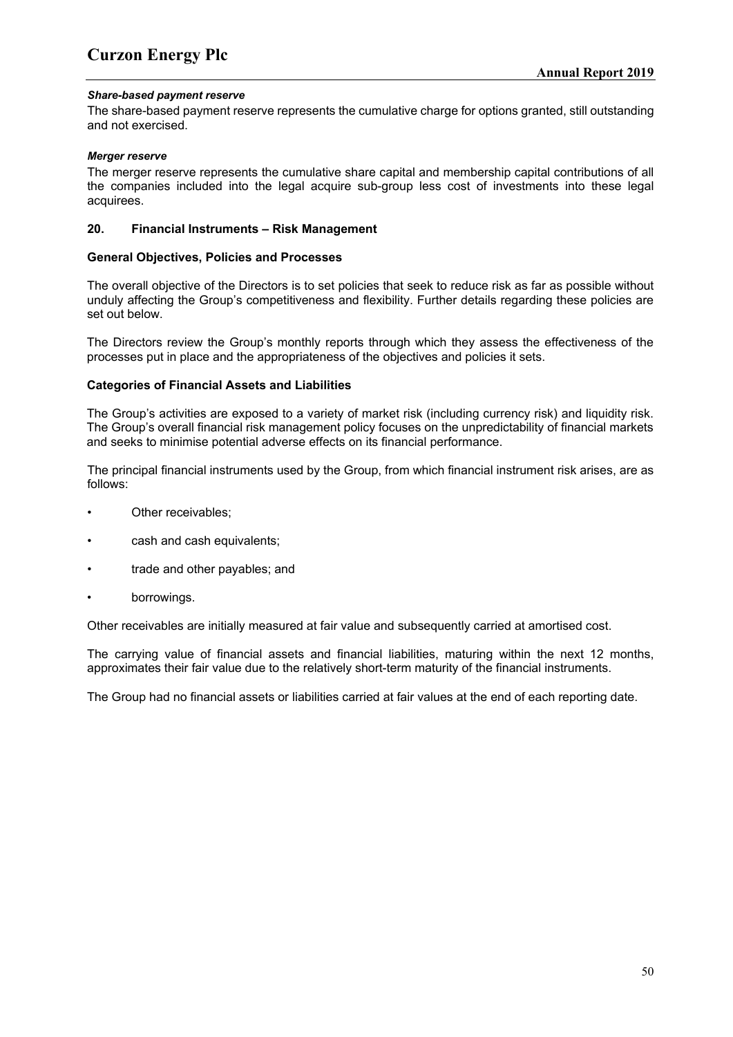***Share-based payment reserve***

The share-based payment reserve represents the cumulative charge for options granted, still outstanding and not exercised.

***Merger reserve***

The merger reserve represents the cumulative share capital and membership capital contributions of all the companies included into the legal acquire sub-group less cost of investments into these legal acquirees.

## 20. Financial Instruments – Risk Management

### General Objectives, Policies and Processes

The overall objective of the Directors is to set policies that seek to reduce risk as far as possible without unduly affecting the Group's competitiveness and flexibility. Further details regarding these policies are set out below.

The Directors review the Group's monthly reports through which they assess the effectiveness of the processes put in place and the appropriateness of the objectives and policies it sets.

### Categories of Financial Assets and Liabilities

The Group's activities are exposed to a variety of market risk (including currency risk) and liquidity risk. The Group's overall financial risk management policy focuses on the unpredictability of financial markets and seeks to minimise potential adverse effects on its financial performance.

The principal financial instruments used by the Group, from which financial instrument risk arises, are as follows:

- Other receivables;
- cash and cash equivalents;
- trade and other payables; and
- borrowings.

Other receivables are initially measured at fair value and subsequently carried at amortised cost.

The carrying value of financial assets and financial liabilities, maturing within the next 12 months, approximates their fair value due to the relatively short-term maturity of the financial instruments.

The Group had no financial assets or liabilities carried at fair values at the end of each reporting date.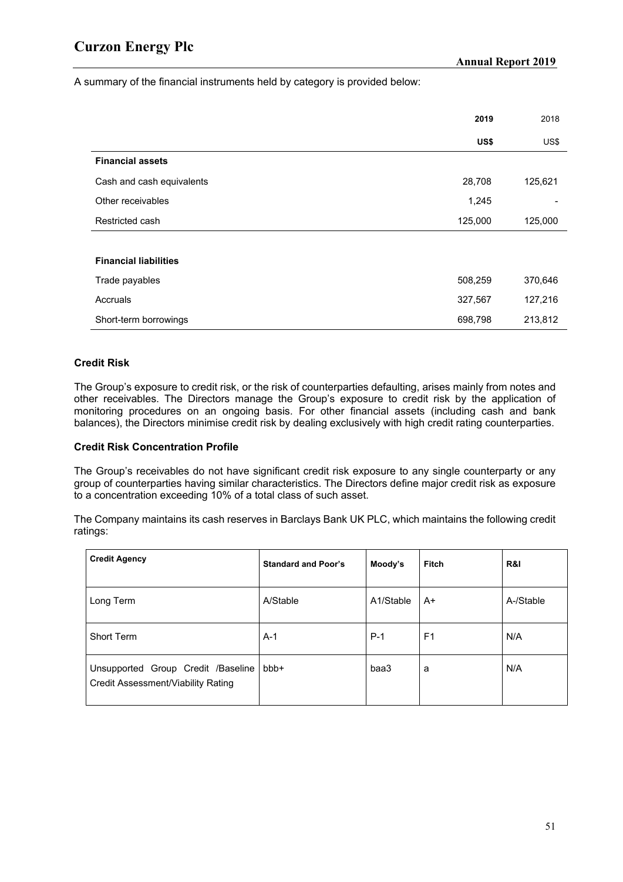A summary of the financial instruments held by category is provided below:

| | 2019 | 2018 |
|---|---|---|
| | US$ | US$ |
| **Financial assets** | | |
| Cash and cash equivalents | 28,708 | 125,621 |
| Other receivables | 1,245 | - |
| Restricted cash | 125,000 | 125,000 |
| | | |
| **Financial liabilities** | | |
| Trade payables | 508,259 | 370,646 |
| Accruals | 327,567 | 127,216 |
| Short-term borrowings | 698,798 | 213,812 |

**Credit Risk**

The Group's exposure to credit risk, or the risk of counterparties defaulting, arises mainly from notes and other receivables. The Directors manage the Group's exposure to credit risk by the application of monitoring procedures on an ongoing basis. For other financial assets (including cash and bank balances), the Directors minimise credit risk by dealing exclusively with high credit rating counterparties.

**Credit Risk Concentration Profile**

The Group's receivables do not have significant credit risk exposure to any single counterparty or any group of counterparties having similar characteristics. The Directors define major credit risk as exposure to a concentration exceeding 10% of a total class of such asset.

The Company maintains its cash reserves in Barclays Bank UK PLC, which maintains the following credit ratings:

| Credit Agency | Standard and Poor's | Moody's | Fitch | R&I |
|---|---|---|---|---|
| Long Term | A/Stable | A1/Stable | A+ | A-/Stable |
| Short Term | A-1 | P-1 | F1 | N/A |
| Unsupported Group Credit /Baseline Credit Assessment/Viability Rating | bbb+ | baa3 | a | N/A |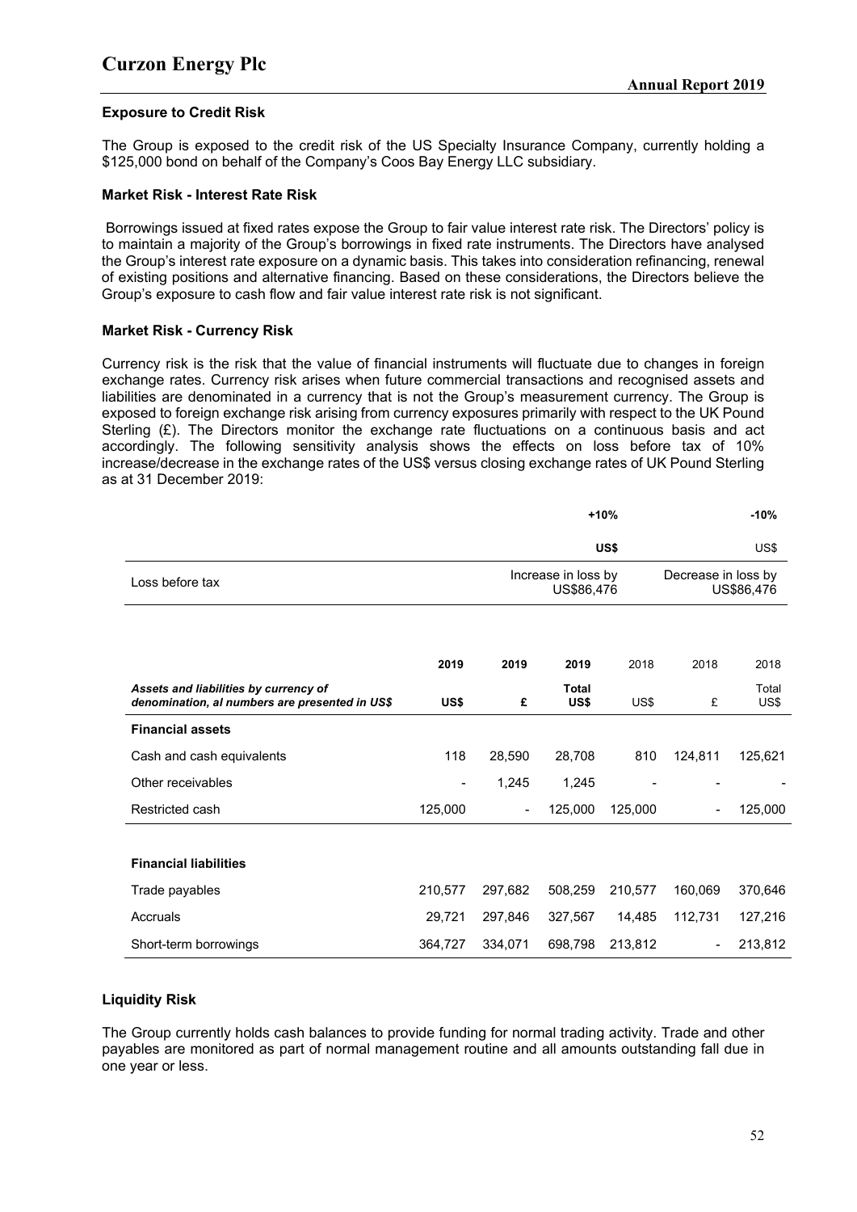**Exposure to Credit Risk**

The Group is exposed to the credit risk of the US Specialty Insurance Company, currently holding a $125,000 bond on behalf of the Company's Coos Bay Energy LLC subsidiary.

**Market Risk - Interest Rate Risk**

Borrowings issued at fixed rates expose the Group to fair value interest rate risk. The Directors' policy is to maintain a majority of the Group's borrowings in fixed rate instruments. The Directors have analysed the Group's interest rate exposure on a dynamic basis. This takes into consideration refinancing, renewal of existing positions and alternative financing. Based on these considerations, the Directors believe the Group's exposure to cash flow and fair value interest rate risk is not significant.

**Market Risk - Currency Risk**

Currency risk is the risk that the value of financial instruments will fluctuate due to changes in foreign exchange rates. Currency risk arises when future commercial transactions and recognised assets and liabilities are denominated in a currency that is not the Group's measurement currency. The Group is exposed to foreign exchange risk arising from currency exposures primarily with respect to the UK Pound Sterling (£). The Directors monitor the exchange rate fluctuations on a continuous basis and act accordingly. The following sensitivity analysis shows the effects on loss before tax of 10% increase/decrease in the exchange rates of the US$ versus closing exchange rates of UK Pound Sterling as at 31 December 2019:

| | **+10%** | **-10%** |
|---|---|---|
| | **US$** | US$ |
| Loss before tax | Increase in loss by US$86,476 | Decrease in loss by US$86,476 |

| *Assets and liabilities by currency of denomination, al numbers are presented in US$* | **2019** **US$** | **2019** **£** | **2019** **Total US$** | 2018 US$ | 2018 £ | 2018 Total US$ |
|---|---|---|---|---|---|---|
| **Financial assets** | | | | | | |
| Cash and cash equivalents | 118 | 28,590 | 28,708 | 810 | 124,811 | 125,621 |
| Other receivables | - | 1,245 | 1,245 | - | - | - |
| Restricted cash | 125,000 | - | 125,000 | 125,000 | - | 125,000 |
| **Financial liabilities** | | | | | | |
| Trade payables | 210,577 | 297,682 | 508,259 | 210,577 | 160,069 | 370,646 |
| Accruals | 29,721 | 297,846 | 327,567 | 14,485 | 112,731 | 127,216 |
| Short-term borrowings | 364,727 | 334,071 | 698,798 | 213,812 | - | 213,812 |

**Liquidity Risk**

The Group currently holds cash balances to provide funding for normal trading activity. Trade and other payables are monitored as part of normal management routine and all amounts outstanding fall due in one year or less.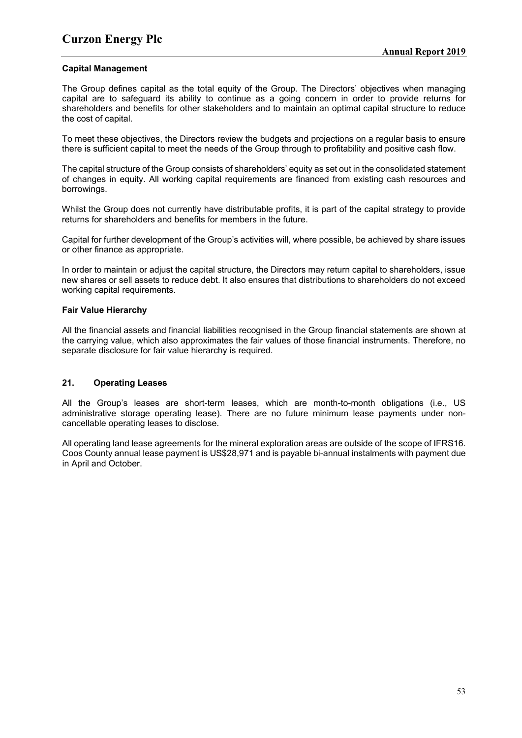#### Capital Management

The Group defines capital as the total equity of the Group. The Directors' objectives when managing capital are to safeguard its ability to continue as a going concern in order to provide returns for shareholders and benefits for other stakeholders and to maintain an optimal capital structure to reduce the cost of capital.

To meet these objectives, the Directors review the budgets and projections on a regular basis to ensure there is sufficient capital to meet the needs of the Group through to profitability and positive cash flow.

The capital structure of the Group consists of shareholders' equity as set out in the consolidated statement of changes in equity. All working capital requirements are financed from existing cash resources and borrowings.

Whilst the Group does not currently have distributable profits, it is part of the capital strategy to provide returns for shareholders and benefits for members in the future.

Capital for further development of the Group's activities will, where possible, be achieved by share issues or other finance as appropriate.

In order to maintain or adjust the capital structure, the Directors may return capital to shareholders, issue new shares or sell assets to reduce debt. It also ensures that distributions to shareholders do not exceed working capital requirements.

#### Fair Value Hierarchy

All the financial assets and financial liabilities recognised in the Group financial statements are shown at the carrying value, which also approximates the fair values of those financial instruments. Therefore, no separate disclosure for fair value hierarchy is required.

## 21. Operating Leases

All the Group's leases are short-term leases, which are month-to-month obligations (i.e., US administrative storage operating lease). There are no future minimum lease payments under non-cancellable operating leases to disclose.

All operating land lease agreements for the mineral exploration areas are outside of the scope of IFRS16. Coos County annual lease payment is US$28,971 and is payable bi-annual instalments with payment due in April and October.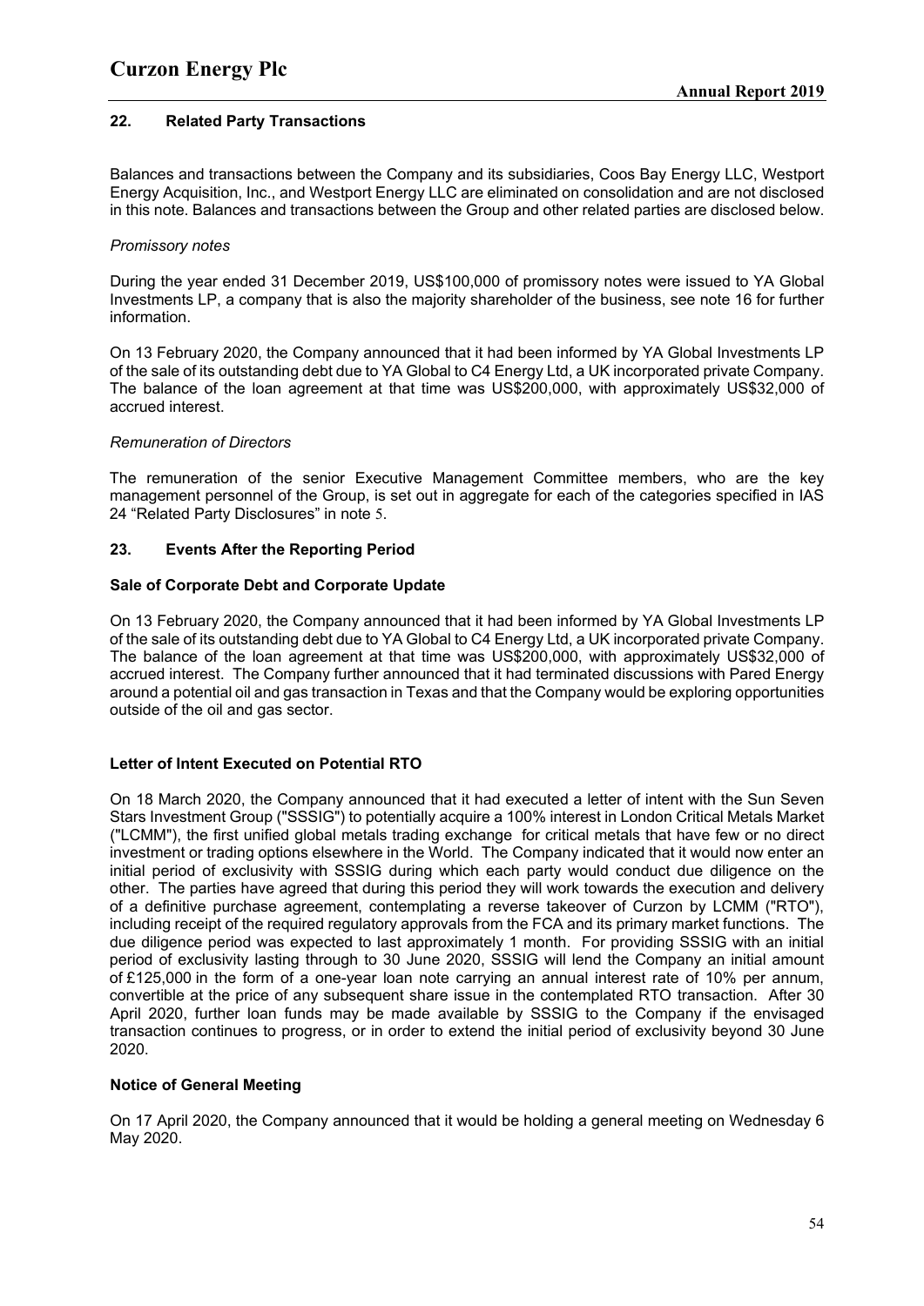## 22. Related Party Transactions

Balances and transactions between the Company and its subsidiaries, Coos Bay Energy LLC, Westport Energy Acquisition, Inc., and Westport Energy LLC are eliminated on consolidation and are not disclosed in this note. Balances and transactions between the Group and other related parties are disclosed below.

*Promissory notes*

During the year ended 31 December 2019, US$100,000 of promissory notes were issued to YA Global Investments LP, a company that is also the majority shareholder of the business, see note 16 for further information.

On 13 February 2020, the Company announced that it had been informed by YA Global Investments LP of the sale of its outstanding debt due to YA Global to C4 Energy Ltd, a UK incorporated private Company. The balance of the loan agreement at that time was US$200,000, with approximately US$32,000 of accrued interest.

*Remuneration of Directors*

The remuneration of the senior Executive Management Committee members, who are the key management personnel of the Group, is set out in aggregate for each of the categories specified in IAS 24 "Related Party Disclosures" in note 5.

## 23. Events After the Reporting Period

**Sale of Corporate Debt and Corporate Update**

On 13 February 2020, the Company announced that it had been informed by YA Global Investments LP of the sale of its outstanding debt due to YA Global to C4 Energy Ltd, a UK incorporated private Company. The balance of the loan agreement at that time was US$200,000, with approximately US$32,000 of accrued interest. The Company further announced that it had terminated discussions with Pared Energy around a potential oil and gas transaction in Texas and that the Company would be exploring opportunities outside of the oil and gas sector.

**Letter of Intent Executed on Potential RTO**

On 18 March 2020, the Company announced that it had executed a letter of intent with the Sun Seven Stars Investment Group ("SSSIG") to potentially acquire a 100% interest in London Critical Metals Market ("LCMM"), the first unified global metals trading exchange for critical metals that have few or no direct investment or trading options elsewhere in the World. The Company indicated that it would now enter an initial period of exclusivity with SSSIG during which each party would conduct due diligence on the other. The parties have agreed that during this period they will work towards the execution and delivery of a definitive purchase agreement, contemplating a reverse takeover of Curzon by LCMM ("RTO"), including receipt of the required regulatory approvals from the FCA and its primary market functions. The due diligence period was expected to last approximately 1 month. For providing SSSIG with an initial period of exclusivity lasting through to 30 June 2020, SSSIG will lend the Company an initial amount of £125,000 in the form of a one-year loan note carrying an annual interest rate of 10% per annum, convertible at the price of any subsequent share issue in the contemplated RTO transaction. After 30 April 2020, further loan funds may be made available by SSSIG to the Company if the envisaged transaction continues to progress, or in order to extend the initial period of exclusivity beyond 30 June 2020.

**Notice of General Meeting**

On 17 April 2020, the Company announced that it would be holding a general meeting on Wednesday 6 May 2020.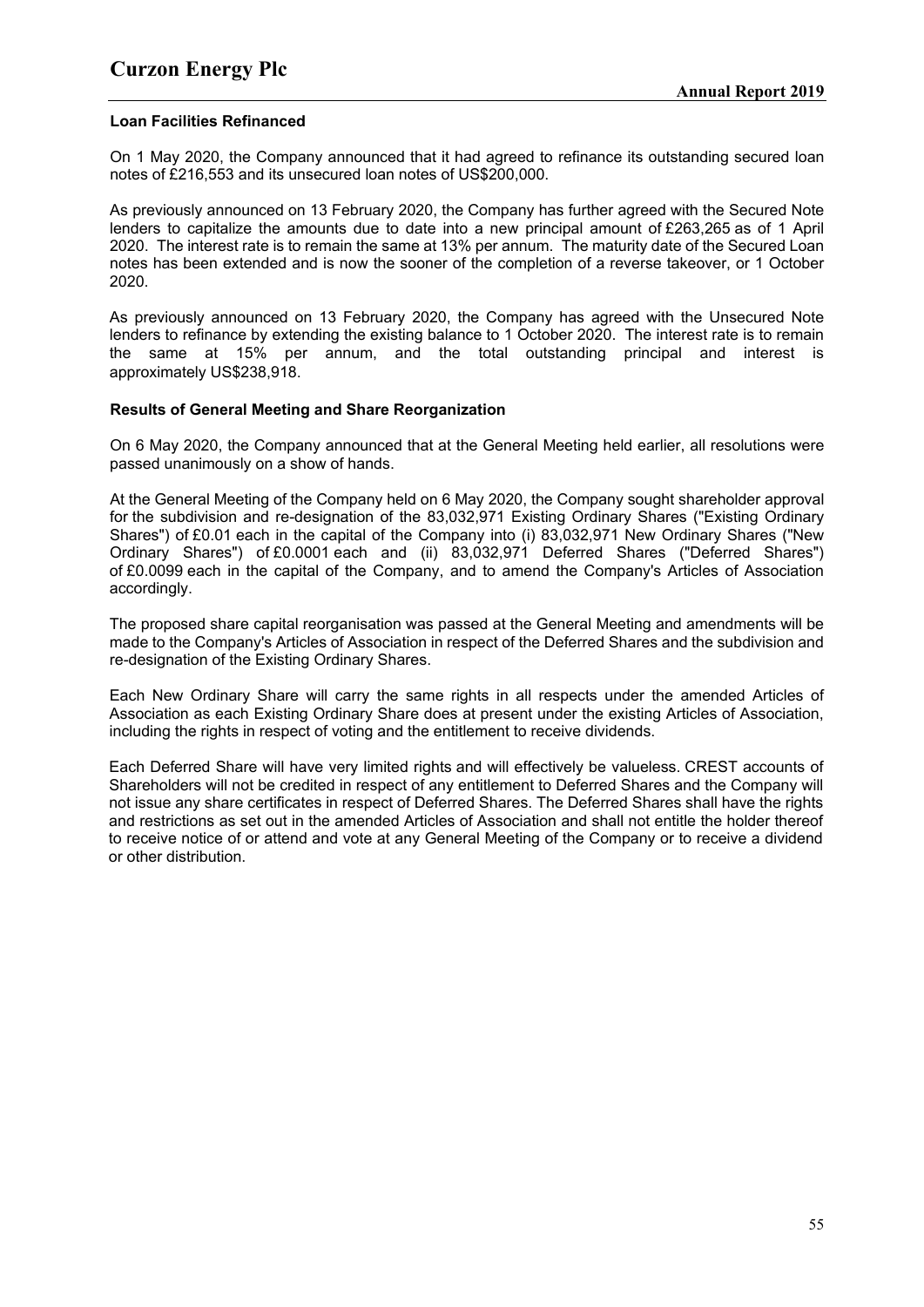### Loan Facilities Refinanced

On 1 May 2020, the Company announced that it had agreed to refinance its outstanding secured loan notes of £216,553 and its unsecured loan notes of US$200,000.

As previously announced on 13 February 2020, the Company has further agreed with the Secured Note lenders to capitalize the amounts due to date into a new principal amount of £263,265 as of 1 April 2020. The interest rate is to remain the same at 13% per annum. The maturity date of the Secured Loan notes has been extended and is now the sooner of the completion of a reverse takeover, or 1 October 2020.

As previously announced on 13 February 2020, the Company has agreed with the Unsecured Note lenders to refinance by extending the existing balance to 1 October 2020. The interest rate is to remain the same at 15% per annum, and the total outstanding principal and interest is approximately US$238,918.

### Results of General Meeting and Share Reorganization

On 6 May 2020, the Company announced that at the General Meeting held earlier, all resolutions were passed unanimously on a show of hands.

At the General Meeting of the Company held on 6 May 2020, the Company sought shareholder approval for the subdivision and re-designation of the 83,032,971 Existing Ordinary Shares ("Existing Ordinary Shares") of £0.01 each in the capital of the Company into (i) 83,032,971 New Ordinary Shares ("New Ordinary Shares") of £0.0001 each and (ii) 83,032,971 Deferred Shares ("Deferred Shares") of £0.0099 each in the capital of the Company, and to amend the Company's Articles of Association accordingly.

The proposed share capital reorganisation was passed at the General Meeting and amendments will be made to the Company's Articles of Association in respect of the Deferred Shares and the subdivision and re-designation of the Existing Ordinary Shares.

Each New Ordinary Share will carry the same rights in all respects under the amended Articles of Association as each Existing Ordinary Share does at present under the existing Articles of Association, including the rights in respect of voting and the entitlement to receive dividends.

Each Deferred Share will have very limited rights and will effectively be valueless. CREST accounts of Shareholders will not be credited in respect of any entitlement to Deferred Shares and the Company will not issue any share certificates in respect of Deferred Shares. The Deferred Shares shall have the rights and restrictions as set out in the amended Articles of Association and shall not entitle the holder thereof to receive notice of or attend and vote at any General Meeting of the Company or to receive a dividend or other distribution.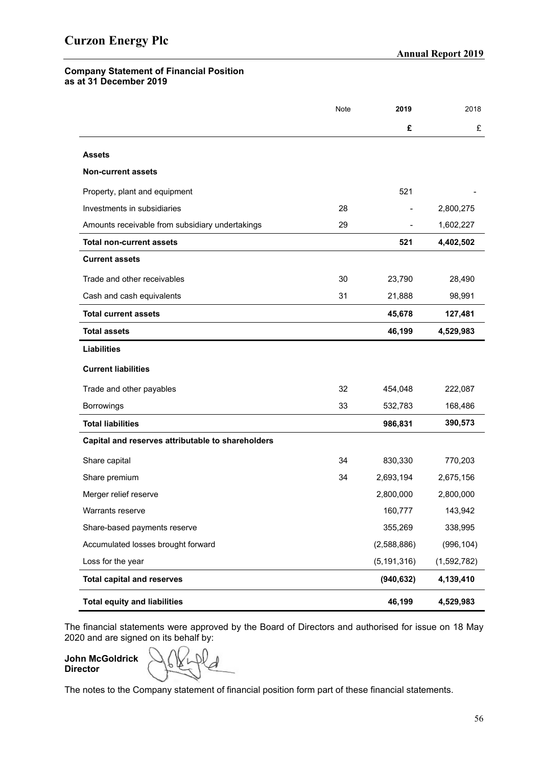# Curzon Energy Plc

## Company Statement of Financial Position as at 31 December 2019

| | Note | **2019** | 2018 |
|---|---|---|---|
| | | **£** | £ |
| **Assets** | | | |
| **Non-current assets** | | | |
| Property, plant and equipment | | 521 | - |
| Investments in subsidiaries | 28 | - | 2,800,275 |
| Amounts receivable from subsidiary undertakings | 29 | - | 1,602,227 |
| **Total non-current assets** | | **521** | **4,402,502** |
| **Current assets** | | | |
| Trade and other receivables | 30 | 23,790 | 28,490 |
| Cash and cash equivalents | 31 | 21,888 | 98,991 |
| **Total current assets** | | **45,678** | **127,481** |
| **Total assets** | | **46,199** | **4,529,983** |
| **Liabilities** | | | |
| **Current liabilities** | | | |
| Trade and other payables | 32 | 454,048 | 222,087 |
| Borrowings | 33 | 532,783 | 168,486 |
| **Total liabilities** | | **986,831** | **390,573** |
| **Capital and reserves attributable to shareholders** | | | |
| Share capital | 34 | 830,330 | 770,203 |
| Share premium | 34 | 2,693,194 | 2,675,156 |
| Merger relief reserve | | 2,800,000 | 2,800,000 |
| Warrants reserve | | 160,777 | 143,942 |
| Share-based payments reserve | | 355,269 | 338,995 |
| Accumulated losses brought forward | | (2,588,886) | (996,104) |
| Loss for the year | | (5,191,316) | (1,592,782) |
| **Total capital and reserves** | | **(940,632)** | **4,139,410** |
| **Total equity and liabilities** | | **46,199** | **4,529,983** |

The financial statements were approved by the Board of Directors and authorised for issue on 18 May 2020 and are signed on its behalf by:

**John McGoldrick**
**Director**

The notes to the Company statement of financial position form part of these financial statements.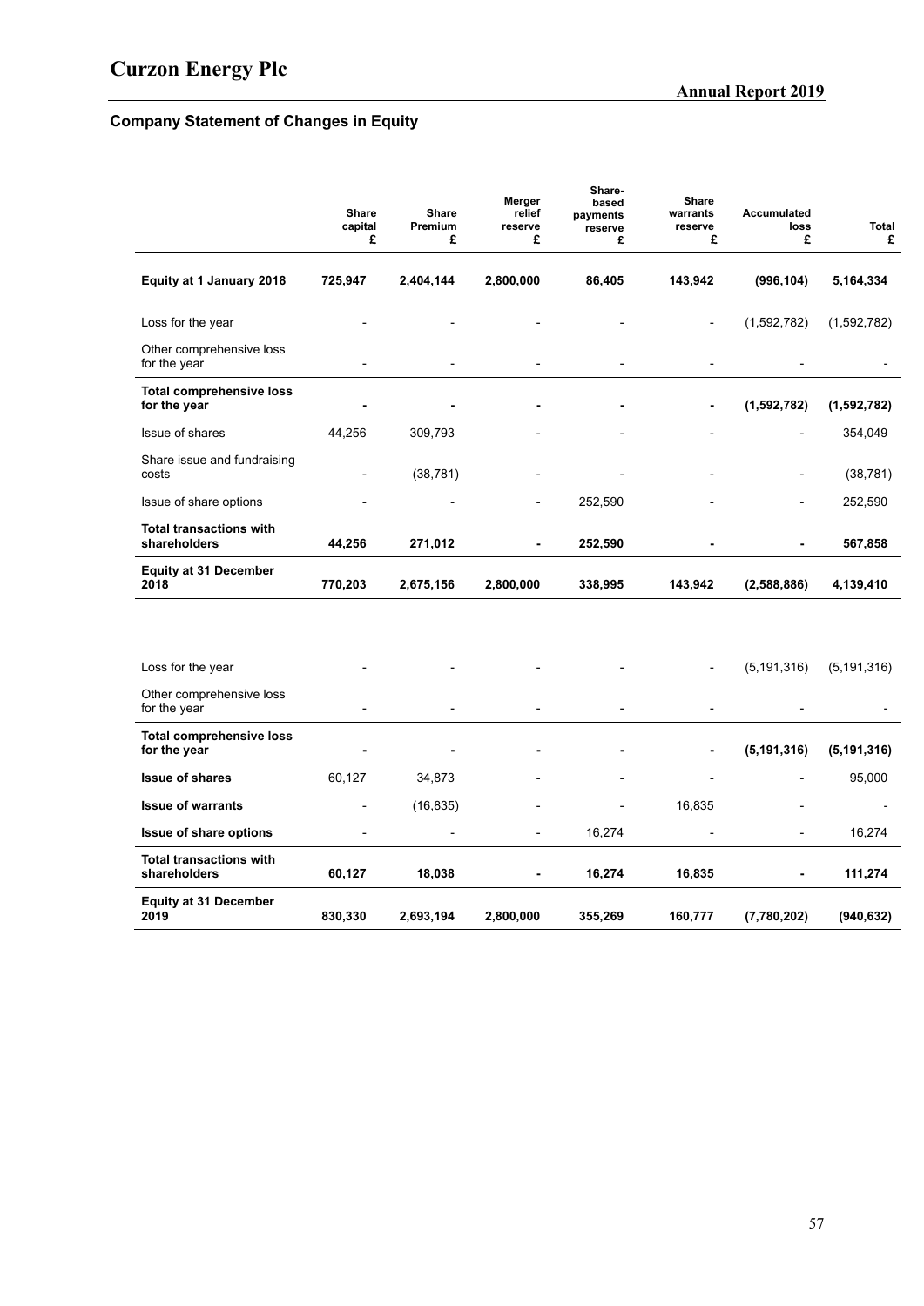## Company Statement of Changes in Equity

| | Share capital £ | Share Premium £ | Merger relief reserve £ | Share-based payments reserve £ | Share warrants reserve £ | Accumulated loss £ | Total £ |
|---|---|---|---|---|---|---|---|
| **Equity at 1 January 2018** | **725,947** | **2,404,144** | **2,800,000** | **86,405** | **143,942** | **(996,104)** | **5,164,334** |
| Loss for the year | - | - | - | - | - | (1,592,782) | (1,592,782) |
| Other comprehensive loss for the year | - | - | - | - | - | - | - |
| **Total comprehensive loss for the year** | **-** | **-** | **-** | **-** | **-** | **(1,592,782)** | **(1,592,782)** |
| Issue of shares | 44,256 | 309,793 | - | - | - | - | 354,049 |
| Share issue and fundraising costs | - | (38,781) | - | - | - | - | (38,781) |
| Issue of share options | - | - | - | 252,590 | - | - | 252,590 |
| **Total transactions with shareholders** | **44,256** | **271,012** | **-** | **252,590** | **-** | **-** | **567,858** |
| **Equity at 31 December 2018** | **770,203** | **2,675,156** | **2,800,000** | **338,995** | **143,942** | **(2,588,886)** | **4,139,410** |
| | | | | | | | |
| Loss for the year | - | - | - | - | - | (5,191,316) | (5,191,316) |
| Other comprehensive loss for the year | - | - | - | - | - | - | - |
| **Total comprehensive loss for the year** | **-** | **-** | **-** | **-** | **-** | **(5,191,316)** | **(5,191,316)** |
| **Issue of shares** | 60,127 | 34,873 | - | - | - | - | 95,000 |
| **Issue of warrants** | - | (16,835) | - | - | 16,835 | - | - |
| **Issue of share options** | - | - | - | 16,274 | - | - | 16,274 |
| **Total transactions with shareholders** | **60,127** | **18,038** | **-** | **16,274** | **16,835** | **-** | **111,274** |
| **Equity at 31 December 2019** | **830,330** | **2,693,194** | **2,800,000** | **355,269** | **160,777** | **(7,780,202)** | **(940,632)** |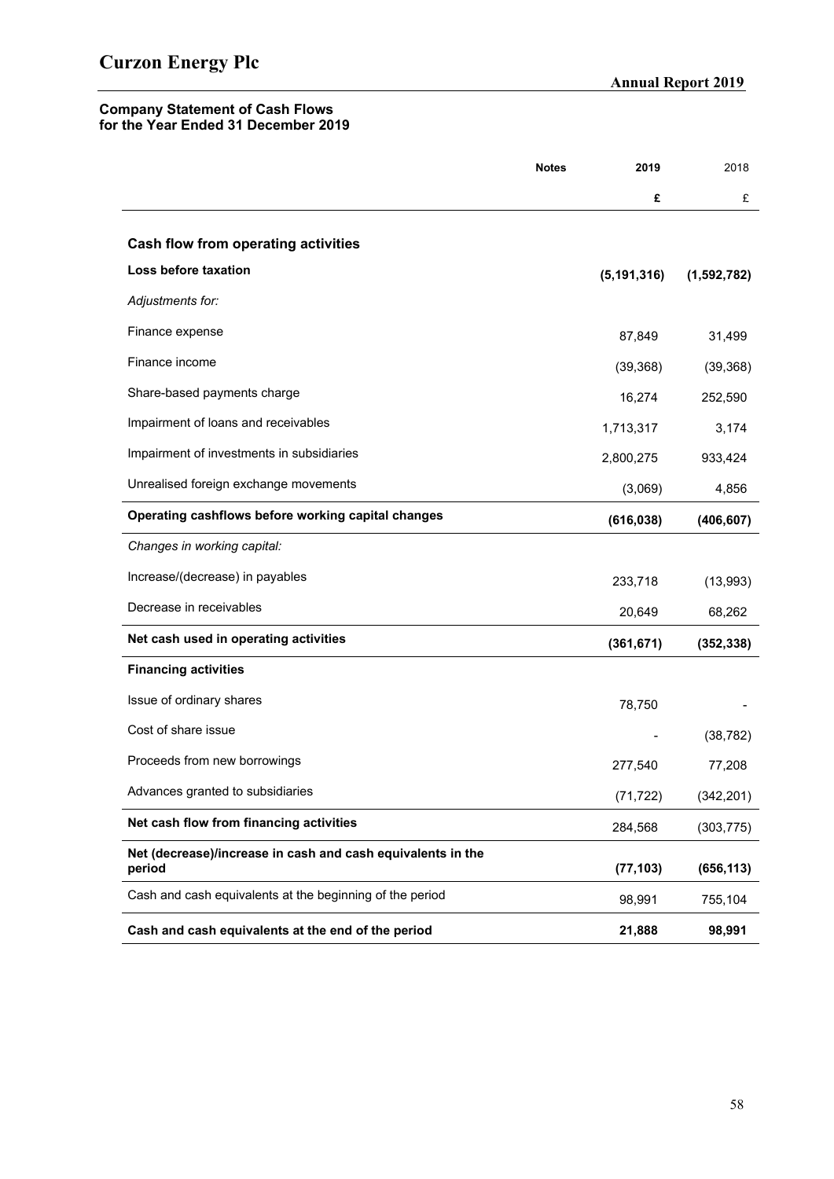## Company Statement of Cash Flows for the Year Ended 31 December 2019

| | Notes | 2019 | 2018 |
|---|---|---|---|
| | | £ | £ |
| **Cash flow from operating activities** | | | |
| **Loss before taxation** | | **(5,191,316)** | **(1,592,782)** |
| *Adjustments for:* | | | |
| Finance expense | | 87,849 | 31,499 |
| Finance income | | (39,368) | (39,368) |
| Share-based payments charge | | 16,274 | 252,590 |
| Impairment of loans and receivables | | 1,713,317 | 3,174 |
| Impairment of investments in subsidiaries | | 2,800,275 | 933,424 |
| Unrealised foreign exchange movements | | (3,069) | 4,856 |
| **Operating cashflows before working capital changes** | | **(616,038)** | **(406,607)** |
| *Changes in working capital:* | | | |
| Increase/(decrease) in payables | | 233,718 | (13,993) |
| Decrease in receivables | | 20,649 | 68,262 |
| **Net cash used in operating activities** | | **(361,671)** | **(352,338)** |
| **Financing activities** | | | |
| Issue of ordinary shares | | 78,750 | - |
| Cost of share issue | | - | (38,782) |
| Proceeds from new borrowings | | 277,540 | 77,208 |
| Advances granted to subsidiaries | | (71,722) | (342,201) |
| **Net cash flow from financing activities** | | 284,568 | (303,775) |
| **Net (decrease)/increase in cash and cash equivalents in the period** | | **(77,103)** | **(656,113)** |
| Cash and cash equivalents at the beginning of the period | | 98,991 | 755,104 |
| **Cash and cash equivalents at the end of the period** | | **21,888** | **98,991** |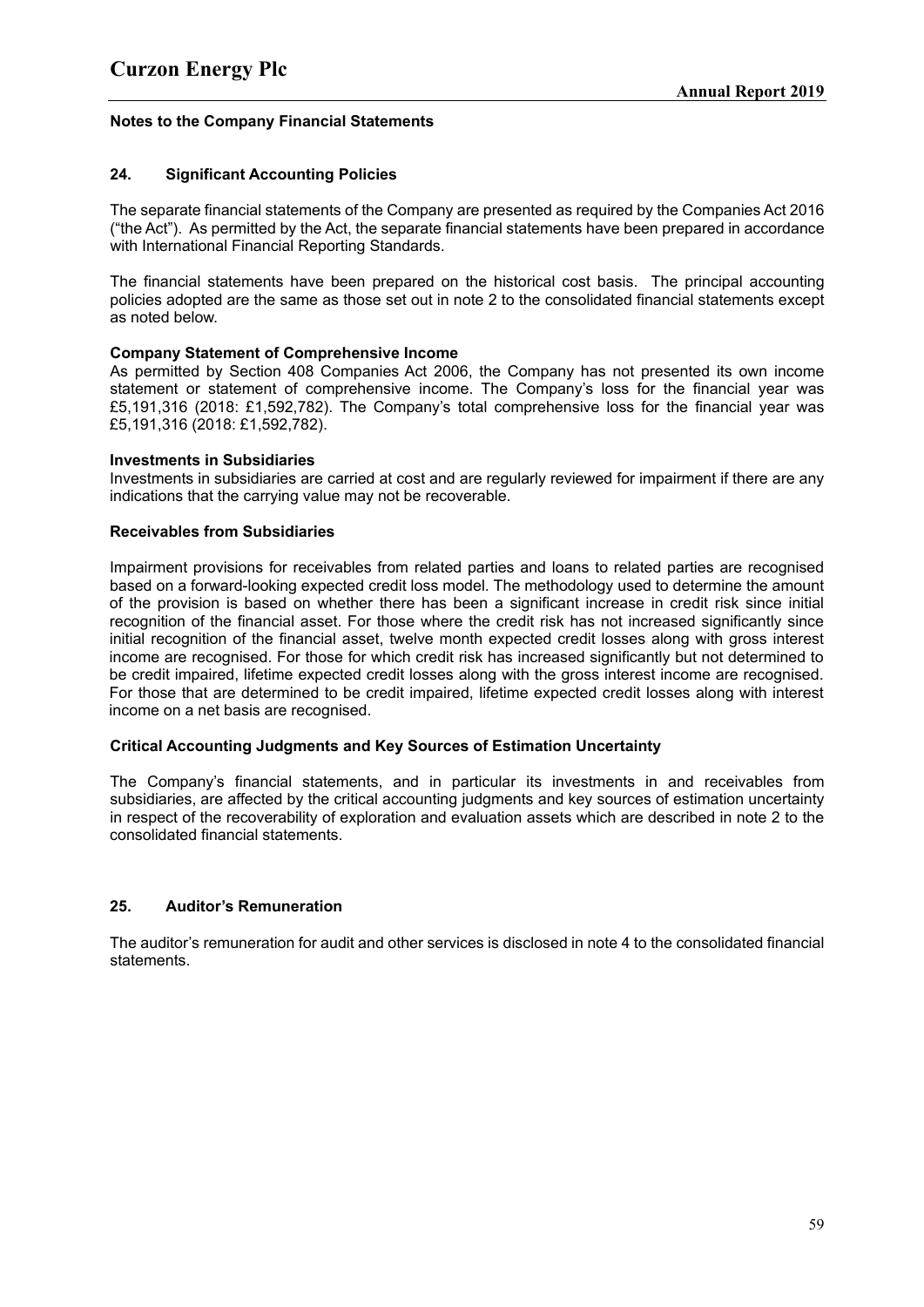## Notes to the Company Financial Statements

### 24. Significant Accounting Policies

The separate financial statements of the Company are presented as required by the Companies Act 2016 ("the Act"). As permitted by the Act, the separate financial statements have been prepared in accordance with International Financial Reporting Standards.

The financial statements have been prepared on the historical cost basis. The principal accounting policies adopted are the same as those set out in note 2 to the consolidated financial statements except as noted below.

**Company Statement of Comprehensive Income**

As permitted by Section 408 Companies Act 2006, the Company has not presented its own income statement or statement of comprehensive income. The Company's loss for the financial year was £5,191,316 (2018: £1,592,782). The Company's total comprehensive loss for the financial year was £5,191,316 (2018: £1,592,782).

**Investments in Subsidiaries**

Investments in subsidiaries are carried at cost and are regularly reviewed for impairment if there are any indications that the carrying value may not be recoverable.

**Receivables from Subsidiaries**

Impairment provisions for receivables from related parties and loans to related parties are recognised based on a forward-looking expected credit loss model. The methodology used to determine the amount of the provision is based on whether there has been a significant increase in credit risk since initial recognition of the financial asset. For those where the credit risk has not increased significantly since initial recognition of the financial asset, twelve month expected credit losses along with gross interest income are recognised. For those for which credit risk has increased significantly but not determined to be credit impaired, lifetime expected credit losses along with the gross interest income are recognised. For those that are determined to be credit impaired, lifetime expected credit losses along with interest income on a net basis are recognised.

**Critical Accounting Judgments and Key Sources of Estimation Uncertainty**

The Company's financial statements, and in particular its investments in and receivables from subsidiaries, are affected by the critical accounting judgments and key sources of estimation uncertainty in respect of the recoverability of exploration and evaluation assets which are described in note 2 to the consolidated financial statements.

### 25. Auditor's Remuneration

The auditor's remuneration for audit and other services is disclosed in note 4 to the consolidated financial statements.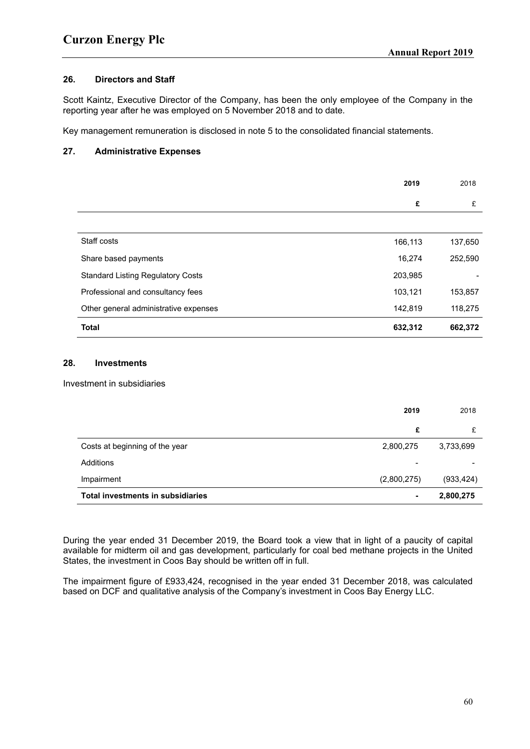### 26. Directors and Staff

Scott Kaintz, Executive Director of the Company, has been the only employee of the Company in the reporting year after he was employed on 5 November 2018 and to date.

Key management remuneration is disclosed in note 5 to the consolidated financial statements.

### 27. Administrative Expenses

| | **2019** | 2018 |
|---|---|---|
| | **£** | £ |
| Staff costs | 166,113 | 137,650 |
| Share based payments | 16,274 | 252,590 |
| Standard Listing Regulatory Costs | 203,985 | - |
| Professional and consultancy fees | 103,121 | 153,857 |
| Other general administrative expenses | 142,819 | 118,275 |
| **Total** | **632,312** | **662,372** |

### 28. Investments

Investment in subsidiaries

| | **2019** | 2018 |
|---|---|---|
| | **£** | £ |
| Costs at beginning of the year | 2,800,275 | 3,733,699 |
| Additions | - | - |
| Impairment | (2,800,275) | (933,424) |
| **Total investments in subsidiaries** | **-** | **2,800,275** |

During the year ended 31 December 2019, the Board took a view that in light of a paucity of capital available for midterm oil and gas development, particularly for coal bed methane projects in the United States, the investment in Coos Bay should be written off in full.

The impairment figure of £933,424, recognised in the year ended 31 December 2018, was calculated based on DCF and qualitative analysis of the Company's investment in Coos Bay Energy LLC.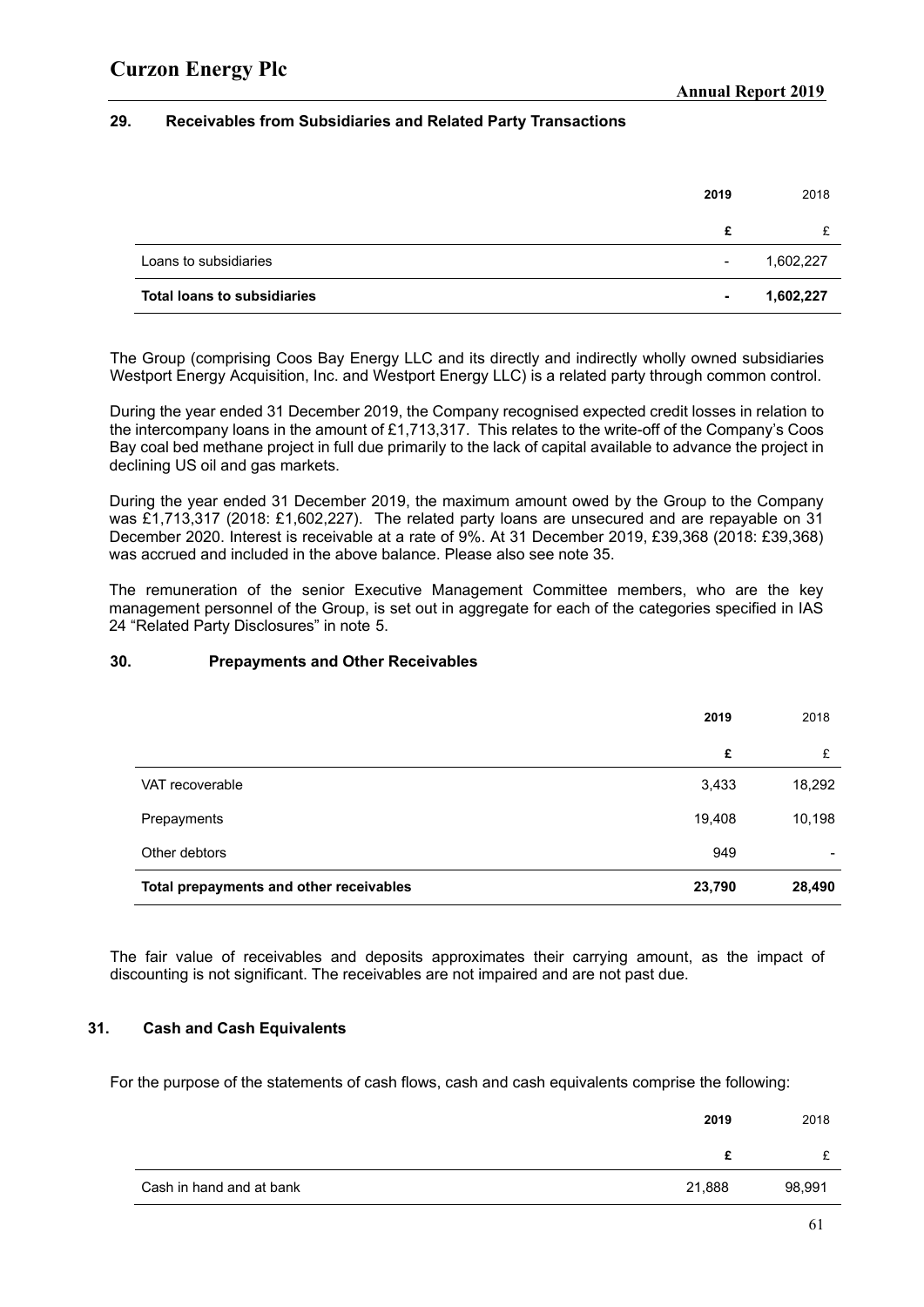## 29. Receivables from Subsidiaries and Related Party Transactions

| | 2019 | 2018 |
|---|---|---|
| | £ | £ |
| Loans to subsidiaries | - | 1,602,227 |
| **Total loans to subsidiaries** | **-** | **1,602,227** |

The Group (comprising Coos Bay Energy LLC and its directly and indirectly wholly owned subsidiaries Westport Energy Acquisition, Inc. and Westport Energy LLC) is a related party through common control.

During the year ended 31 December 2019, the Company recognised expected credit losses in relation to the intercompany loans in the amount of £1,713,317. This relates to the write-off of the Company's Coos Bay coal bed methane project in full due primarily to the lack of capital available to advance the project in declining US oil and gas markets.

During the year ended 31 December 2019, the maximum amount owed by the Group to the Company was £1,713,317 (2018: £1,602,227). The related party loans are unsecured and are repayable on 31 December 2020. Interest is receivable at a rate of 9%. At 31 December 2019, £39,368 (2018: £39,368) was accrued and included in the above balance. Please also see note 35.

The remuneration of the senior Executive Management Committee members, who are the key management personnel of the Group, is set out in aggregate for each of the categories specified in IAS 24 "Related Party Disclosures" in note 5.

## 30. Prepayments and Other Receivables

| | 2019 | 2018 |
|---|---|---|
| | £ | £ |
| VAT recoverable | 3,433 | 18,292 |
| Prepayments | 19,408 | 10,198 |
| Other debtors | 949 | - |
| **Total prepayments and other receivables** | **23,790** | **28,490** |

The fair value of receivables and deposits approximates their carrying amount, as the impact of discounting is not significant. The receivables are not impaired and are not past due.

## 31. Cash and Cash Equivalents

For the purpose of the statements of cash flows, cash and cash equivalents comprise the following:

| | 2019 | 2018 |
|---|---|---|
| | £ | £ |
| Cash in hand and at bank | 21,888 | 98,991 |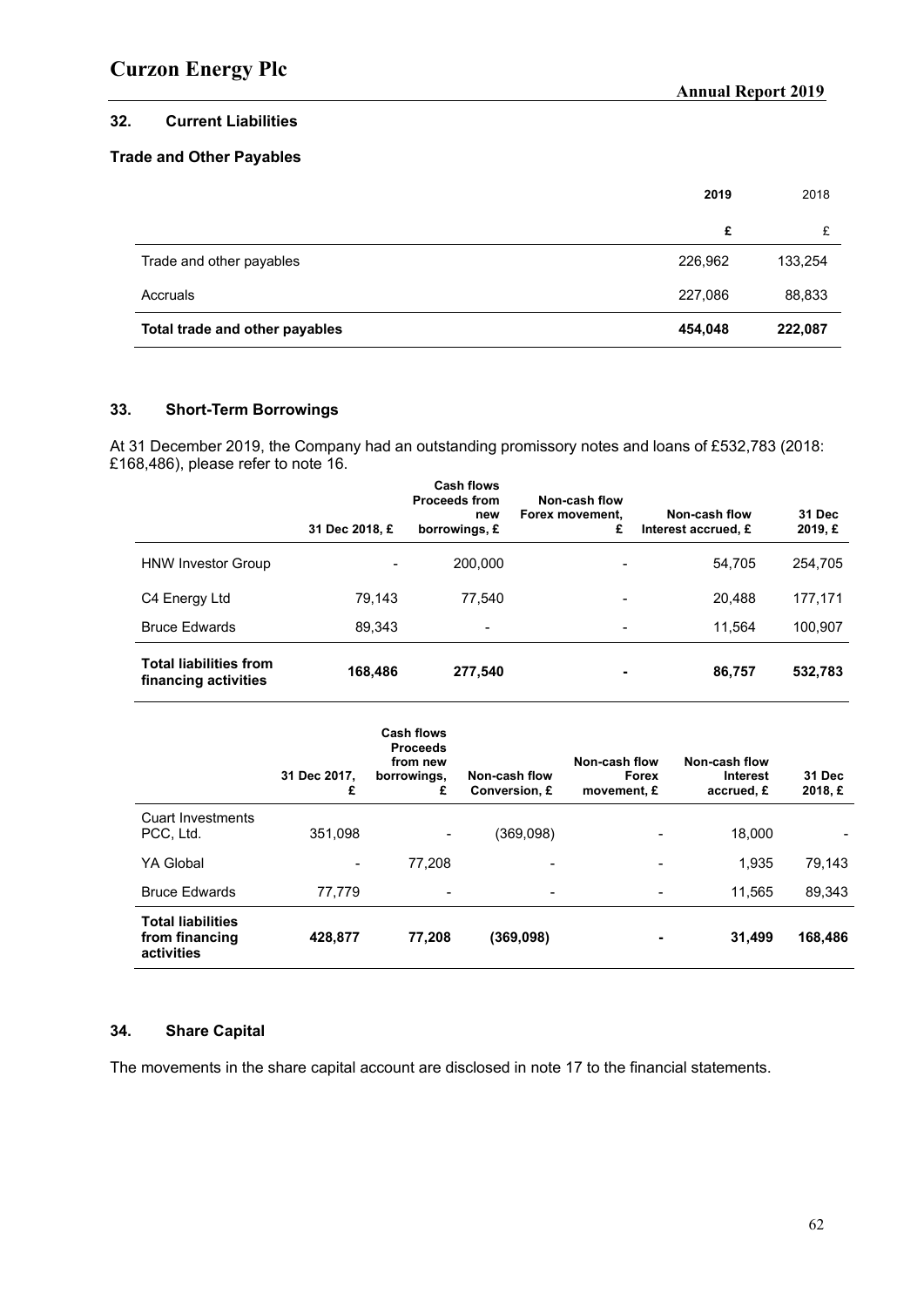## 32. Current Liabilities

### Trade and Other Payables

| | 2019 | 2018 |
|---|---|---|
| | £ | £ |
| Trade and other payables | 226,962 | 133,254 |
| Accruals | 227,086 | 88,833 |
| **Total trade and other payables** | **454,048** | **222,087** |

## 33. Short-Term Borrowings

At 31 December 2019, the Company had an outstanding promissory notes and loans of £532,783 (2018: £168,486), please refer to note 16.

| | 31 Dec 2018, £ | Cash flows Proceeds from new borrowings, £ | Non-cash flow Forex movement, £ | Non-cash flow Interest accrued, £ | 31 Dec 2019, £ |
|---|---|---|---|---|---|
| HNW Investor Group | - | 200,000 | - | 54,705 | 254,705 |
| C4 Energy Ltd | 79,143 | 77,540 | - | 20,488 | 177,171 |
| Bruce Edwards | 89,343 | - | - | 11,564 | 100,907 |
| **Total liabilities from financing activities** | **168,486** | **277,540** | **-** | **86,757** | **532,783** |

| | 31 Dec 2017, £ | Cash flows Proceeds from new borrowings, £ | Non-cash flow Conversion, £ | Non-cash flow Forex movement, £ | Non-cash flow Interest accrued, £ | 31 Dec 2018, £ |
|---|---|---|---|---|---|---|
| Cuart Investments PCC, Ltd. | 351,098 | - | (369,098) | - | 18,000 | - |
| YA Global | - | 77,208 | - | - | 1,935 | 79,143 |
| Bruce Edwards | 77,779 | - | - | - | 11,565 | 89,343 |
| **Total liabilities from financing activities** | **428,877** | **77,208** | **(369,098)** | **-** | **31,499** | **168,486** |

## 34. Share Capital

The movements in the share capital account are disclosed in note 17 to the financial statements.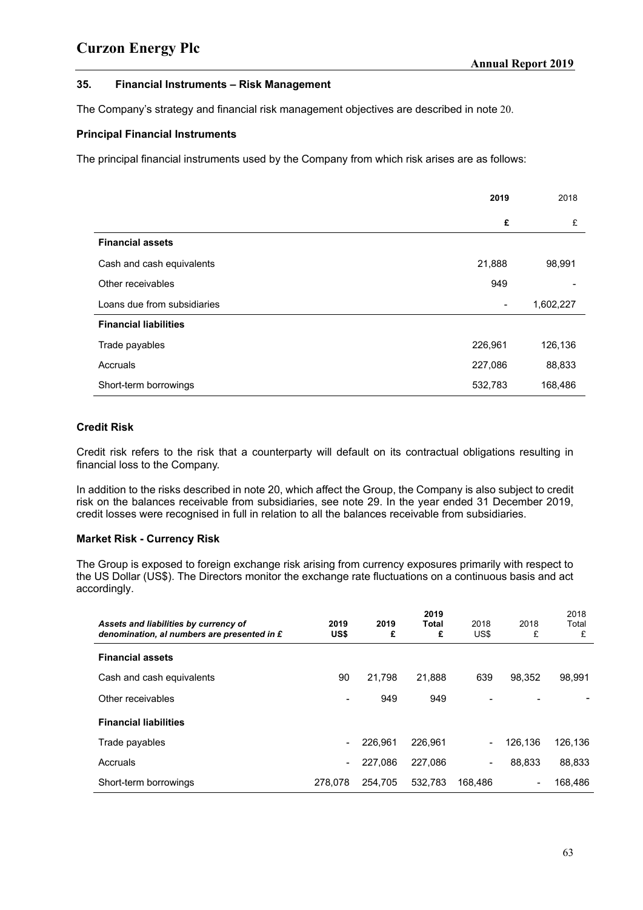## 35. Financial Instruments – Risk Management

The Company's strategy and financial risk management objectives are described in note 20.

### Principal Financial Instruments

The principal financial instruments used by the Company from which risk arises are as follows:

| | **2019** | 2018 |
|---|---|---|
| | **£** | £ |
| **Financial assets** | | |
| Cash and cash equivalents | 21,888 | 98,991 |
| Other receivables | 949 | - |
| Loans due from subsidiaries | - | 1,602,227 |
| **Financial liabilities** | | |
| Trade payables | 226,961 | 126,136 |
| Accruals | 227,086 | 88,833 |
| Short-term borrowings | 532,783 | 168,486 |

### Credit Risk

Credit risk refers to the risk that a counterparty will default on its contractual obligations resulting in financial loss to the Company.

In addition to the risks described in note 20, which affect the Group, the Company is also subject to credit risk on the balances receivable from subsidiaries, see note 29. In the year ended 31 December 2019, credit losses were recognised in full in relation to all the balances receivable from subsidiaries.

### Market Risk - Currency Risk

The Group is exposed to foreign exchange risk arising from currency exposures primarily with respect to the US Dollar (US$). The Directors monitor the exchange rate fluctuations on a continuous basis and act accordingly.

| *Assets and liabilities by currency of denomination, al numbers are presented in £* | **2019 US$** | **2019 £** | **2019 Total £** | 2018 US$ | 2018 £ | 2018 Total £ |
|---|---|---|---|---|---|---|
| **Financial assets** | | | | | | |
| Cash and cash equivalents | 90 | 21,798 | 21,888 | 639 | 98,352 | 98,991 |
| Other receivables | - | 949 | 949 | - | - | - |
| **Financial liabilities** | | | | | | |
| Trade payables | - | 226,961 | 226,961 | - | 126,136 | 126,136 |
| Accruals | - | 227,086 | 227,086 | - | 88,833 | 88,833 |
| Short-term borrowings | 278,078 | 254,705 | 532,783 | 168,486 | - | 168,486 |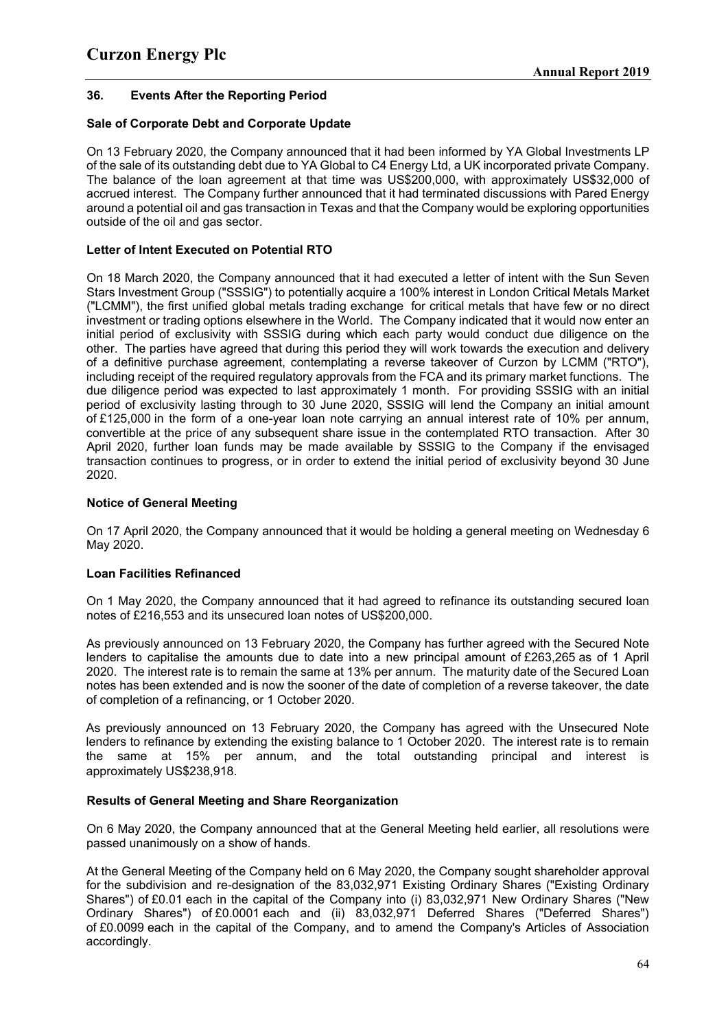## 36. Events After the Reporting Period

### Sale of Corporate Debt and Corporate Update

On 13 February 2020, the Company announced that it had been informed by YA Global Investments LP of the sale of its outstanding debt due to YA Global to C4 Energy Ltd, a UK incorporated private Company. The balance of the loan agreement at that time was US$200,000, with approximately US$32,000 of accrued interest. The Company further announced that it had terminated discussions with Pared Energy around a potential oil and gas transaction in Texas and that the Company would be exploring opportunities outside of the oil and gas sector.

### Letter of Intent Executed on Potential RTO

On 18 March 2020, the Company announced that it had executed a letter of intent with the Sun Seven Stars Investment Group ("SSSIG") to potentially acquire a 100% interest in London Critical Metals Market ("LCMM"), the first unified global metals trading exchange for critical metals that have few or no direct investment or trading options elsewhere in the World. The Company indicated that it would now enter an initial period of exclusivity with SSSIG during which each party would conduct due diligence on the other. The parties have agreed that during this period they will work towards the execution and delivery of a definitive purchase agreement, contemplating a reverse takeover of Curzon by LCMM ("RTO"), including receipt of the required regulatory approvals from the FCA and its primary market functions. The due diligence period was expected to last approximately 1 month. For providing SSSIG with an initial period of exclusivity lasting through to 30 June 2020, SSSIG will lend the Company an initial amount of £125,000 in the form of a one-year loan note carrying an annual interest rate of 10% per annum, convertible at the price of any subsequent share issue in the contemplated RTO transaction. After 30 April 2020, further loan funds may be made available by SSSIG to the Company if the envisaged transaction continues to progress, or in order to extend the initial period of exclusivity beyond 30 June 2020.

### Notice of General Meeting

On 17 April 2020, the Company announced that it would be holding a general meeting on Wednesday 6 May 2020.

### Loan Facilities Refinanced

On 1 May 2020, the Company announced that it had agreed to refinance its outstanding secured loan notes of £216,553 and its unsecured loan notes of US$200,000.

As previously announced on 13 February 2020, the Company has further agreed with the Secured Note lenders to capitalise the amounts due to date into a new principal amount of £263,265 as of 1 April 2020. The interest rate is to remain the same at 13% per annum. The maturity date of the Secured Loan notes has been extended and is now the sooner of the date of completion of a reverse takeover, the date of completion of a refinancing, or 1 October 2020.

As previously announced on 13 February 2020, the Company has agreed with the Unsecured Note lenders to refinance by extending the existing balance to 1 October 2020. The interest rate is to remain the same at 15% per annum, and the total outstanding principal and interest is approximately US$238,918.

### Results of General Meeting and Share Reorganization

On 6 May 2020, the Company announced that at the General Meeting held earlier, all resolutions were passed unanimously on a show of hands.

At the General Meeting of the Company held on 6 May 2020, the Company sought shareholder approval for the subdivision and re-designation of the 83,032,971 Existing Ordinary Shares ("Existing Ordinary Shares") of £0.01 each in the capital of the Company into (i) 83,032,971 New Ordinary Shares ("New Ordinary Shares") of £0.0001 each and (ii) 83,032,971 Deferred Shares ("Deferred Shares") of £0.0099 each in the capital of the Company, and to amend the Company's Articles of Association accordingly.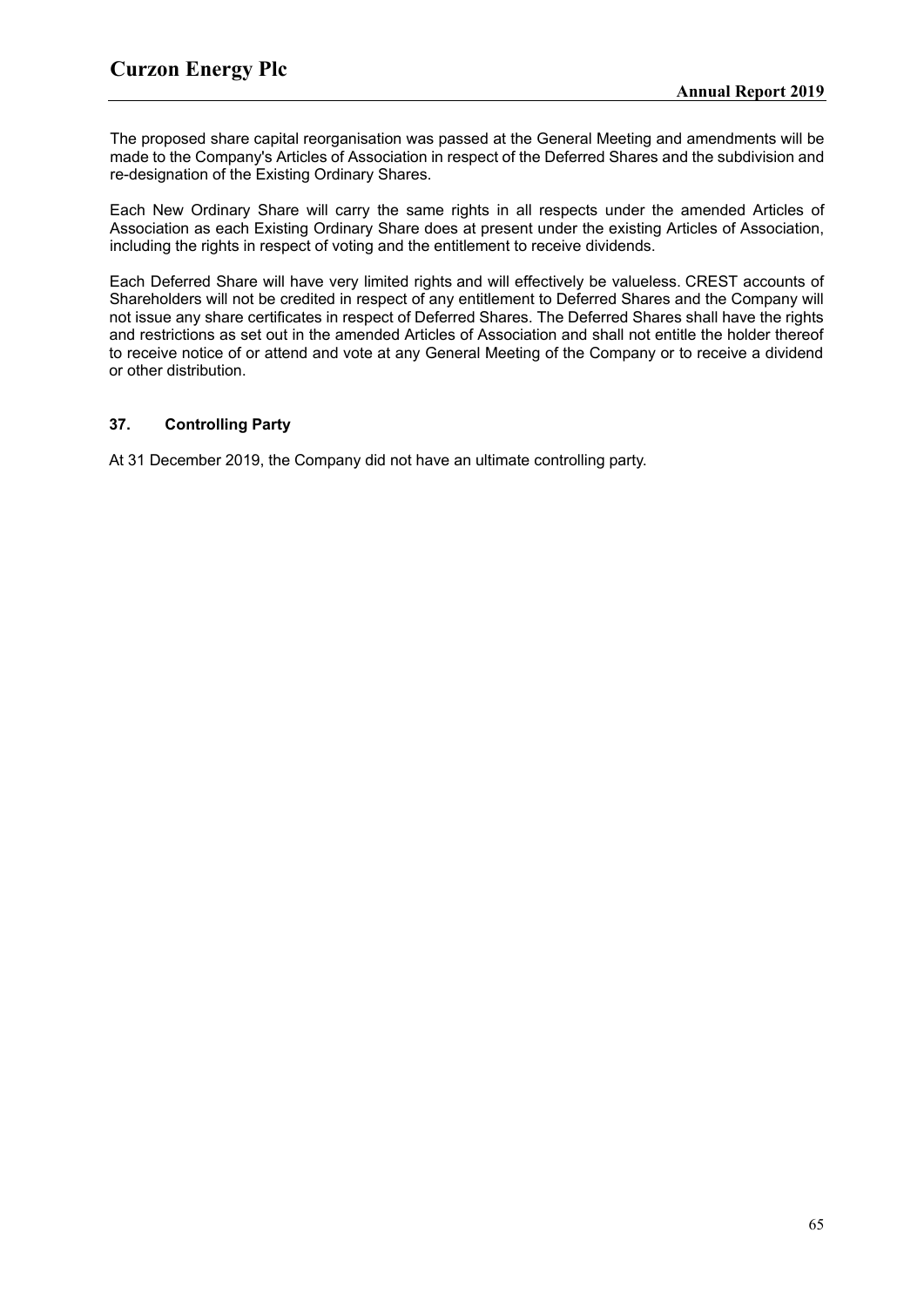The proposed share capital reorganisation was passed at the General Meeting and amendments will be made to the Company's Articles of Association in respect of the Deferred Shares and the subdivision and re-designation of the Existing Ordinary Shares.

Each New Ordinary Share will carry the same rights in all respects under the amended Articles of Association as each Existing Ordinary Share does at present under the existing Articles of Association, including the rights in respect of voting and the entitlement to receive dividends.

Each Deferred Share will have very limited rights and will effectively be valueless. CREST accounts of Shareholders will not be credited in respect of any entitlement to Deferred Shares and the Company will not issue any share certificates in respect of Deferred Shares. The Deferred Shares shall have the rights and restrictions as set out in the amended Articles of Association and shall not entitle the holder thereof to receive notice of or attend and vote at any General Meeting of the Company or to receive a dividend or other distribution.

## 37. Controlling Party

At 31 December 2019, the Company did not have an ultimate controlling party.